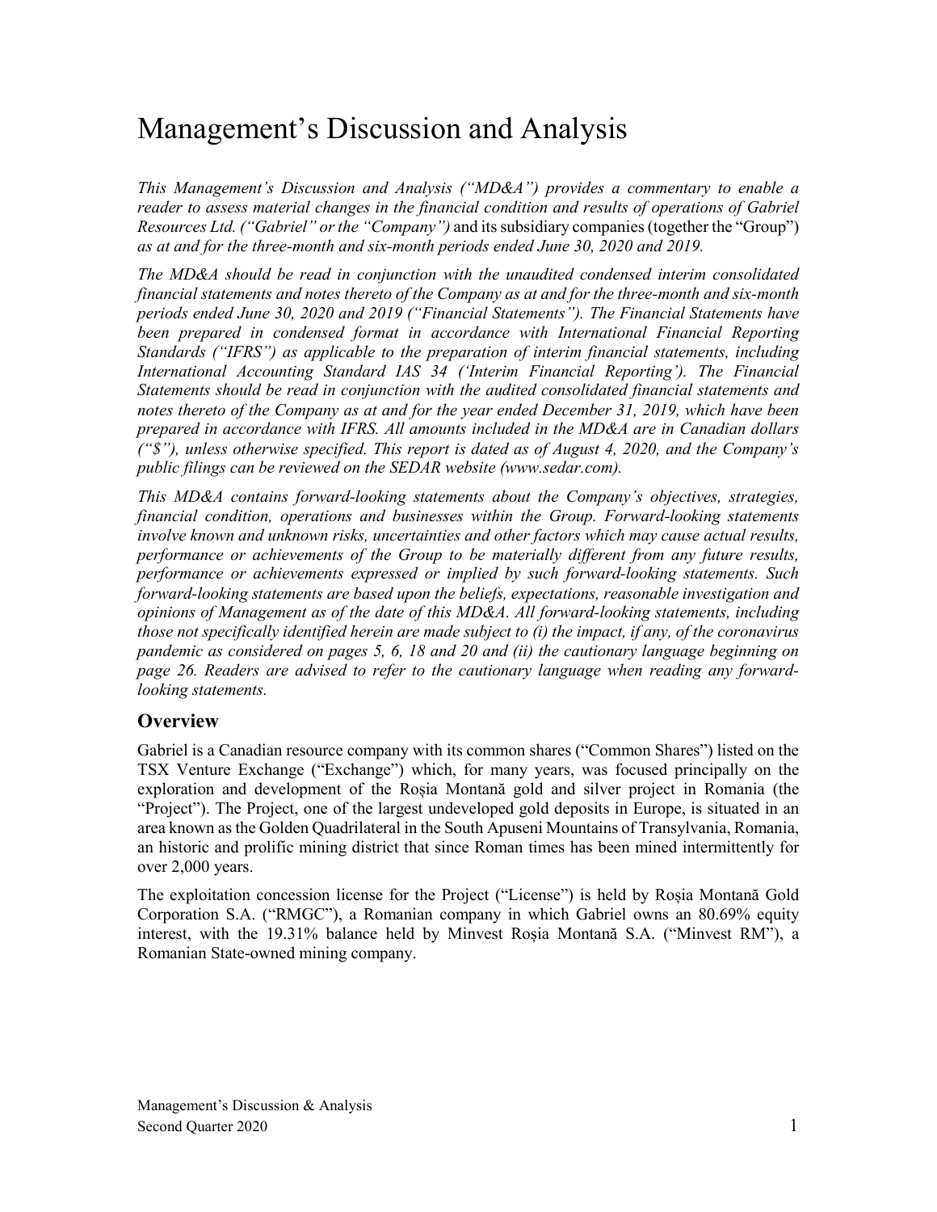# Management's Discussion and Analysis

*This Management's Discussion and Analysis ("MD&A") provides a commentary to enable a reader to assess material changes in the financial condition and results of operations of Gabriel Resources Ltd. ("Gabriel" or the "Company")* and its subsidiary companies (together the "Group") *as at and for the three-month and six-month periods ended June 30, 2020 and 2019.*

*The MD&A should be read in conjunction with the unaudited condensed interim consolidated financial statements and notes thereto of the Company as at and for the three-month and six-month periods ended June 30, 2020 and 2019 ("Financial Statements"). The Financial Statements have been prepared in condensed format in accordance with International Financial Reporting Standards ("IFRS") as applicable to the preparation of interim financial statements, including International Accounting Standard IAS 34 ('Interim Financial Reporting'). The Financial Statements should be read in conjunction with the audited consolidated financial statements and notes thereto of the Company as at and for the year ended December 31, 2019, which have been prepared in accordance with IFRS. All amounts included in the MD&A are in Canadian dollars ("$"), unless otherwise specified. This report is dated as of August 4, 2020, and the Company's public filings can be reviewed on the SEDAR website (www.sedar.com).*

*This MD&A contains forward-looking statements about the Company's objectives, strategies, financial condition, operations and businesses within the Group. Forward-looking statements involve known and unknown risks, uncertainties and other factors which may cause actual results, performance or achievements of the Group to be materially different from any future results, performance or achievements expressed or implied by such forward-looking statements. Such forward-looking statements are based upon the beliefs, expectations, reasonable investigation and opinions of Management as of the date of this MD&A. All forward-looking statements, including those not specifically identified herein are made subject to (i) the impact, if any, of the coronavirus pandemic as considered on pages 5, 6, 18 and 20 and (ii) the cautionary language beginning on page 26. Readers are advised to refer to the cautionary language when reading any forward-looking statements.*

## Overview

Gabriel is a Canadian resource company with its common shares ("Common Shares") listed on the TSX Venture Exchange ("Exchange") which, for many years, was focused principally on the exploration and development of the Roșia Montană gold and silver project in Romania (the "Project"). The Project, one of the largest undeveloped gold deposits in Europe, is situated in an area known as the Golden Quadrilateral in the South Apuseni Mountains of Transylvania, Romania, an historic and prolific mining district that since Roman times has been mined intermittently for over 2,000 years.

The exploitation concession license for the Project ("License") is held by Roșia Montană Gold Corporation S.A. ("RMGC"), a Romanian company in which Gabriel owns an 80.69% equity interest, with the 19.31% balance held by Minvest Roșia Montană S.A. ("Minvest RM"), a Romanian State-owned mining company.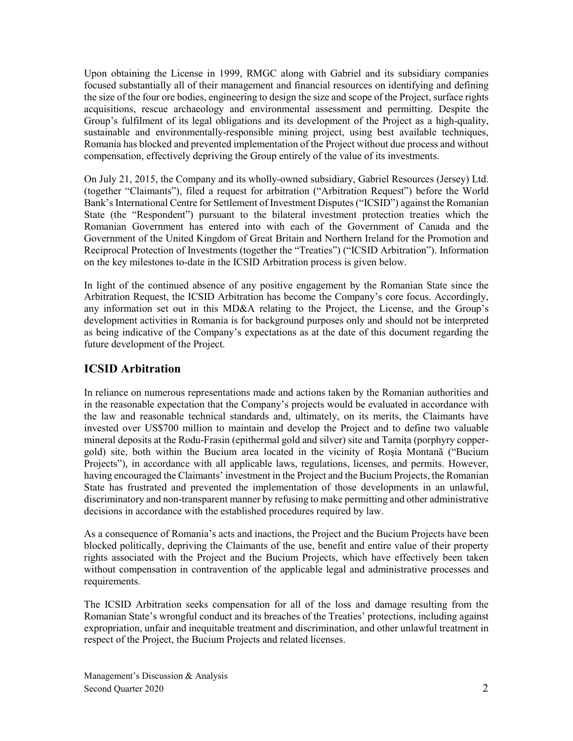Upon obtaining the License in 1999, RMGC along with Gabriel and its subsidiary companies focused substantially all of their management and financial resources on identifying and defining the size of the four ore bodies, engineering to design the size and scope of the Project, surface rights acquisitions, rescue archaeology and environmental assessment and permitting. Despite the Group's fulfilment of its legal obligations and its development of the Project as a high-quality, sustainable and environmentally-responsible mining project, using best available techniques, Romania has blocked and prevented implementation of the Project without due process and without compensation, effectively depriving the Group entirely of the value of its investments.

On July 21, 2015, the Company and its wholly-owned subsidiary, Gabriel Resources (Jersey) Ltd. (together "Claimants"), filed a request for arbitration ("Arbitration Request") before the World Bank's International Centre for Settlement of Investment Disputes ("ICSID") against the Romanian State (the "Respondent") pursuant to the bilateral investment protection treaties which the Romanian Government has entered into with each of the Government of Canada and the Government of the United Kingdom of Great Britain and Northern Ireland for the Promotion and Reciprocal Protection of Investments (together the "Treaties") ("ICSID Arbitration"). Information on the key milestones to-date in the ICSID Arbitration process is given below.

In light of the continued absence of any positive engagement by the Romanian State since the Arbitration Request, the ICSID Arbitration has become the Company's core focus. Accordingly, any information set out in this MD&A relating to the Project, the License, and the Group's development activities in Romania is for background purposes only and should not be interpreted as being indicative of the Company's expectations as at the date of this document regarding the future development of the Project.

## ICSID Arbitration

In reliance on numerous representations made and actions taken by the Romanian authorities and in the reasonable expectation that the Company's projects would be evaluated in accordance with the law and reasonable technical standards and, ultimately, on its merits, the Claimants have invested over US$700 million to maintain and develop the Project and to define two valuable mineral deposits at the Rodu-Frasin (epithermal gold and silver) site and Tarniţa (porphyry copper-gold) site, both within the Bucium area located in the vicinity of Roşia Montană ("Bucium Projects"), in accordance with all applicable laws, regulations, licenses, and permits. However, having encouraged the Claimants' investment in the Project and the Bucium Projects, the Romanian State has frustrated and prevented the implementation of those developments in an unlawful, discriminatory and non-transparent manner by refusing to make permitting and other administrative decisions in accordance with the established procedures required by law.

As a consequence of Romania's acts and inactions, the Project and the Bucium Projects have been blocked politically, depriving the Claimants of the use, benefit and entire value of their property rights associated with the Project and the Bucium Projects, which have effectively been taken without compensation in contravention of the applicable legal and administrative processes and requirements.

The ICSID Arbitration seeks compensation for all of the loss and damage resulting from the Romanian State's wrongful conduct and its breaches of the Treaties' protections, including against expropriation, unfair and inequitable treatment and discrimination, and other unlawful treatment in respect of the Project, the Bucium Projects and related licenses.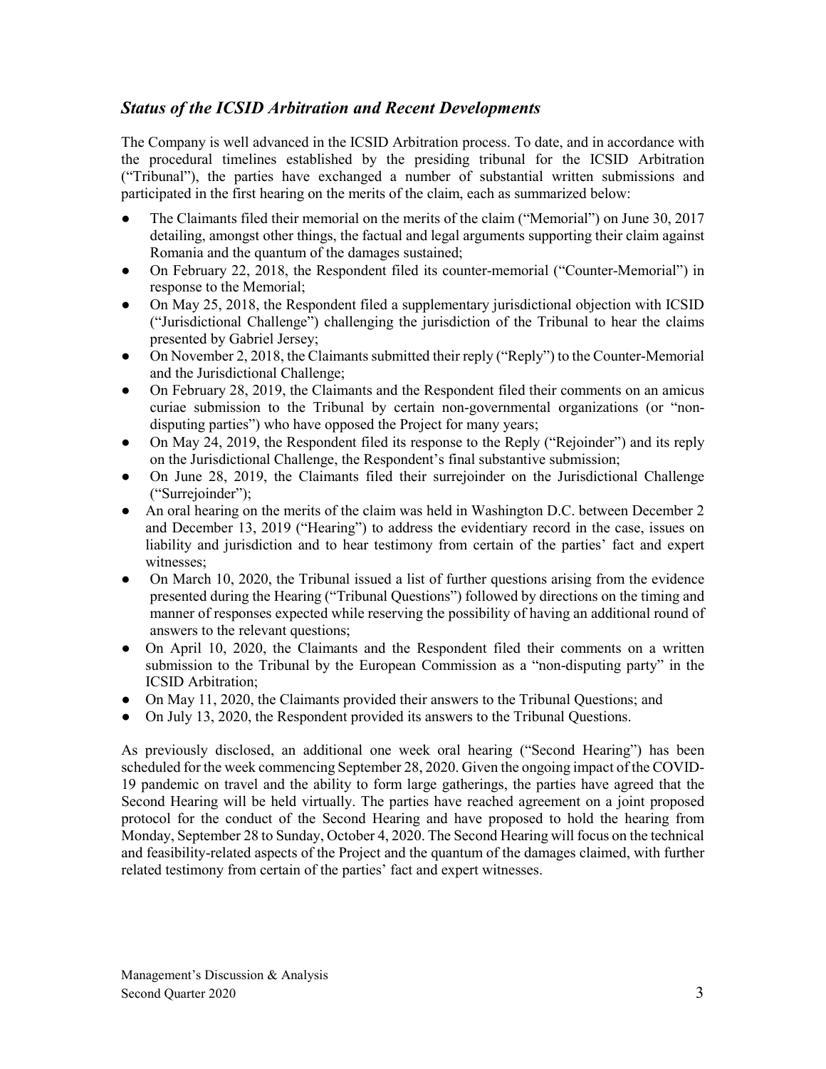## *Status of the ICSID Arbitration and Recent Developments*

The Company is well advanced in the ICSID Arbitration process. To date, and in accordance with the procedural timelines established by the presiding tribunal for the ICSID Arbitration ("Tribunal"), the parties have exchanged a number of substantial written submissions and participated in the first hearing on the merits of the claim, each as summarized below:

- The Claimants filed their memorial on the merits of the claim ("Memorial") on June 30, 2017 detailing, amongst other things, the factual and legal arguments supporting their claim against Romania and the quantum of the damages sustained;
- On February 22, 2018, the Respondent filed its counter-memorial ("Counter-Memorial") in response to the Memorial;
- On May 25, 2018, the Respondent filed a supplementary jurisdictional objection with ICSID ("Jurisdictional Challenge") challenging the jurisdiction of the Tribunal to hear the claims presented by Gabriel Jersey;
- On November 2, 2018, the Claimants submitted their reply ("Reply") to the Counter-Memorial and the Jurisdictional Challenge;
- On February 28, 2019, the Claimants and the Respondent filed their comments on an amicus curiae submission to the Tribunal by certain non-governmental organizations (or "non-disputing parties") who have opposed the Project for many years;
- On May 24, 2019, the Respondent filed its response to the Reply ("Rejoinder") and its reply on the Jurisdictional Challenge, the Respondent's final substantive submission;
- On June 28, 2019, the Claimants filed their surrejoinder on the Jurisdictional Challenge ("Surrejoinder");
- An oral hearing on the merits of the claim was held in Washington D.C. between December 2 and December 13, 2019 ("Hearing") to address the evidentiary record in the case, issues on liability and jurisdiction and to hear testimony from certain of the parties' fact and expert witnesses;
- On March 10, 2020, the Tribunal issued a list of further questions arising from the evidence presented during the Hearing ("Tribunal Questions") followed by directions on the timing and manner of responses expected while reserving the possibility of having an additional round of answers to the relevant questions;
- On April 10, 2020, the Claimants and the Respondent filed their comments on a written submission to the Tribunal by the European Commission as a "non-disputing party" in the ICSID Arbitration;
- On May 11, 2020, the Claimants provided their answers to the Tribunal Questions; and
- On July 13, 2020, the Respondent provided its answers to the Tribunal Questions.

As previously disclosed, an additional one week oral hearing ("Second Hearing") has been scheduled for the week commencing September 28, 2020. Given the ongoing impact of the COVID-19 pandemic on travel and the ability to form large gatherings, the parties have agreed that the Second Hearing will be held virtually. The parties have reached agreement on a joint proposed protocol for the conduct of the Second Hearing and have proposed to hold the hearing from Monday, September 28 to Sunday, October 4, 2020. The Second Hearing will focus on the technical and feasibility-related aspects of the Project and the quantum of the damages claimed, with further related testimony from certain of the parties' fact and expert witnesses.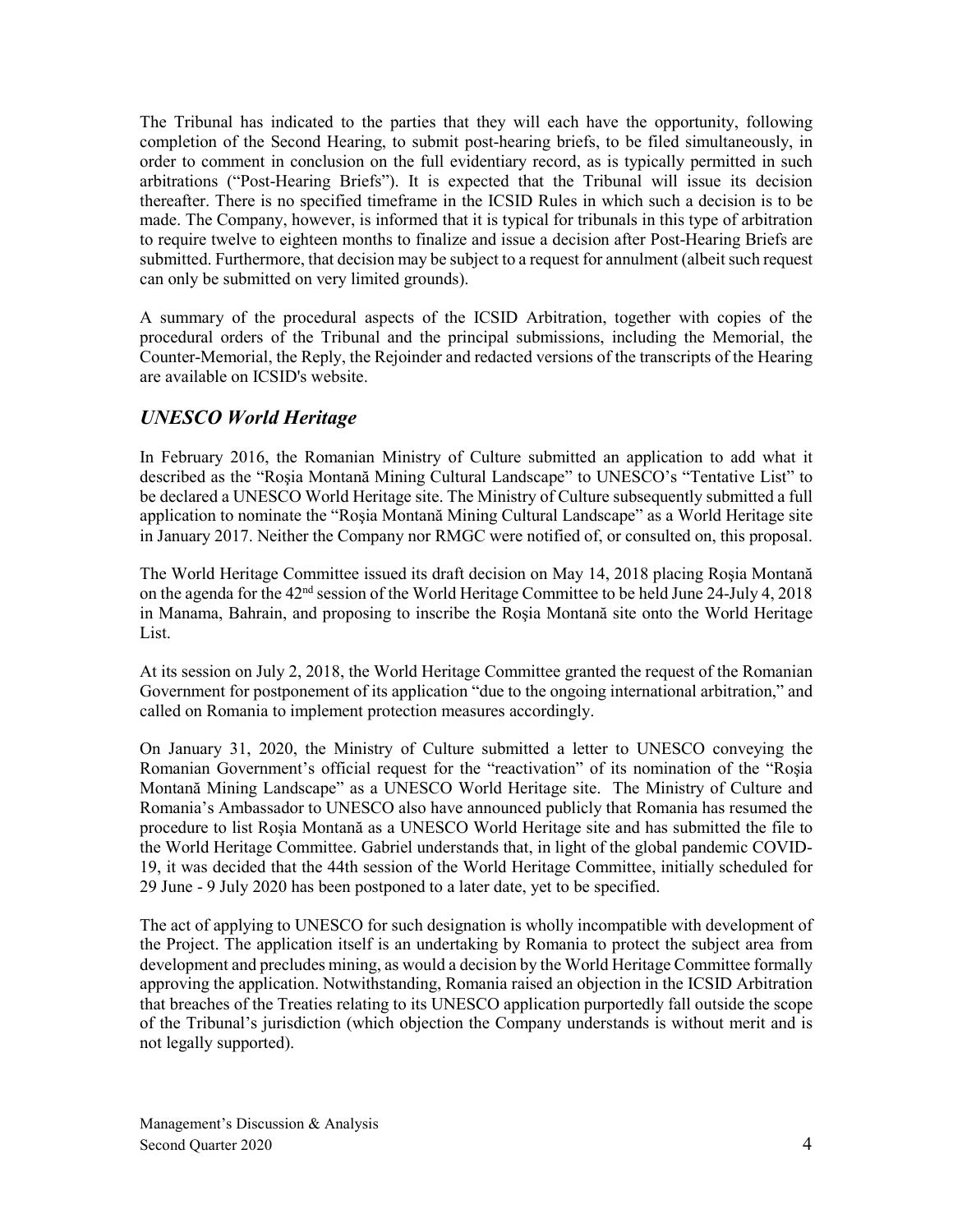The Tribunal has indicated to the parties that they will each have the opportunity, following completion of the Second Hearing, to submit post-hearing briefs, to be filed simultaneously, in order to comment in conclusion on the full evidentiary record, as is typically permitted in such arbitrations ("Post-Hearing Briefs"). It is expected that the Tribunal will issue its decision thereafter. There is no specified timeframe in the ICSID Rules in which such a decision is to be made. The Company, however, is informed that it is typical for tribunals in this type of arbitration to require twelve to eighteen months to finalize and issue a decision after Post-Hearing Briefs are submitted. Furthermore, that decision may be subject to a request for annulment (albeit such request can only be submitted on very limited grounds).

A summary of the procedural aspects of the ICSID Arbitration, together with copies of the procedural orders of the Tribunal and the principal submissions, including the Memorial, the Counter-Memorial, the Reply, the Rejoinder and redacted versions of the transcripts of the Hearing are available on ICSID's website.

## *UNESCO World Heritage*

In February 2016, the Romanian Ministry of Culture submitted an application to add what it described as the "Roșia Montană Mining Cultural Landscape" to UNESCO's "Tentative List" to be declared a UNESCO World Heritage site. The Ministry of Culture subsequently submitted a full application to nominate the "Roşia Montană Mining Cultural Landscape" as a World Heritage site in January 2017. Neither the Company nor RMGC were notified of, or consulted on, this proposal.

The World Heritage Committee issued its draft decision on May 14, 2018 placing Roşia Montană on the agenda for the 42nd session of the World Heritage Committee to be held June 24-July 4, 2018 in Manama, Bahrain, and proposing to inscribe the Roşia Montană site onto the World Heritage List.

At its session on July 2, 2018, the World Heritage Committee granted the request of the Romanian Government for postponement of its application "due to the ongoing international arbitration," and called on Romania to implement protection measures accordingly.

On January 31, 2020, the Ministry of Culture submitted a letter to UNESCO conveying the Romanian Government's official request for the "reactivation" of its nomination of the "Roşia Montană Mining Landscape" as a UNESCO World Heritage site. The Ministry of Culture and Romania's Ambassador to UNESCO also have announced publicly that Romania has resumed the procedure to list Roşia Montană as a UNESCO World Heritage site and has submitted the file to the World Heritage Committee. Gabriel understands that, in light of the global pandemic COVID-19, it was decided that the 44th session of the World Heritage Committee, initially scheduled for 29 June - 9 July 2020 has been postponed to a later date, yet to be specified.

The act of applying to UNESCO for such designation is wholly incompatible with development of the Project. The application itself is an undertaking by Romania to protect the subject area from development and precludes mining, as would a decision by the World Heritage Committee formally approving the application. Notwithstanding, Romania raised an objection in the ICSID Arbitration that breaches of the Treaties relating to its UNESCO application purportedly fall outside the scope of the Tribunal's jurisdiction (which objection the Company understands is without merit and is not legally supported).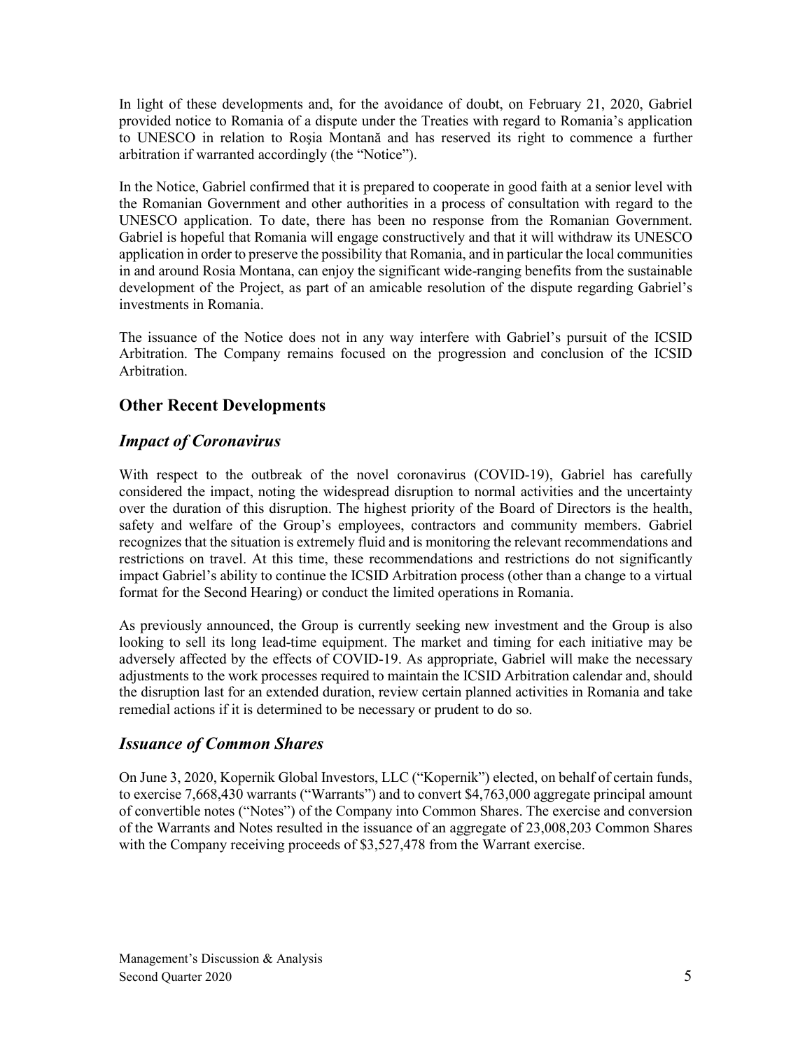In light of these developments and, for the avoidance of doubt, on February 21, 2020, Gabriel provided notice to Romania of a dispute under the Treaties with regard to Romania's application to UNESCO in relation to Roşia Montană and has reserved its right to commence a further arbitration if warranted accordingly (the "Notice").

In the Notice, Gabriel confirmed that it is prepared to cooperate in good faith at a senior level with the Romanian Government and other authorities in a process of consultation with regard to the UNESCO application. To date, there has been no response from the Romanian Government. Gabriel is hopeful that Romania will engage constructively and that it will withdraw its UNESCO application in order to preserve the possibility that Romania, and in particular the local communities in and around Rosia Montana, can enjoy the significant wide-ranging benefits from the sustainable development of the Project, as part of an amicable resolution of the dispute regarding Gabriel's investments in Romania.

The issuance of the Notice does not in any way interfere with Gabriel's pursuit of the ICSID Arbitration. The Company remains focused on the progression and conclusion of the ICSID Arbitration.

## Other Recent Developments

### *Impact of Coronavirus*

With respect to the outbreak of the novel coronavirus (COVID-19), Gabriel has carefully considered the impact, noting the widespread disruption to normal activities and the uncertainty over the duration of this disruption. The highest priority of the Board of Directors is the health, safety and welfare of the Group's employees, contractors and community members. Gabriel recognizes that the situation is extremely fluid and is monitoring the relevant recommendations and restrictions on travel. At this time, these recommendations and restrictions do not significantly impact Gabriel's ability to continue the ICSID Arbitration process (other than a change to a virtual format for the Second Hearing) or conduct the limited operations in Romania.

As previously announced, the Group is currently seeking new investment and the Group is also looking to sell its long lead-time equipment. The market and timing for each initiative may be adversely affected by the effects of COVID-19. As appropriate, Gabriel will make the necessary adjustments to the work processes required to maintain the ICSID Arbitration calendar and, should the disruption last for an extended duration, review certain planned activities in Romania and take remedial actions if it is determined to be necessary or prudent to do so.

### *Issuance of Common Shares*

On June 3, 2020, Kopernik Global Investors, LLC ("Kopernik") elected, on behalf of certain funds, to exercise 7,668,430 warrants ("Warrants") and to convert $4,763,000 aggregate principal amount of convertible notes ("Notes") of the Company into Common Shares. The exercise and conversion of the Warrants and Notes resulted in the issuance of an aggregate of 23,008,203 Common Shares with the Company receiving proceeds of $3,527,478 from the Warrant exercise.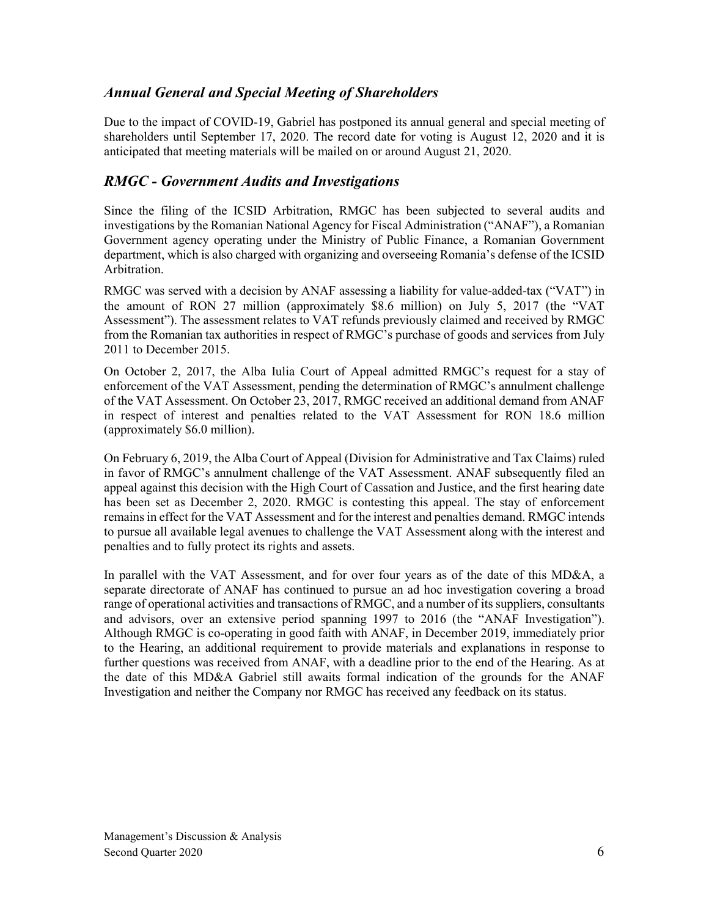## *Annual General and Special Meeting of Shareholders*

Due to the impact of COVID-19, Gabriel has postponed its annual general and special meeting of shareholders until September 17, 2020. The record date for voting is August 12, 2020 and it is anticipated that meeting materials will be mailed on or around August 21, 2020.

## *RMGC - Government Audits and Investigations*

Since the filing of the ICSID Arbitration, RMGC has been subjected to several audits and investigations by the Romanian National Agency for Fiscal Administration ("ANAF"), a Romanian Government agency operating under the Ministry of Public Finance, a Romanian Government department, which is also charged with organizing and overseeing Romania's defense of the ICSID Arbitration.

RMGC was served with a decision by ANAF assessing a liability for value-added-tax ("VAT") in the amount of RON 27 million (approximately \$8.6 million) on July 5, 2017 (the "VAT Assessment"). The assessment relates to VAT refunds previously claimed and received by RMGC from the Romanian tax authorities in respect of RMGC's purchase of goods and services from July 2011 to December 2015.

On October 2, 2017, the Alba Iulia Court of Appeal admitted RMGC's request for a stay of enforcement of the VAT Assessment, pending the determination of RMGC's annulment challenge of the VAT Assessment. On October 23, 2017, RMGC received an additional demand from ANAF in respect of interest and penalties related to the VAT Assessment for RON 18.6 million (approximately \$6.0 million).

On February 6, 2019, the Alba Court of Appeal (Division for Administrative and Tax Claims) ruled in favor of RMGC's annulment challenge of the VAT Assessment. ANAF subsequently filed an appeal against this decision with the High Court of Cassation and Justice, and the first hearing date has been set as December 2, 2020. RMGC is contesting this appeal. The stay of enforcement remains in effect for the VAT Assessment and for the interest and penalties demand. RMGC intends to pursue all available legal avenues to challenge the VAT Assessment along with the interest and penalties and to fully protect its rights and assets.

In parallel with the VAT Assessment, and for over four years as of the date of this MD&A, a separate directorate of ANAF has continued to pursue an ad hoc investigation covering a broad range of operational activities and transactions of RMGC, and a number of its suppliers, consultants and advisors, over an extensive period spanning 1997 to 2016 (the "ANAF Investigation"). Although RMGC is co-operating in good faith with ANAF, in December 2019, immediately prior to the Hearing, an additional requirement to provide materials and explanations in response to further questions was received from ANAF, with a deadline prior to the end of the Hearing. As at the date of this MD&A Gabriel still awaits formal indication of the grounds for the ANAF Investigation and neither the Company nor RMGC has received any feedback on its status.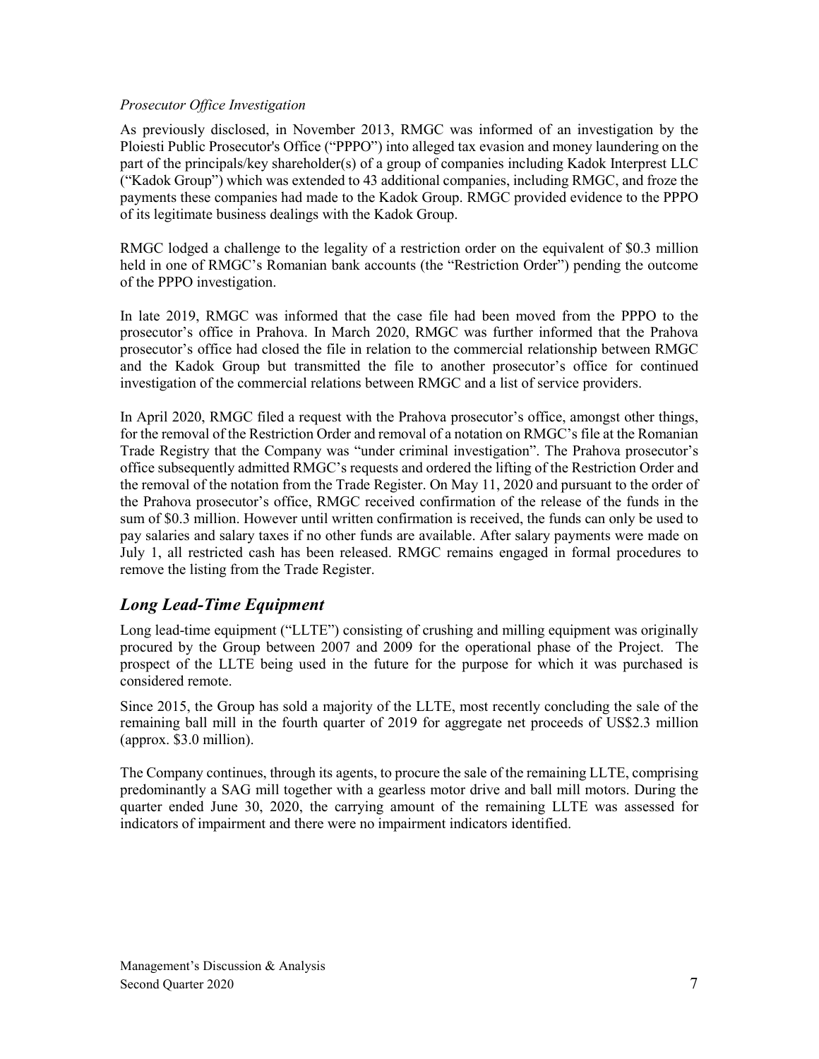*Prosecutor Office Investigation*

As previously disclosed, in November 2013, RMGC was informed of an investigation by the Ploiesti Public Prosecutor's Office ("PPPO") into alleged tax evasion and money laundering on the part of the principals/key shareholder(s) of a group of companies including Kadok Interprest LLC ("Kadok Group") which was extended to 43 additional companies, including RMGC, and froze the payments these companies had made to the Kadok Group. RMGC provided evidence to the PPPO of its legitimate business dealings with the Kadok Group.

RMGC lodged a challenge to the legality of a restriction order on the equivalent of \$0.3 million held in one of RMGC's Romanian bank accounts (the "Restriction Order") pending the outcome of the PPPO investigation.

In late 2019, RMGC was informed that the case file had been moved from the PPPO to the prosecutor's office in Prahova. In March 2020, RMGC was further informed that the Prahova prosecutor's office had closed the file in relation to the commercial relationship between RMGC and the Kadok Group but transmitted the file to another prosecutor's office for continued investigation of the commercial relations between RMGC and a list of service providers.

In April 2020, RMGC filed a request with the Prahova prosecutor's office, amongst other things, for the removal of the Restriction Order and removal of a notation on RMGC's file at the Romanian Trade Registry that the Company was "under criminal investigation". The Prahova prosecutor's office subsequently admitted RMGC's requests and ordered the lifting of the Restriction Order and the removal of the notation from the Trade Register. On May 11, 2020 and pursuant to the order of the Prahova prosecutor's office, RMGC received confirmation of the release of the funds in the sum of \$0.3 million. However until written confirmation is received, the funds can only be used to pay salaries and salary taxes if no other funds are available. After salary payments were made on July 1, all restricted cash has been released. RMGC remains engaged in formal procedures to remove the listing from the Trade Register.

## *Long Lead-Time Equipment*

Long lead-time equipment ("LLTE") consisting of crushing and milling equipment was originally procured by the Group between 2007 and 2009 for the operational phase of the Project. The prospect of the LLTE being used in the future for the purpose for which it was purchased is considered remote.

Since 2015, the Group has sold a majority of the LLTE, most recently concluding the sale of the remaining ball mill in the fourth quarter of 2019 for aggregate net proceeds of US\$2.3 million (approx. \$3.0 million).

The Company continues, through its agents, to procure the sale of the remaining LLTE, comprising predominantly a SAG mill together with a gearless motor drive and ball mill motors. During the quarter ended June 30, 2020, the carrying amount of the remaining LLTE was assessed for indicators of impairment and there were no impairment indicators identified.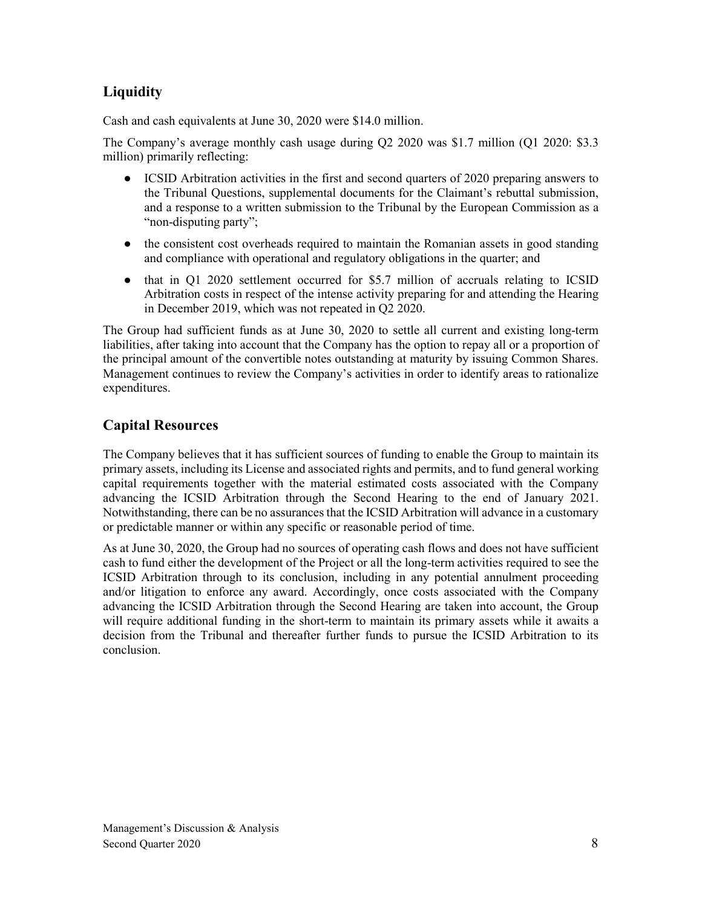## Liquidity

Cash and cash equivalents at June 30, 2020 were $14.0 million.

The Company's average monthly cash usage during Q2 2020 was $1.7 million (Q1 2020: $3.3 million) primarily reflecting:

- ICSID Arbitration activities in the first and second quarters of 2020 preparing answers to the Tribunal Questions, supplemental documents for the Claimant's rebuttal submission, and a response to a written submission to the Tribunal by the European Commission as a "non-disputing party";
- the consistent cost overheads required to maintain the Romanian assets in good standing and compliance with operational and regulatory obligations in the quarter; and
- that in Q1 2020 settlement occurred for $5.7 million of accruals relating to ICSID Arbitration costs in respect of the intense activity preparing for and attending the Hearing in December 2019, which was not repeated in Q2 2020.

The Group had sufficient funds as at June 30, 2020 to settle all current and existing long-term liabilities, after taking into account that the Company has the option to repay all or a proportion of the principal amount of the convertible notes outstanding at maturity by issuing Common Shares. Management continues to review the Company's activities in order to identify areas to rationalize expenditures.

## Capital Resources

The Company believes that it has sufficient sources of funding to enable the Group to maintain its primary assets, including its License and associated rights and permits, and to fund general working capital requirements together with the material estimated costs associated with the Company advancing the ICSID Arbitration through the Second Hearing to the end of January 2021. Notwithstanding, there can be no assurances that the ICSID Arbitration will advance in a customary or predictable manner or within any specific or reasonable period of time.

As at June 30, 2020, the Group had no sources of operating cash flows and does not have sufficient cash to fund either the development of the Project or all the long-term activities required to see the ICSID Arbitration through to its conclusion, including in any potential annulment proceeding and/or litigation to enforce any award. Accordingly, once costs associated with the Company advancing the ICSID Arbitration through the Second Hearing are taken into account, the Group will require additional funding in the short-term to maintain its primary assets while it awaits a decision from the Tribunal and thereafter further funds to pursue the ICSID Arbitration to its conclusion.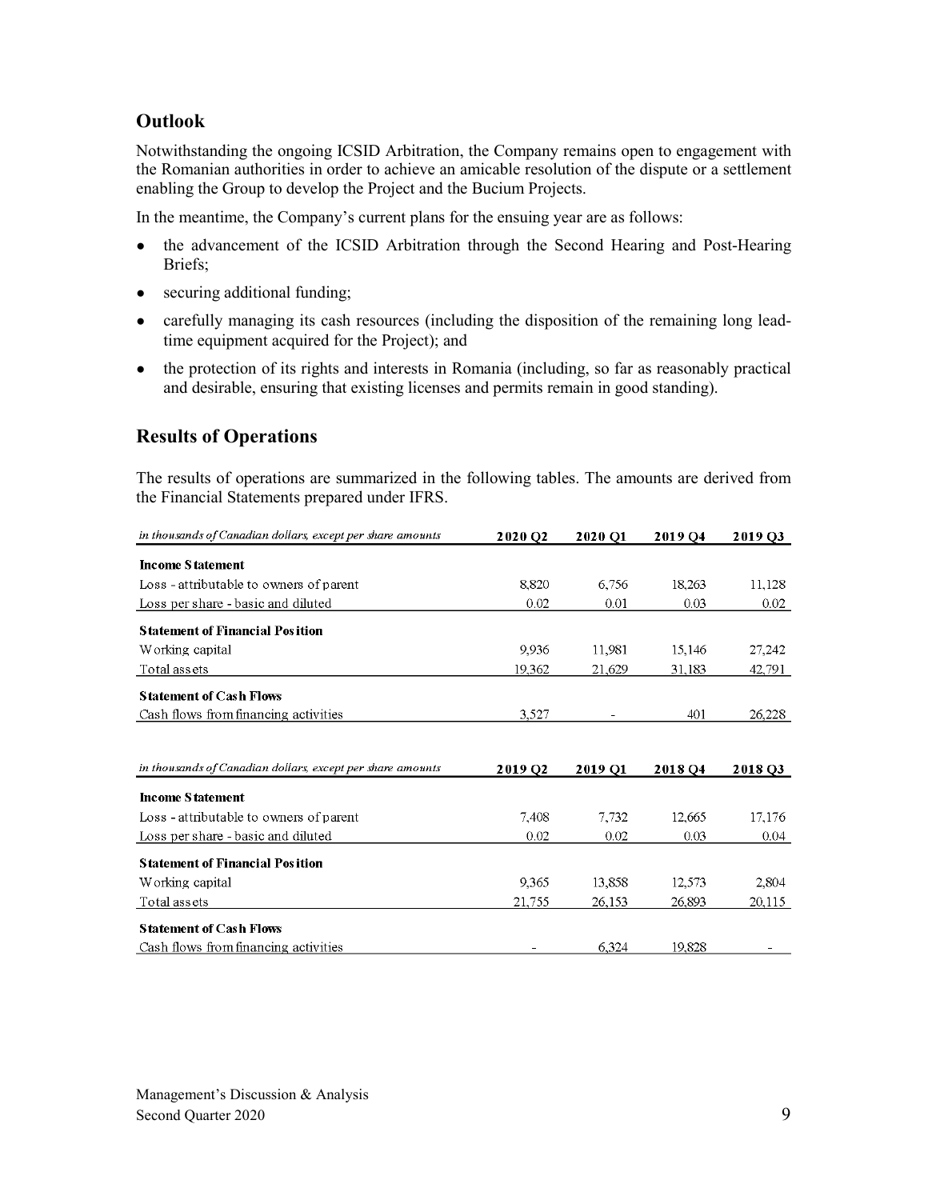## Outlook

Notwithstanding the ongoing ICSID Arbitration, the Company remains open to engagement with the Romanian authorities in order to achieve an amicable resolution of the dispute or a settlement enabling the Group to develop the Project and the Bucium Projects.

In the meantime, the Company's current plans for the ensuing year are as follows:

- the advancement of the ICSID Arbitration through the Second Hearing and Post-Hearing Briefs;
- securing additional funding;
- carefully managing its cash resources (including the disposition of the remaining long lead-time equipment acquired for the Project); and
- the protection of its rights and interests in Romania (including, so far as reasonably practical and desirable, ensuring that existing licenses and permits remain in good standing).

## Results of Operations

The results of operations are summarized in the following tables. The amounts are derived from the Financial Statements prepared under IFRS.

| *in thousands of Canadian dollars, except per share amounts* | 2020 Q2 | 2020 Q1 | 2019 Q4 | 2019 Q3 |
|---|---|---|---|---|
| **Income Statement** | | | | |
| Loss - attributable to owners of parent | 8,820 | 6,756 | 18,263 | 11,128 |
| Loss per share - basic and diluted | 0.02 | 0.01 | 0.03 | 0.02 |
| **Statement of Financial Position** | | | | |
| Working capital | 9,936 | 11,981 | 15,146 | 27,242 |
| Total assets | 19,362 | 21,629 | 31,183 | 42,791 |
| **Statement of Cash Flows** | | | | |
| Cash flows from financing activities | 3,527 | - | 401 | 26,228 |

| *in thousands of Canadian dollars, except per share amounts* | 2019 Q2 | 2019 Q1 | 2018 Q4 | 2018 Q3 |
|---|---|---|---|---|
| **Income Statement** | | | | |
| Loss - attributable to owners of parent | 7,408 | 7,732 | 12,665 | 17,176 |
| Loss per share - basic and diluted | 0.02 | 0.02 | 0.03 | 0.04 |
| **Statement of Financial Position** | | | | |
| Working capital | 9,365 | 13,858 | 12,573 | 2,804 |
| Total assets | 21,755 | 26,153 | 26,893 | 20,115 |
| **Statement of Cash Flows** | | | | |
| Cash flows from financing activities | - | 6,324 | 19,828 | - |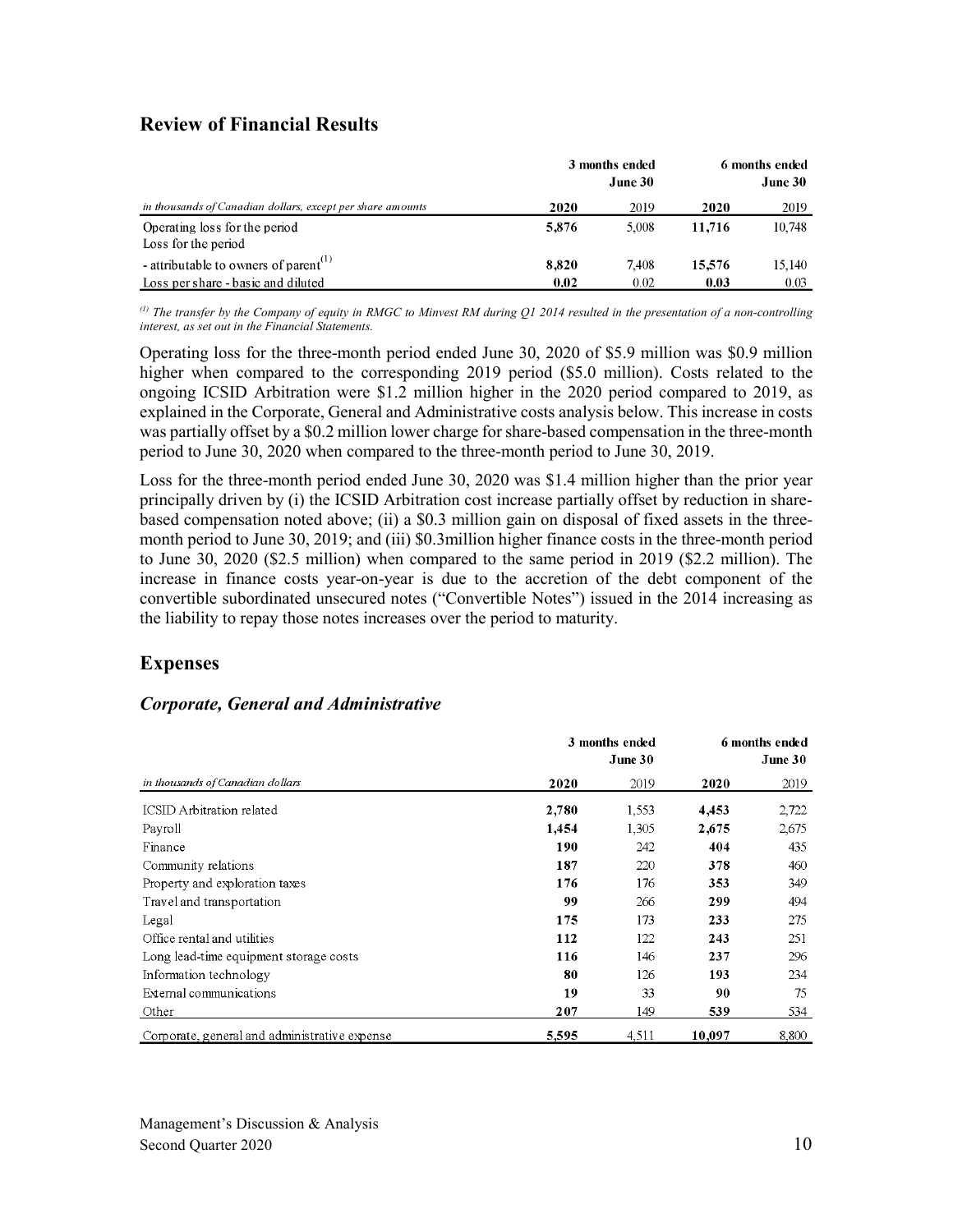## Review of Financial Results

| *in thousands of Canadian dollars, except per share amounts* | 3 months ended June 30 | | 6 months ended June 30 | |
|---|---|---|---|---|
| | **2020** | 2019 | **2020** | 2019 |
| Operating loss for the period | **5,876** | 5,008 | **11,716** | 10,748 |
| Loss for the period | | | | |
| - attributable to owners of parent[(1)] | **8,820** | 7,408 | **15,576** | 15,140 |
| Loss per share - basic and diluted | **0.02** | 0.02 | **0.03** | 0.03 |

*[(1)] The transfer by the Company of equity in RMGC to Minvest RM during Q1 2014 resulted in the presentation of a non-controlling interest, as set out in the Financial Statements.*

Operating loss for the three-month period ended June 30, 2020 of $5.9 million was $0.9 million higher when compared to the corresponding 2019 period ($5.0 million). Costs related to the ongoing ICSID Arbitration were $1.2 million higher in the 2020 period compared to 2019, as explained in the Corporate, General and Administrative costs analysis below. This increase in costs was partially offset by a $0.2 million lower charge for share-based compensation in the three-month period to June 30, 2020 when compared to the three-month period to June 30, 2019.

Loss for the three-month period ended June 30, 2020 was $1.4 million higher than the prior year principally driven by (i) the ICSID Arbitration cost increase partially offset by reduction in share-based compensation noted above; (ii) a $0.3 million gain on disposal of fixed assets in the three-month period to June 30, 2019; and (iii) $0.3million higher finance costs in the three-month period to June 30, 2020 ($2.5 million) when compared to the same period in 2019 ($2.2 million). The increase in finance costs year-on-year is due to the accretion of the debt component of the convertible subordinated unsecured notes ("Convertible Notes") issued in the 2014 increasing as the liability to repay those notes increases over the period to maturity.

## Expenses

### *Corporate, General and Administrative*

| *in thousands of Canadian dollars* | 3 months ended June 30 | | 6 months ended June 30 | |
|---|---|---|---|---|
| | **2020** | 2019 | **2020** | 2019 |
| ICSID Arbitration related | **2,780** | 1,553 | **4,453** | 2,722 |
| Payroll | **1,454** | 1,305 | **2,675** | 2,675 |
| Finance | **190** | 242 | **404** | 435 |
| Community relations | **187** | 220 | **378** | 460 |
| Property and exploration taxes | **176** | 176 | **353** | 349 |
| Travel and transportation | **99** | 266 | **299** | 494 |
| Legal | **175** | 173 | **233** | 275 |
| Office rental and utilities | **112** | 122 | **243** | 251 |
| Long lead-time equipment storage costs | **116** | 146 | **237** | 296 |
| Information technology | **80** | 126 | **193** | 234 |
| External communications | **19** | 33 | **90** | 75 |
| Other | **207** | 149 | **539** | 534 |
| Corporate, general and administrative expense | **5,595** | 4,511 | **10,097** | 8,800 |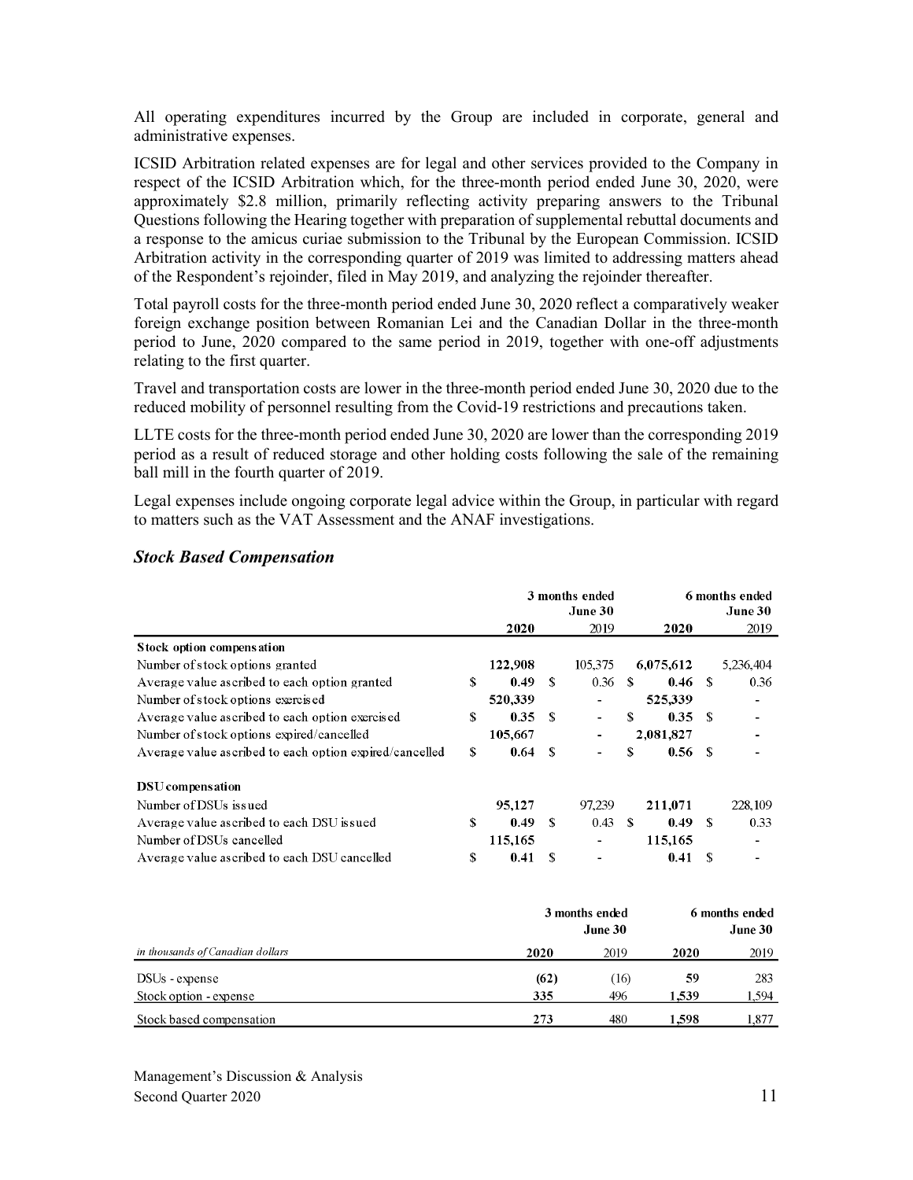All operating expenditures incurred by the Group are included in corporate, general and administrative expenses.

ICSID Arbitration related expenses are for legal and other services provided to the Company in respect of the ICSID Arbitration which, for the three-month period ended June 30, 2020, were approximately $2.8 million, primarily reflecting activity preparing answers to the Tribunal Questions following the Hearing together with preparation of supplemental rebuttal documents and a response to the amicus curiae submission to the Tribunal by the European Commission. ICSID Arbitration activity in the corresponding quarter of 2019 was limited to addressing matters ahead of the Respondent's rejoinder, filed in May 2019, and analyzing the rejoinder thereafter.

Total payroll costs for the three-month period ended June 30, 2020 reflect a comparatively weaker foreign exchange position between Romanian Lei and the Canadian Dollar in the three-month period to June, 2020 compared to the same period in 2019, together with one-off adjustments relating to the first quarter.

Travel and transportation costs are lower in the three-month period ended June 30, 2020 due to the reduced mobility of personnel resulting from the Covid-19 restrictions and precautions taken.

LLTE costs for the three-month period ended June 30, 2020 are lower than the corresponding 2019 period as a result of reduced storage and other holding costs following the sale of the remaining ball mill in the fourth quarter of 2019.

Legal expenses include ongoing corporate legal advice within the Group, in particular with regard to matters such as the VAT Assessment and the ANAF investigations.

### *Stock Based Compensation*

| | 3 months ended June 30 | | 6 months ended June 30 | |
|---|---|---|---|---|
| | **2020** | 2019 | **2020** | 2019 |
| **Stock option compensation** | | | | |
| Number of stock options granted | **122,908** | 105,375 | **6,075,612** | 5,236,404 |
| Average value ascribed to each option granted | **$ 0.49** | $ 0.36 | **$ 0.46** | $ 0.36 |
| Number of stock options exercised | **520,339** | - | **525,339** | - |
| Average value ascribed to each option exercised | **$ 0.35** | $ - | **$ 0.35** | $ - |
| Number of stock options expired/cancelled | **105,667** | - | **2,081,827** | - |
| Average value ascribed to each option expired/cancelled | **$ 0.64** | $ - | **$ 0.56** | $ - |
| **DSU compensation** | | | | |
| Number of DSUs issued | **95,127** | 97,239 | **211,071** | 228,109 |
| Average value ascribed to each DSU issued | **$ 0.49** | $ 0.43 | **$ 0.49** | $ 0.33 |
| Number of DSUs cancelled | **115,165** | - | **115,165** | - |
| Average value ascribed to each DSU cancelled | **$ 0.41** | $ - | **0.41** | $ - |

| | 3 months ended June 30 | | 6 months ended June 30 | |
|---|---|---|---|---|
| *in thousands of Canadian dollars* | **2020** | 2019 | **2020** | 2019 |
| DSUs - expense | **(62)** | (16) | **59** | 283 |
| Stock option - expense | **335** | 496 | **1,539** | 1,594 |
| Stock based compensation | **273** | 480 | **1,598** | 1,877 |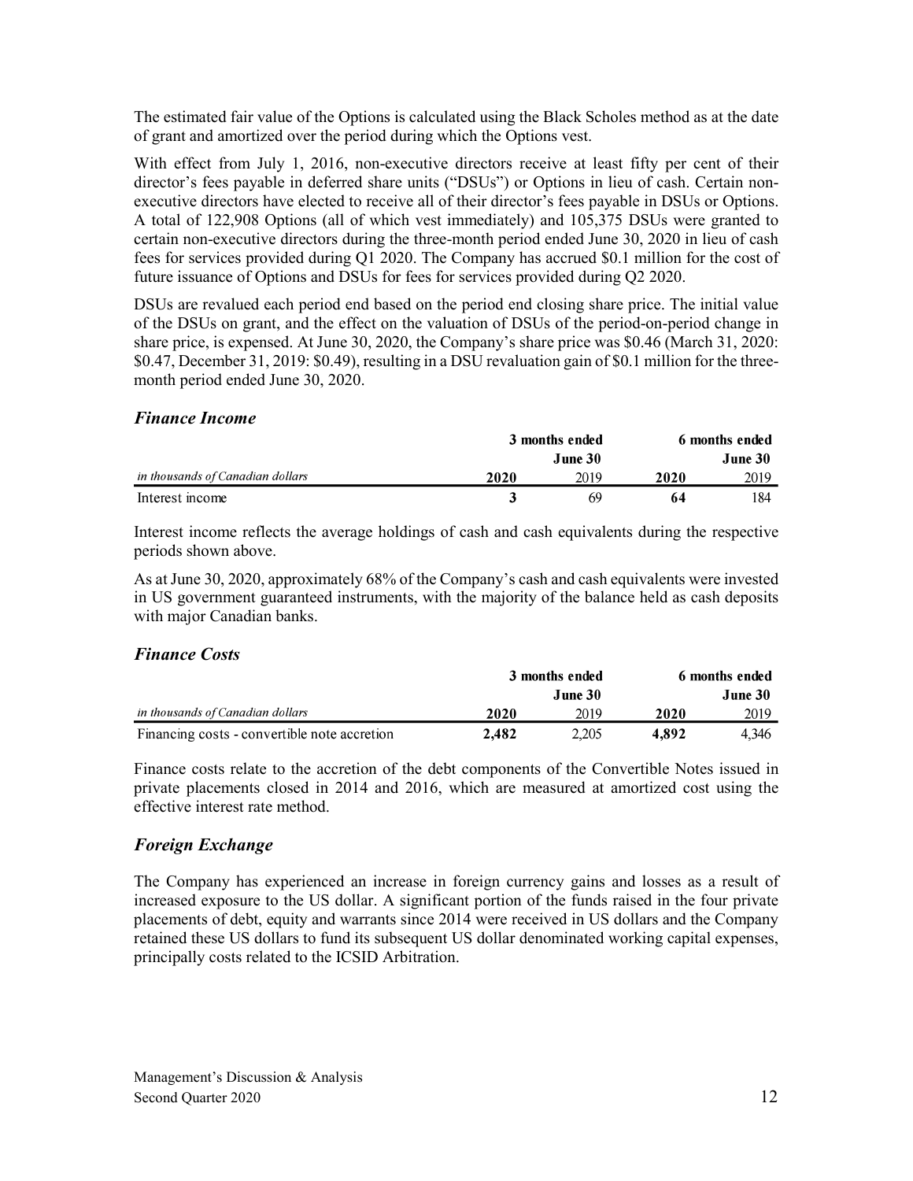The estimated fair value of the Options is calculated using the Black Scholes method as at the date of grant and amortized over the period during which the Options vest.

With effect from July 1, 2016, non-executive directors receive at least fifty per cent of their director's fees payable in deferred share units ("DSUs") or Options in lieu of cash. Certain non-executive directors have elected to receive all of their director's fees payable in DSUs or Options. A total of 122,908 Options (all of which vest immediately) and 105,375 DSUs were granted to certain non-executive directors during the three-month period ended June 30, 2020 in lieu of cash fees for services provided during Q1 2020. The Company has accrued \$0.1 million for the cost of future issuance of Options and DSUs for fees for services provided during Q2 2020.

DSUs are revalued each period end based on the period end closing share price. The initial value of the DSUs on grant, and the effect on the valuation of DSUs of the period-on-period change in share price, is expensed. At June 30, 2020, the Company's share price was \$0.46 (March 31, 2020: \$0.47, December 31, 2019: \$0.49), resulting in a DSU revaluation gain of \$0.1 million for the three-month period ended June 30, 2020.

### *Finance Income*

| | 3 months ended June 30 | | 6 months ended June 30 | |
|---|---|---|---|---|
| *in thousands of Canadian dollars* | **2020** | 2019 | **2020** | 2019 |
| Interest income | **3** | 69 | **64** | 184 |

Interest income reflects the average holdings of cash and cash equivalents during the respective periods shown above.

As at June 30, 2020, approximately 68% of the Company's cash and cash equivalents were invested in US government guaranteed instruments, with the majority of the balance held as cash deposits with major Canadian banks.

### *Finance Costs*

| | 3 months ended June 30 | | 6 months ended June 30 | |
|---|---|---|---|---|
| *in thousands of Canadian dollars* | **2020** | 2019 | **2020** | 2019 |
| Financing costs - convertible note accretion | **2,482** | 2,205 | **4,892** | 4,346 |

Finance costs relate to the accretion of the debt components of the Convertible Notes issued in private placements closed in 2014 and 2016, which are measured at amortized cost using the effective interest rate method.

### *Foreign Exchange*

The Company has experienced an increase in foreign currency gains and losses as a result of increased exposure to the US dollar. A significant portion of the funds raised in the four private placements of debt, equity and warrants since 2014 were received in US dollars and the Company retained these US dollars to fund its subsequent US dollar denominated working capital expenses, principally costs related to the ICSID Arbitration.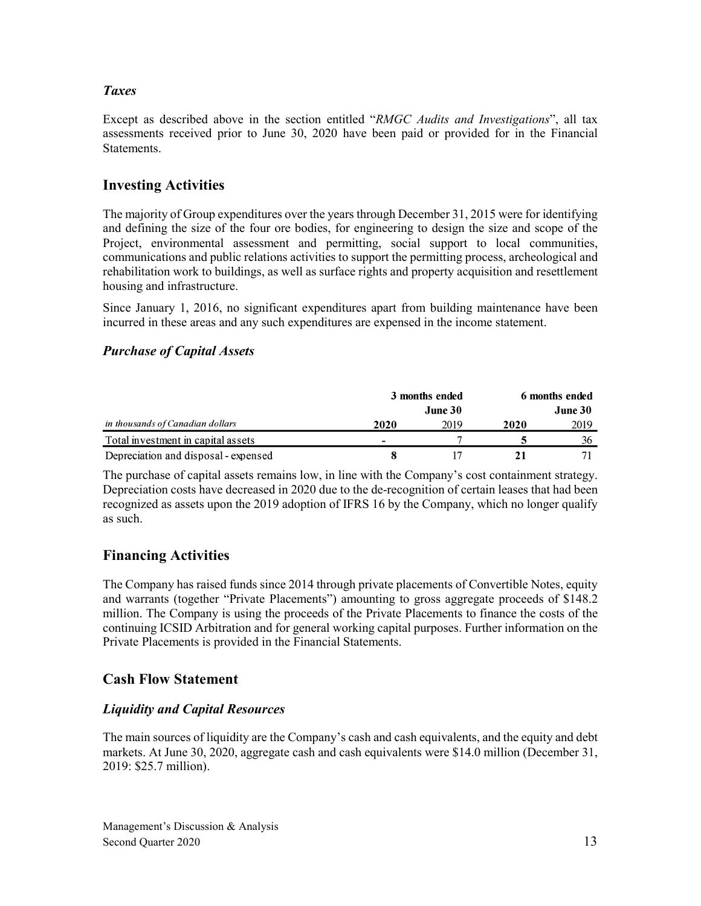### *Taxes*

Except as described above in the section entitled "*RMGC Audits and Investigations*", all tax assessments received prior to June 30, 2020 have been paid or provided for in the Financial Statements.

## Investing Activities

The majority of Group expenditures over the years through December 31, 2015 were for identifying and defining the size of the four ore bodies, for engineering to design the size and scope of the Project, environmental assessment and permitting, social support to local communities, communications and public relations activities to support the permitting process, archeological and rehabilitation work to buildings, as well as surface rights and property acquisition and resettlement housing and infrastructure.

Since January 1, 2016, no significant expenditures apart from building maintenance have been incurred in these areas and any such expenditures are expensed in the income statement.

### *Purchase of Capital Assets*

| | 3 months ended June 30 | | 6 months ended June 30 | |
|---|---|---|---|---|
| *in thousands of Canadian dollars* | **2020** | 2019 | **2020** | 2019 |
| Total investment in capital assets | **-** | 7 | **5** | 36 |
| Depreciation and disposal - expensed | **8** | 17 | **21** | 71 |

The purchase of capital assets remains low, in line with the Company's cost containment strategy. Depreciation costs have decreased in 2020 due to the de-recognition of certain leases that had been recognized as assets upon the 2019 adoption of IFRS 16 by the Company, which no longer qualify as such.

## Financing Activities

The Company has raised funds since 2014 through private placements of Convertible Notes, equity and warrants (together "Private Placements") amounting to gross aggregate proceeds of $148.2 million. The Company is using the proceeds of the Private Placements to finance the costs of the continuing ICSID Arbitration and for general working capital purposes. Further information on the Private Placements is provided in the Financial Statements.

## Cash Flow Statement

### *Liquidity and Capital Resources*

The main sources of liquidity are the Company's cash and cash equivalents, and the equity and debt markets. At June 30, 2020, aggregate cash and cash equivalents were $14.0 million (December 31, 2019: $25.7 million).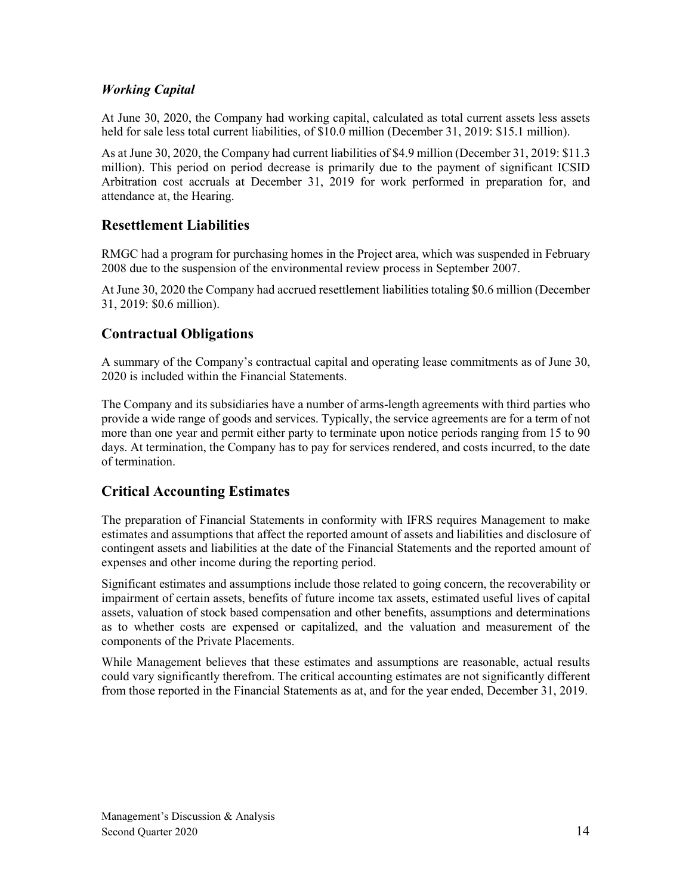### *Working Capital*

At June 30, 2020, the Company had working capital, calculated as total current assets less assets held for sale less total current liabilities, of $10.0 million (December 31, 2019: $15.1 million).

As at June 30, 2020, the Company had current liabilities of $4.9 million (December 31, 2019: $11.3 million). This period on period decrease is primarily due to the payment of significant ICSID Arbitration cost accruals at December 31, 2019 for work performed in preparation for, and attendance at, the Hearing.

## Resettlement Liabilities

RMGC had a program for purchasing homes in the Project area, which was suspended in February 2008 due to the suspension of the environmental review process in September 2007.

At June 30, 2020 the Company had accrued resettlement liabilities totaling $0.6 million (December 31, 2019: $0.6 million).

## Contractual Obligations

A summary of the Company's contractual capital and operating lease commitments as of June 30, 2020 is included within the Financial Statements.

The Company and its subsidiaries have a number of arms-length agreements with third parties who provide a wide range of goods and services. Typically, the service agreements are for a term of not more than one year and permit either party to terminate upon notice periods ranging from 15 to 90 days. At termination, the Company has to pay for services rendered, and costs incurred, to the date of termination.

## Critical Accounting Estimates

The preparation of Financial Statements in conformity with IFRS requires Management to make estimates and assumptions that affect the reported amount of assets and liabilities and disclosure of contingent assets and liabilities at the date of the Financial Statements and the reported amount of expenses and other income during the reporting period.

Significant estimates and assumptions include those related to going concern, the recoverability or impairment of certain assets, benefits of future income tax assets, estimated useful lives of capital assets, valuation of stock based compensation and other benefits, assumptions and determinations as to whether costs are expensed or capitalized, and the valuation and measurement of the components of the Private Placements.

While Management believes that these estimates and assumptions are reasonable, actual results could vary significantly therefrom. The critical accounting estimates are not significantly different from those reported in the Financial Statements as at, and for the year ended, December 31, 2019.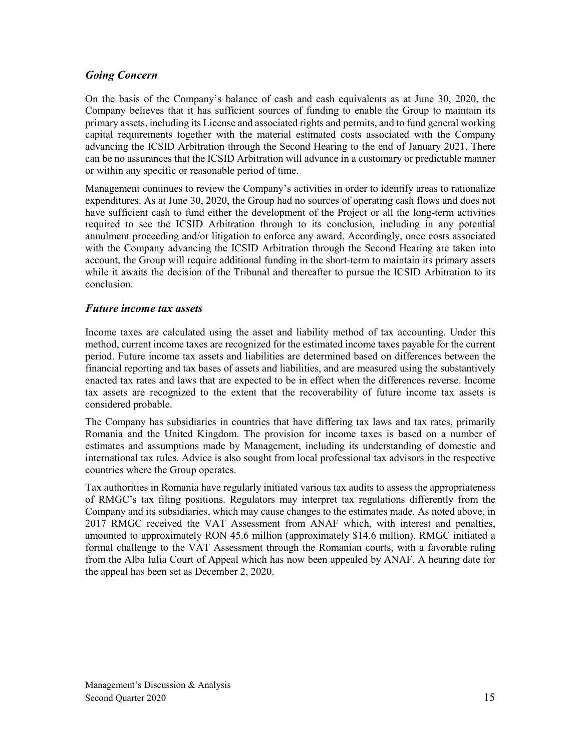### *Going Concern*

On the basis of the Company's balance of cash and cash equivalents as at June 30, 2020, the Company believes that it has sufficient sources of funding to enable the Group to maintain its primary assets, including its License and associated rights and permits, and to fund general working capital requirements together with the material estimated costs associated with the Company advancing the ICSID Arbitration through the Second Hearing to the end of January 2021. There can be no assurances that the ICSID Arbitration will advance in a customary or predictable manner or within any specific or reasonable period of time.

Management continues to review the Company's activities in order to identify areas to rationalize expenditures. As at June 30, 2020, the Group had no sources of operating cash flows and does not have sufficient cash to fund either the development of the Project or all the long-term activities required to see the ICSID Arbitration through to its conclusion, including in any potential annulment proceeding and/or litigation to enforce any award. Accordingly, once costs associated with the Company advancing the ICSID Arbitration through the Second Hearing are taken into account, the Group will require additional funding in the short-term to maintain its primary assets while it awaits the decision of the Tribunal and thereafter to pursue the ICSID Arbitration to its conclusion.

### *Future income tax assets*

Income taxes are calculated using the asset and liability method of tax accounting. Under this method, current income taxes are recognized for the estimated income taxes payable for the current period. Future income tax assets and liabilities are determined based on differences between the financial reporting and tax bases of assets and liabilities, and are measured using the substantively enacted tax rates and laws that are expected to be in effect when the differences reverse. Income tax assets are recognized to the extent that the recoverability of future income tax assets is considered probable.

The Company has subsidiaries in countries that have differing tax laws and tax rates, primarily Romania and the United Kingdom. The provision for income taxes is based on a number of estimates and assumptions made by Management, including its understanding of domestic and international tax rules. Advice is also sought from local professional tax advisors in the respective countries where the Group operates.

Tax authorities in Romania have regularly initiated various tax audits to assess the appropriateness of RMGC's tax filing positions. Regulators may interpret tax regulations differently from the Company and its subsidiaries, which may cause changes to the estimates made. As noted above, in 2017 RMGC received the VAT Assessment from ANAF which, with interest and penalties, amounted to approximately RON 45.6 million (approximately $14.6 million). RMGC initiated a formal challenge to the VAT Assessment through the Romanian courts, with a favorable ruling from the Alba Iulia Court of Appeal which has now been appealed by ANAF. A hearing date for the appeal has been set as December 2, 2020.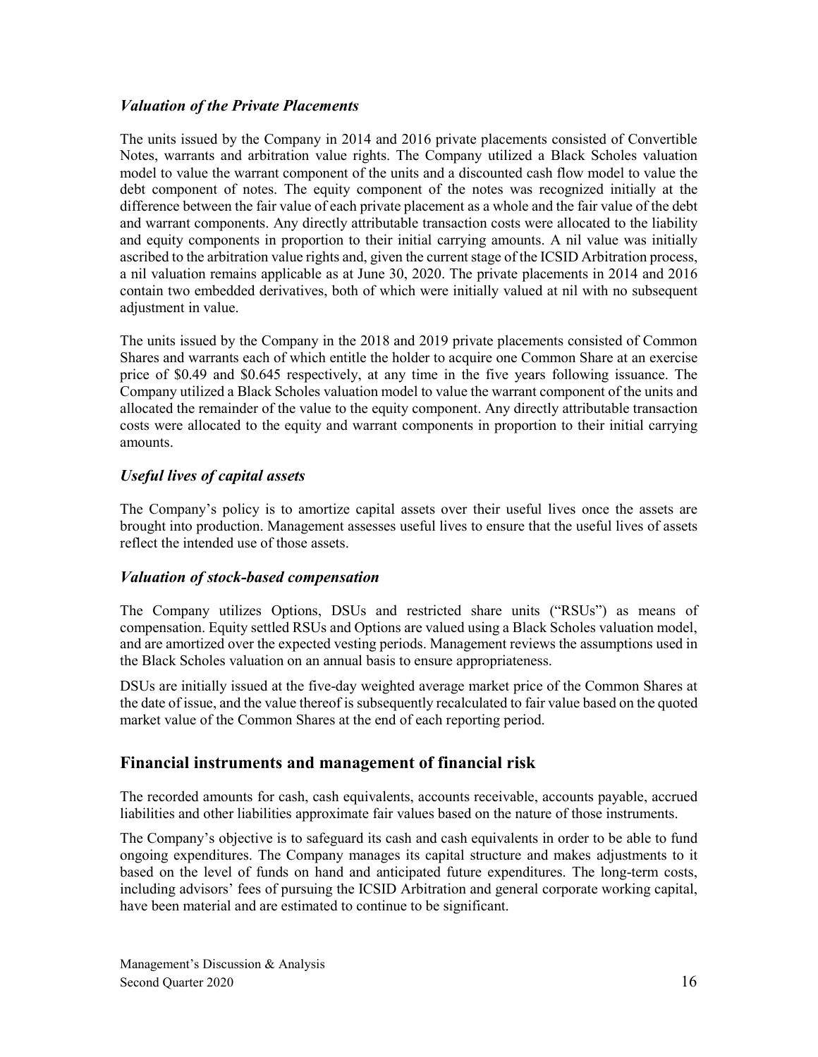### *Valuation of the Private Placements*

The units issued by the Company in 2014 and 2016 private placements consisted of Convertible Notes, warrants and arbitration value rights. The Company utilized a Black Scholes valuation model to value the warrant component of the units and a discounted cash flow model to value the debt component of notes. The equity component of the notes was recognized initially at the difference between the fair value of each private placement as a whole and the fair value of the debt and warrant components. Any directly attributable transaction costs were allocated to the liability and equity components in proportion to their initial carrying amounts. A nil value was initially ascribed to the arbitration value rights and, given the current stage of the ICSID Arbitration process, a nil valuation remains applicable as at June 30, 2020. The private placements in 2014 and 2016 contain two embedded derivatives, both of which were initially valued at nil with no subsequent adjustment in value.

The units issued by the Company in the 2018 and 2019 private placements consisted of Common Shares and warrants each of which entitle the holder to acquire one Common Share at an exercise price of $0.49 and $0.645 respectively, at any time in the five years following issuance. The Company utilized a Black Scholes valuation model to value the warrant component of the units and allocated the remainder of the value to the equity component. Any directly attributable transaction costs were allocated to the equity and warrant components in proportion to their initial carrying amounts.

### *Useful lives of capital assets*

The Company's policy is to amortize capital assets over their useful lives once the assets are brought into production. Management assesses useful lives to ensure that the useful lives of assets reflect the intended use of those assets.

### *Valuation of stock-based compensation*

The Company utilizes Options, DSUs and restricted share units ("RSUs") as means of compensation. Equity settled RSUs and Options are valued using a Black Scholes valuation model, and are amortized over the expected vesting periods. Management reviews the assumptions used in the Black Scholes valuation on an annual basis to ensure appropriateness.

DSUs are initially issued at the five-day weighted average market price of the Common Shares at the date of issue, and the value thereof is subsequently recalculated to fair value based on the quoted market value of the Common Shares at the end of each reporting period.

## Financial instruments and management of financial risk

The recorded amounts for cash, cash equivalents, accounts receivable, accounts payable, accrued liabilities and other liabilities approximate fair values based on the nature of those instruments.

The Company's objective is to safeguard its cash and cash equivalents in order to be able to fund ongoing expenditures. The Company manages its capital structure and makes adjustments to it based on the level of funds on hand and anticipated future expenditures. The long-term costs, including advisors' fees of pursuing the ICSID Arbitration and general corporate working capital, have been material and are estimated to continue to be significant.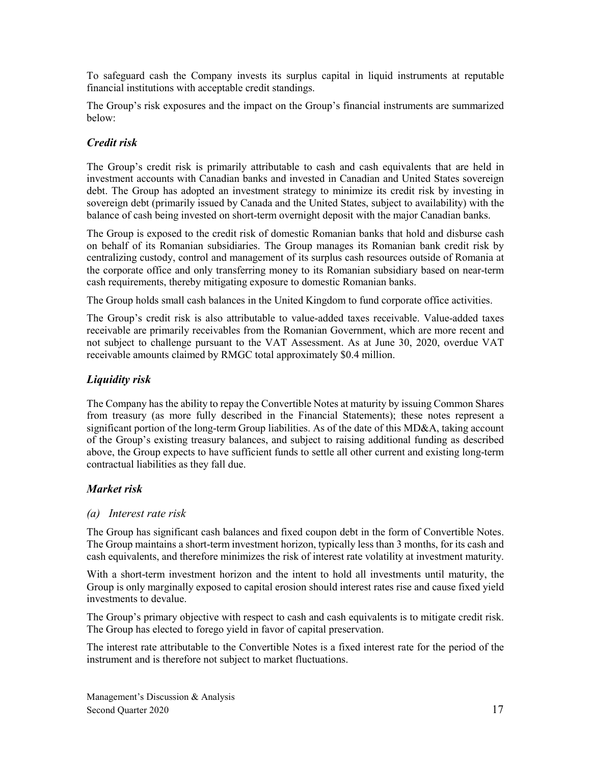To safeguard cash the Company invests its surplus capital in liquid instruments at reputable financial institutions with acceptable credit standings.

The Group's risk exposures and the impact on the Group's financial instruments are summarized below:

### *Credit risk*

The Group's credit risk is primarily attributable to cash and cash equivalents that are held in investment accounts with Canadian banks and invested in Canadian and United States sovereign debt. The Group has adopted an investment strategy to minimize its credit risk by investing in sovereign debt (primarily issued by Canada and the United States, subject to availability) with the balance of cash being invested on short-term overnight deposit with the major Canadian banks.

The Group is exposed to the credit risk of domestic Romanian banks that hold and disburse cash on behalf of its Romanian subsidiaries. The Group manages its Romanian bank credit risk by centralizing custody, control and management of its surplus cash resources outside of Romania at the corporate office and only transferring money to its Romanian subsidiary based on near-term cash requirements, thereby mitigating exposure to domestic Romanian banks.

The Group holds small cash balances in the United Kingdom to fund corporate office activities.

The Group's credit risk is also attributable to value-added taxes receivable. Value-added taxes receivable are primarily receivables from the Romanian Government, which are more recent and not subject to challenge pursuant to the VAT Assessment. As at June 30, 2020, overdue VAT receivable amounts claimed by RMGC total approximately $0.4 million.

### *Liquidity risk*

The Company has the ability to repay the Convertible Notes at maturity by issuing Common Shares from treasury (as more fully described in the Financial Statements); these notes represent a significant portion of the long-term Group liabilities. As of the date of this MD&A, taking account of the Group's existing treasury balances, and subject to raising additional funding as described above, the Group expects to have sufficient funds to settle all other current and existing long-term contractual liabilities as they fall due.

### *Market risk*

#### *(a) Interest rate risk*

The Group has significant cash balances and fixed coupon debt in the form of Convertible Notes. The Group maintains a short-term investment horizon, typically less than 3 months, for its cash and cash equivalents, and therefore minimizes the risk of interest rate volatility at investment maturity.

With a short-term investment horizon and the intent to hold all investments until maturity, the Group is only marginally exposed to capital erosion should interest rates rise and cause fixed yield investments to devalue.

The Group's primary objective with respect to cash and cash equivalents is to mitigate credit risk. The Group has elected to forego yield in favor of capital preservation.

The interest rate attributable to the Convertible Notes is a fixed interest rate for the period of the instrument and is therefore not subject to market fluctuations.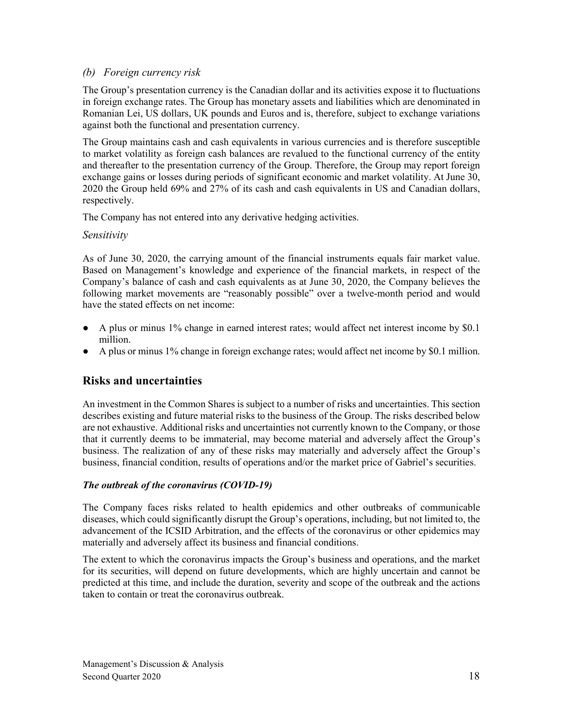### *(b) Foreign currency risk*

The Group's presentation currency is the Canadian dollar and its activities expose it to fluctuations in foreign exchange rates. The Group has monetary assets and liabilities which are denominated in Romanian Lei, US dollars, UK pounds and Euros and is, therefore, subject to exchange variations against both the functional and presentation currency.

The Group maintains cash and cash equivalents in various currencies and is therefore susceptible to market volatility as foreign cash balances are revalued to the functional currency of the entity and thereafter to the presentation currency of the Group. Therefore, the Group may report foreign exchange gains or losses during periods of significant economic and market volatility. At June 30, 2020 the Group held 69% and 27% of its cash and cash equivalents in US and Canadian dollars, respectively.

The Company has not entered into any derivative hedging activities.

*Sensitivity*

As of June 30, 2020, the carrying amount of the financial instruments equals fair market value. Based on Management's knowledge and experience of the financial markets, in respect of the Company's balance of cash and cash equivalents as at June 30, 2020, the Company believes the following market movements are "reasonably possible" over a twelve-month period and would have the stated effects on net income:

- A plus or minus 1% change in earned interest rates; would affect net interest income by $0.1 million.
- A plus or minus 1% change in foreign exchange rates; would affect net income by $0.1 million.

## Risks and uncertainties

An investment in the Common Shares is subject to a number of risks and uncertainties. This section describes existing and future material risks to the business of the Group. The risks described below are not exhaustive. Additional risks and uncertainties not currently known to the Company, or those that it currently deems to be immaterial, may become material and adversely affect the Group's business. The realization of any of these risks may materially and adversely affect the Group's business, financial condition, results of operations and/or the market price of Gabriel's securities.

***The outbreak of the coronavirus (COVID-19)***

The Company faces risks related to health epidemics and other outbreaks of communicable diseases, which could significantly disrupt the Group's operations, including, but not limited to, the advancement of the ICSID Arbitration, and the effects of the coronavirus or other epidemics may materially and adversely affect its business and financial conditions.

The extent to which the coronavirus impacts the Group's business and operations, and the market for its securities, will depend on future developments, which are highly uncertain and cannot be predicted at this time, and include the duration, severity and scope of the outbreak and the actions taken to contain or treat the coronavirus outbreak.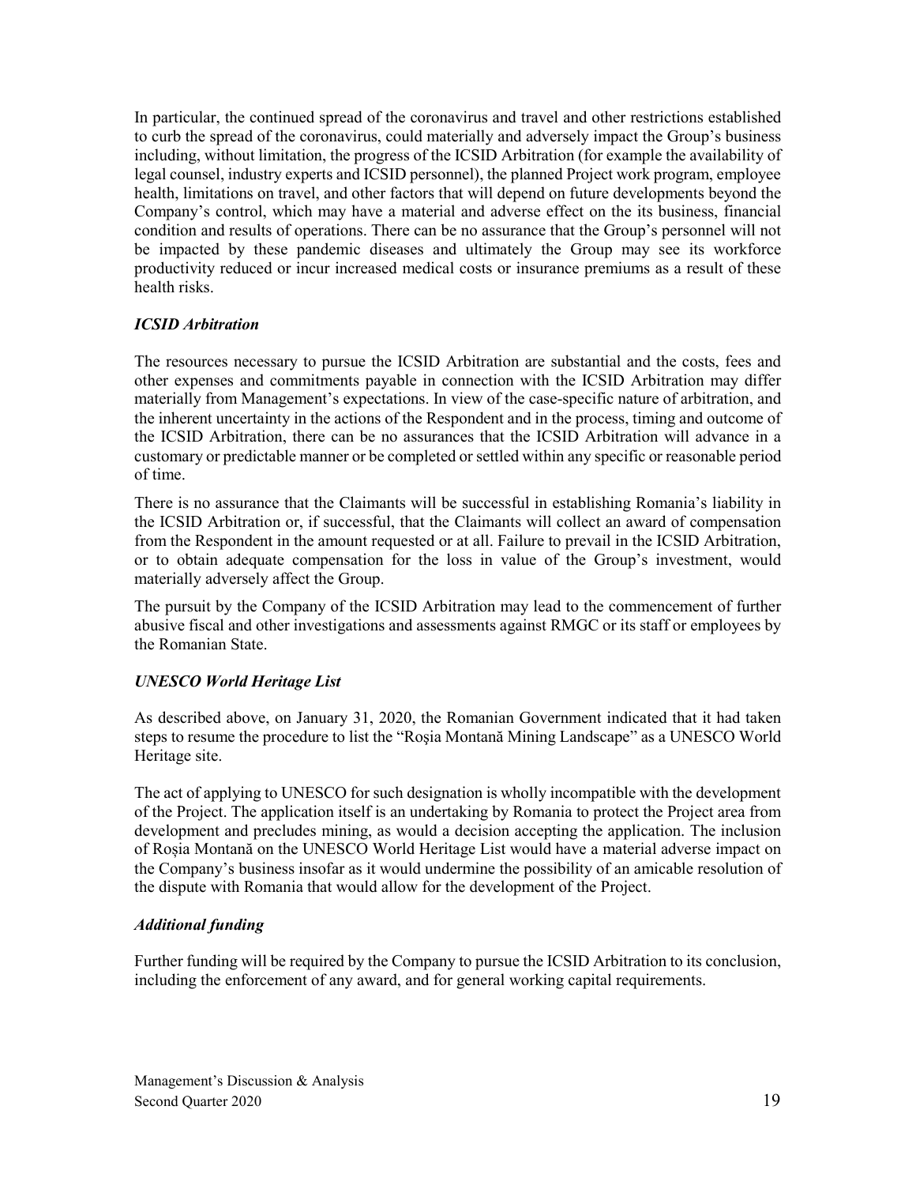In particular, the continued spread of the coronavirus and travel and other restrictions established to curb the spread of the coronavirus, could materially and adversely impact the Group's business including, without limitation, the progress of the ICSID Arbitration (for example the availability of legal counsel, industry experts and ICSID personnel), the planned Project work program, employee health, limitations on travel, and other factors that will depend on future developments beyond the Company's control, which may have a material and adverse effect on the its business, financial condition and results of operations. There can be no assurance that the Group's personnel will not be impacted by these pandemic diseases and ultimately the Group may see its workforce productivity reduced or incur increased medical costs or insurance premiums as a result of these health risks.

### *ICSID Arbitration*

The resources necessary to pursue the ICSID Arbitration are substantial and the costs, fees and other expenses and commitments payable in connection with the ICSID Arbitration may differ materially from Management's expectations. In view of the case-specific nature of arbitration, and the inherent uncertainty in the actions of the Respondent and in the process, timing and outcome of the ICSID Arbitration, there can be no assurances that the ICSID Arbitration will advance in a customary or predictable manner or be completed or settled within any specific or reasonable period of time.

There is no assurance that the Claimants will be successful in establishing Romania's liability in the ICSID Arbitration or, if successful, that the Claimants will collect an award of compensation from the Respondent in the amount requested or at all. Failure to prevail in the ICSID Arbitration, or to obtain adequate compensation for the loss in value of the Group's investment, would materially adversely affect the Group.

The pursuit by the Company of the ICSID Arbitration may lead to the commencement of further abusive fiscal and other investigations and assessments against RMGC or its staff or employees by the Romanian State.

### *UNESCO World Heritage List*

As described above, on January 31, 2020, the Romanian Government indicated that it had taken steps to resume the procedure to list the "Roşia Montană Mining Landscape" as a UNESCO World Heritage site.

The act of applying to UNESCO for such designation is wholly incompatible with the development of the Project. The application itself is an undertaking by Romania to protect the Project area from development and precludes mining, as would a decision accepting the application. The inclusion of Roșia Montană on the UNESCO World Heritage List would have a material adverse impact on the Company's business insofar as it would undermine the possibility of an amicable resolution of the dispute with Romania that would allow for the development of the Project.

### *Additional funding*

Further funding will be required by the Company to pursue the ICSID Arbitration to its conclusion, including the enforcement of any award, and for general working capital requirements.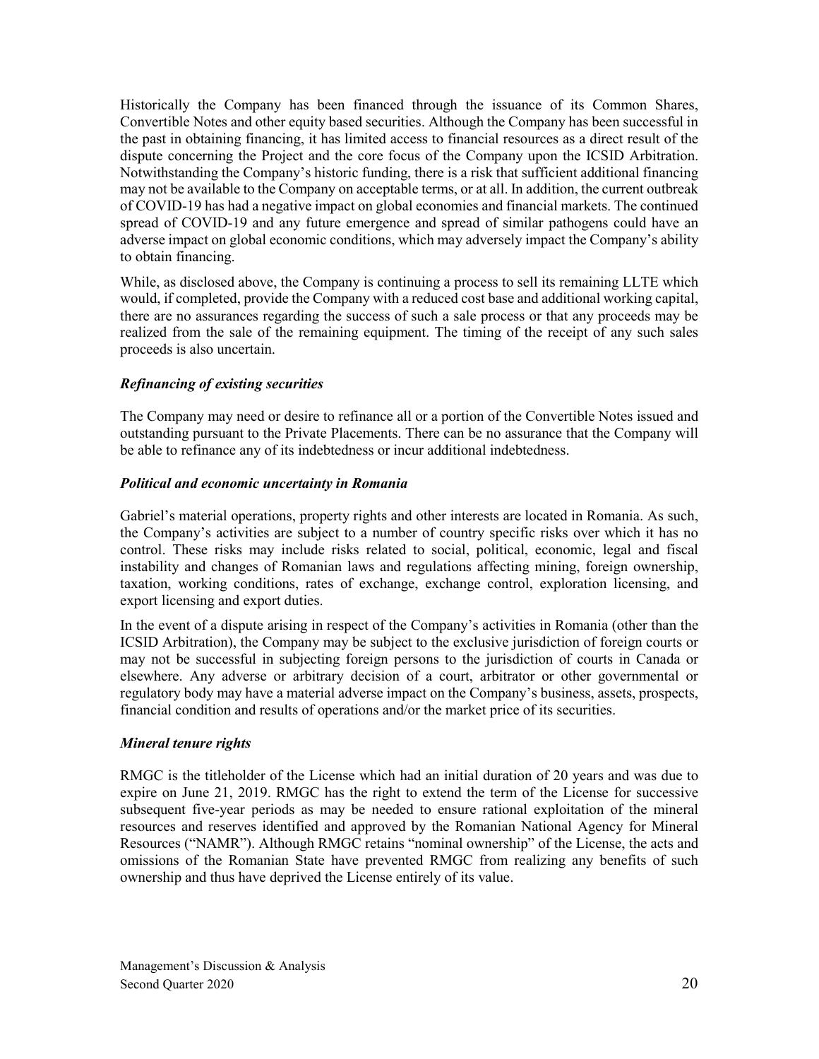Historically the Company has been financed through the issuance of its Common Shares, Convertible Notes and other equity based securities. Although the Company has been successful in the past in obtaining financing, it has limited access to financial resources as a direct result of the dispute concerning the Project and the core focus of the Company upon the ICSID Arbitration. Notwithstanding the Company's historic funding, there is a risk that sufficient additional financing may not be available to the Company on acceptable terms, or at all. In addition, the current outbreak of COVID-19 has had a negative impact on global economies and financial markets. The continued spread of COVID-19 and any future emergence and spread of similar pathogens could have an adverse impact on global economic conditions, which may adversely impact the Company's ability to obtain financing.

While, as disclosed above, the Company is continuing a process to sell its remaining LLTE which would, if completed, provide the Company with a reduced cost base and additional working capital, there are no assurances regarding the success of such a sale process or that any proceeds may be realized from the sale of the remaining equipment. The timing of the receipt of any such sales proceeds is also uncertain.

### *Refinancing of existing securities*

The Company may need or desire to refinance all or a portion of the Convertible Notes issued and outstanding pursuant to the Private Placements. There can be no assurance that the Company will be able to refinance any of its indebtedness or incur additional indebtedness.

### *Political and economic uncertainty in Romania*

Gabriel's material operations, property rights and other interests are located in Romania. As such, the Company's activities are subject to a number of country specific risks over which it has no control. These risks may include risks related to social, political, economic, legal and fiscal instability and changes of Romanian laws and regulations affecting mining, foreign ownership, taxation, working conditions, rates of exchange, exchange control, exploration licensing, and export licensing and export duties.

In the event of a dispute arising in respect of the Company's activities in Romania (other than the ICSID Arbitration), the Company may be subject to the exclusive jurisdiction of foreign courts or may not be successful in subjecting foreign persons to the jurisdiction of courts in Canada or elsewhere. Any adverse or arbitrary decision of a court, arbitrator or other governmental or regulatory body may have a material adverse impact on the Company's business, assets, prospects, financial condition and results of operations and/or the market price of its securities.

### *Mineral tenure rights*

RMGC is the titleholder of the License which had an initial duration of 20 years and was due to expire on June 21, 2019. RMGC has the right to extend the term of the License for successive subsequent five-year periods as may be needed to ensure rational exploitation of the mineral resources and reserves identified and approved by the Romanian National Agency for Mineral Resources ("NAMR"). Although RMGC retains "nominal ownership" of the License, the acts and omissions of the Romanian State have prevented RMGC from realizing any benefits of such ownership and thus have deprived the License entirely of its value.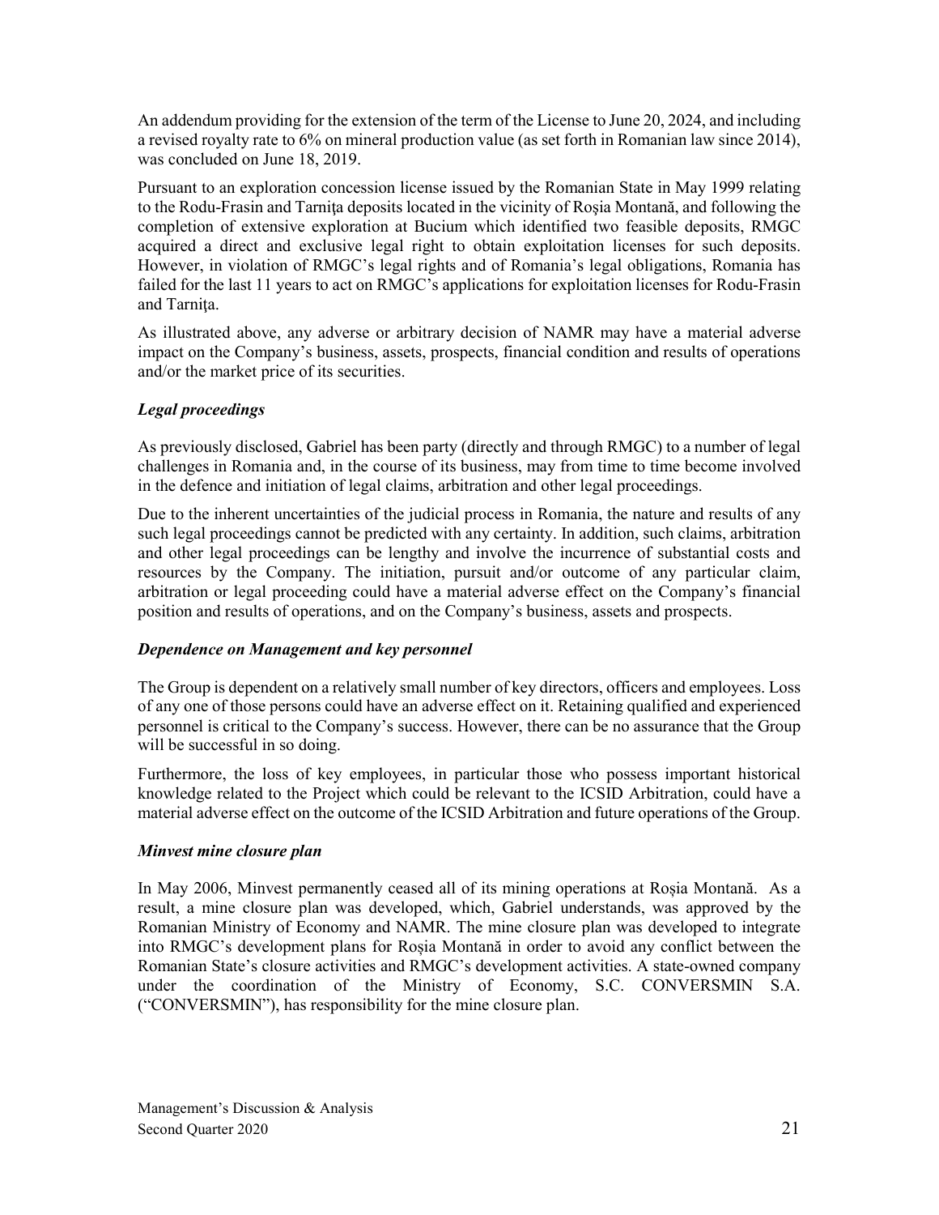An addendum providing for the extension of the term of the License to June 20, 2024, and including a revised royalty rate to 6% on mineral production value (as set forth in Romanian law since 2014), was concluded on June 18, 2019.

Pursuant to an exploration concession license issued by the Romanian State in May 1999 relating to the Rodu-Frasin and Tarniţa deposits located in the vicinity of Roşia Montană, and following the completion of extensive exploration at Bucium which identified two feasible deposits, RMGC acquired a direct and exclusive legal right to obtain exploitation licenses for such deposits. However, in violation of RMGC's legal rights and of Romania's legal obligations, Romania has failed for the last 11 years to act on RMGC's applications for exploitation licenses for Rodu-Frasin and Tarniţa.

As illustrated above, any adverse or arbitrary decision of NAMR may have a material adverse impact on the Company's business, assets, prospects, financial condition and results of operations and/or the market price of its securities.

### *Legal proceedings*

As previously disclosed, Gabriel has been party (directly and through RMGC) to a number of legal challenges in Romania and, in the course of its business, may from time to time become involved in the defence and initiation of legal claims, arbitration and other legal proceedings.

Due to the inherent uncertainties of the judicial process in Romania, the nature and results of any such legal proceedings cannot be predicted with any certainty. In addition, such claims, arbitration and other legal proceedings can be lengthy and involve the incurrence of substantial costs and resources by the Company. The initiation, pursuit and/or outcome of any particular claim, arbitration or legal proceeding could have a material adverse effect on the Company's financial position and results of operations, and on the Company's business, assets and prospects.

### *Dependence on Management and key personnel*

The Group is dependent on a relatively small number of key directors, officers and employees. Loss of any one of those persons could have an adverse effect on it. Retaining qualified and experienced personnel is critical to the Company's success. However, there can be no assurance that the Group will be successful in so doing.

Furthermore, the loss of key employees, in particular those who possess important historical knowledge related to the Project which could be relevant to the ICSID Arbitration, could have a material adverse effect on the outcome of the ICSID Arbitration and future operations of the Group.

### *Minvest mine closure plan*

In May 2006, Minvest permanently ceased all of its mining operations at Roșia Montană. As a result, a mine closure plan was developed, which, Gabriel understands, was approved by the Romanian Ministry of Economy and NAMR. The mine closure plan was developed to integrate into RMGC's development plans for Roșia Montană in order to avoid any conflict between the Romanian State's closure activities and RMGC's development activities. A state-owned company under the coordination of the Ministry of Economy, S.C. CONVERSMIN S.A. ("CONVERSMIN"), has responsibility for the mine closure plan.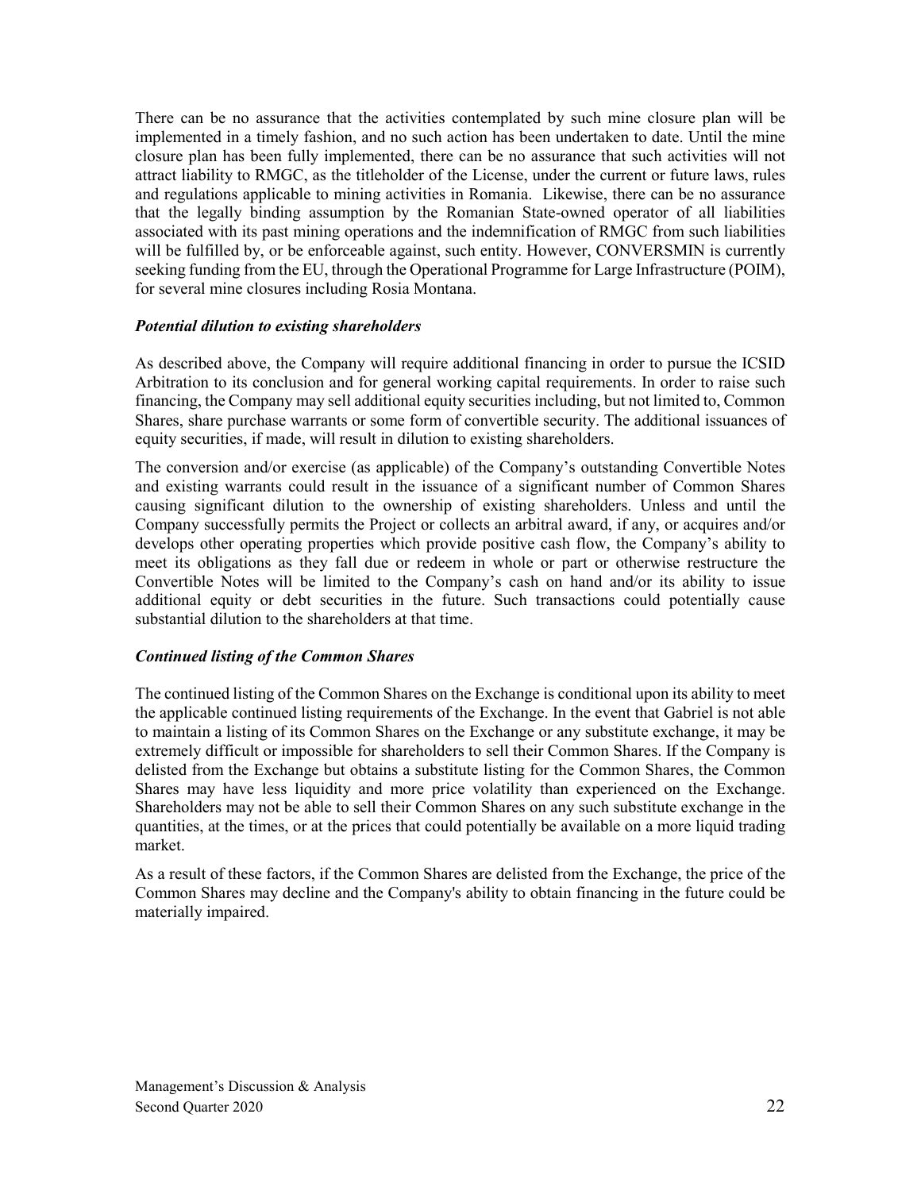There can be no assurance that the activities contemplated by such mine closure plan will be implemented in a timely fashion, and no such action has been undertaken to date. Until the mine closure plan has been fully implemented, there can be no assurance that such activities will not attract liability to RMGC, as the titleholder of the License, under the current or future laws, rules and regulations applicable to mining activities in Romania. Likewise, there can be no assurance that the legally binding assumption by the Romanian State-owned operator of all liabilities associated with its past mining operations and the indemnification of RMGC from such liabilities will be fulfilled by, or be enforceable against, such entity. However, CONVERSMIN is currently seeking funding from the EU, through the Operational Programme for Large Infrastructure (POIM), for several mine closures including Rosia Montana.

### *Potential dilution to existing shareholders*

As described above, the Company will require additional financing in order to pursue the ICSID Arbitration to its conclusion and for general working capital requirements. In order to raise such financing, the Company may sell additional equity securities including, but not limited to, Common Shares, share purchase warrants or some form of convertible security. The additional issuances of equity securities, if made, will result in dilution to existing shareholders.

The conversion and/or exercise (as applicable) of the Company's outstanding Convertible Notes and existing warrants could result in the issuance of a significant number of Common Shares causing significant dilution to the ownership of existing shareholders. Unless and until the Company successfully permits the Project or collects an arbitral award, if any, or acquires and/or develops other operating properties which provide positive cash flow, the Company's ability to meet its obligations as they fall due or redeem in whole or part or otherwise restructure the Convertible Notes will be limited to the Company's cash on hand and/or its ability to issue additional equity or debt securities in the future. Such transactions could potentially cause substantial dilution to the shareholders at that time.

### *Continued listing of the Common Shares*

The continued listing of the Common Shares on the Exchange is conditional upon its ability to meet the applicable continued listing requirements of the Exchange. In the event that Gabriel is not able to maintain a listing of its Common Shares on the Exchange or any substitute exchange, it may be extremely difficult or impossible for shareholders to sell their Common Shares. If the Company is delisted from the Exchange but obtains a substitute listing for the Common Shares, the Common Shares may have less liquidity and more price volatility than experienced on the Exchange. Shareholders may not be able to sell their Common Shares on any such substitute exchange in the quantities, at the times, or at the prices that could potentially be available on a more liquid trading market.

As a result of these factors, if the Common Shares are delisted from the Exchange, the price of the Common Shares may decline and the Company's ability to obtain financing in the future could be materially impaired.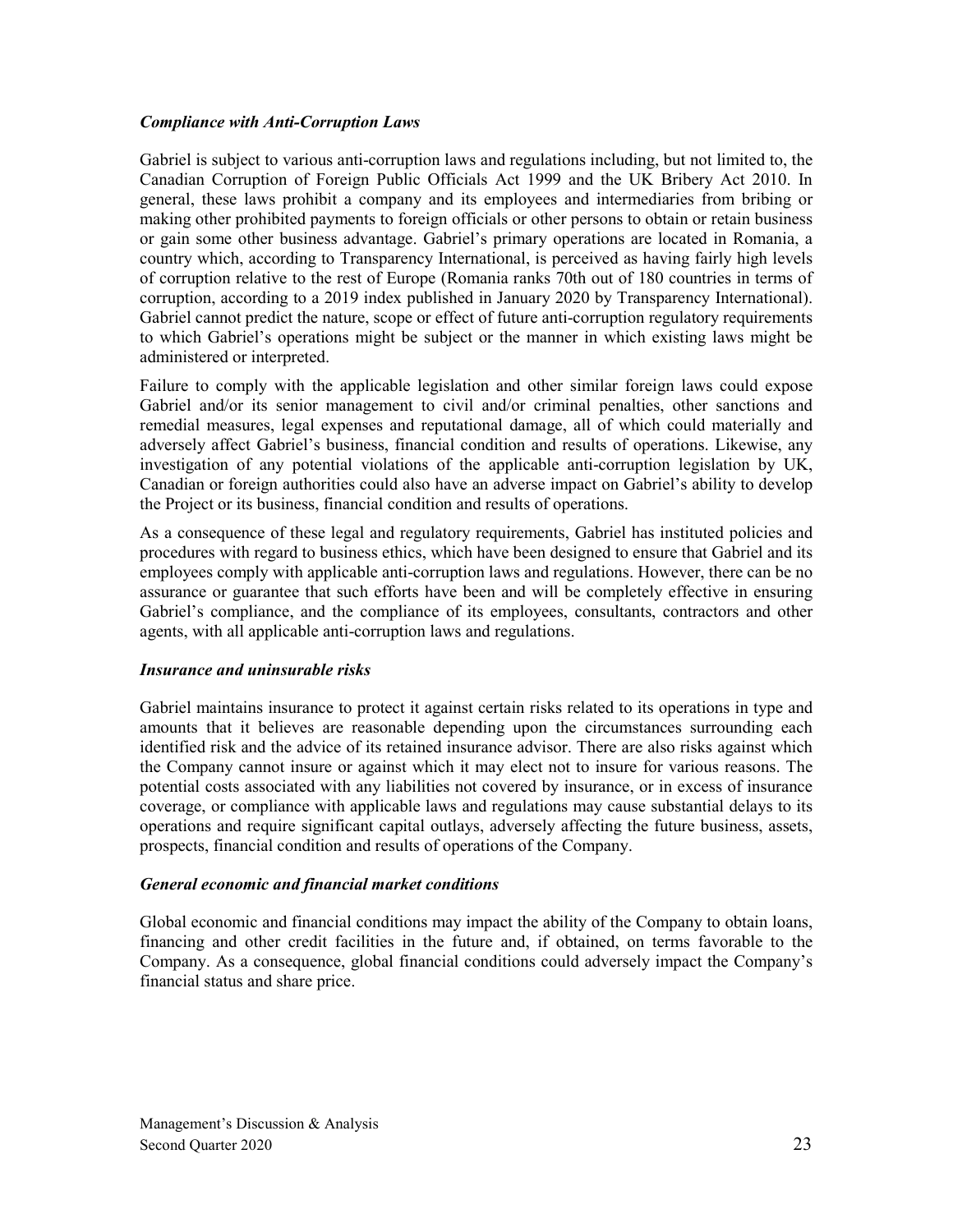***Compliance with Anti-Corruption Laws***

Gabriel is subject to various anti-corruption laws and regulations including, but not limited to, the Canadian Corruption of Foreign Public Officials Act 1999 and the UK Bribery Act 2010. In general, these laws prohibit a company and its employees and intermediaries from bribing or making other prohibited payments to foreign officials or other persons to obtain or retain business or gain some other business advantage. Gabriel's primary operations are located in Romania, a country which, according to Transparency International, is perceived as having fairly high levels of corruption relative to the rest of Europe (Romania ranks 70th out of 180 countries in terms of corruption, according to a 2019 index published in January 2020 by Transparency International). Gabriel cannot predict the nature, scope or effect of future anti-corruption regulatory requirements to which Gabriel's operations might be subject or the manner in which existing laws might be administered or interpreted.

Failure to comply with the applicable legislation and other similar foreign laws could expose Gabriel and/or its senior management to civil and/or criminal penalties, other sanctions and remedial measures, legal expenses and reputational damage, all of which could materially and adversely affect Gabriel's business, financial condition and results of operations. Likewise, any investigation of any potential violations of the applicable anti-corruption legislation by UK, Canadian or foreign authorities could also have an adverse impact on Gabriel's ability to develop the Project or its business, financial condition and results of operations.

As a consequence of these legal and regulatory requirements, Gabriel has instituted policies and procedures with regard to business ethics, which have been designed to ensure that Gabriel and its employees comply with applicable anti-corruption laws and regulations. However, there can be no assurance or guarantee that such efforts have been and will be completely effective in ensuring Gabriel's compliance, and the compliance of its employees, consultants, contractors and other agents, with all applicable anti-corruption laws and regulations.

***Insurance and uninsurable risks***

Gabriel maintains insurance to protect it against certain risks related to its operations in type and amounts that it believes are reasonable depending upon the circumstances surrounding each identified risk and the advice of its retained insurance advisor. There are also risks against which the Company cannot insure or against which it may elect not to insure for various reasons. The potential costs associated with any liabilities not covered by insurance, or in excess of insurance coverage, or compliance with applicable laws and regulations may cause substantial delays to its operations and require significant capital outlays, adversely affecting the future business, assets, prospects, financial condition and results of operations of the Company.

***General economic and financial market conditions***

Global economic and financial conditions may impact the ability of the Company to obtain loans, financing and other credit facilities in the future and, if obtained, on terms favorable to the Company. As a consequence, global financial conditions could adversely impact the Company's financial status and share price.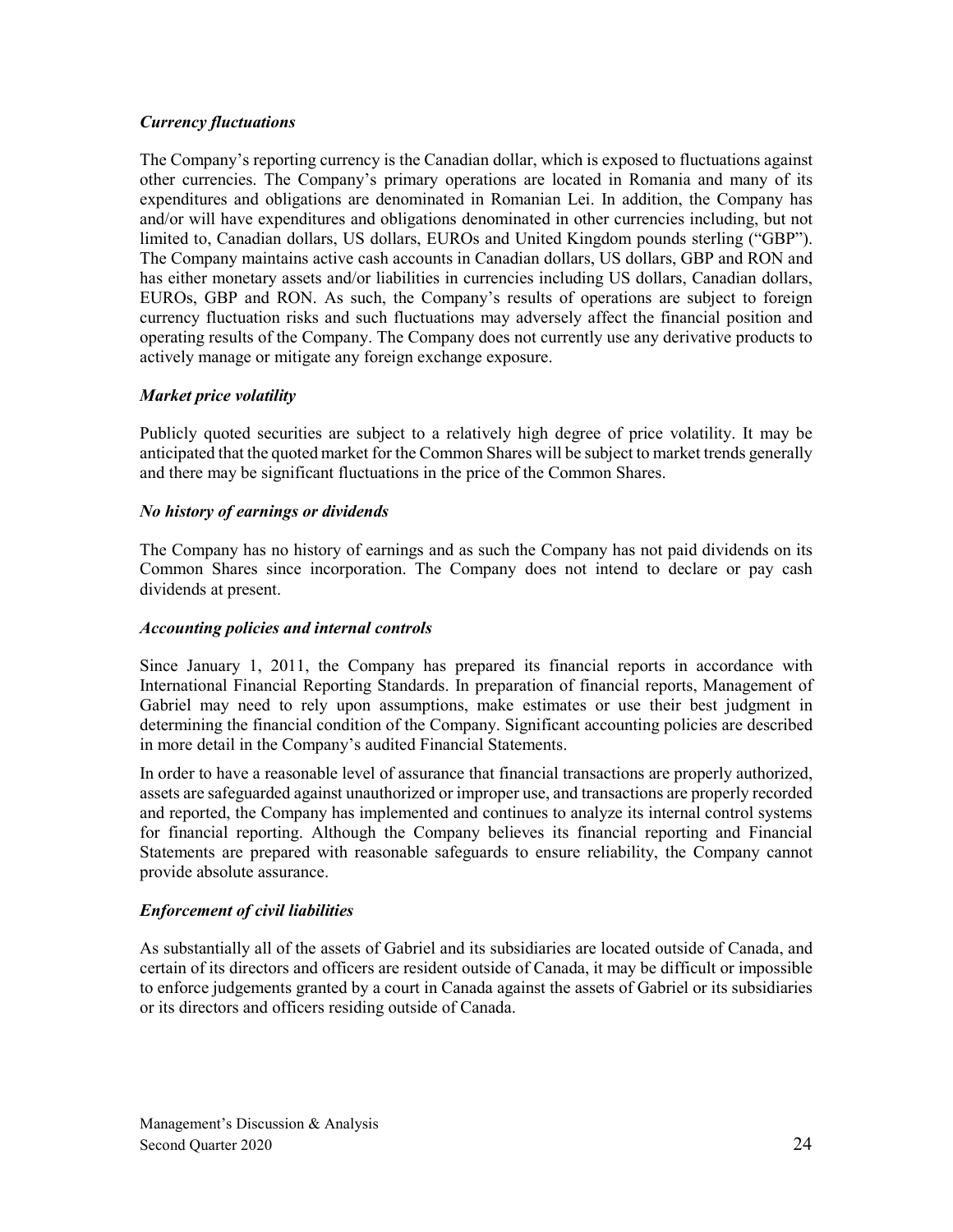### *Currency fluctuations*

The Company's reporting currency is the Canadian dollar, which is exposed to fluctuations against other currencies. The Company's primary operations are located in Romania and many of its expenditures and obligations are denominated in Romanian Lei. In addition, the Company has and/or will have expenditures and obligations denominated in other currencies including, but not limited to, Canadian dollars, US dollars, EUROs and United Kingdom pounds sterling ("GBP"). The Company maintains active cash accounts in Canadian dollars, US dollars, GBP and RON and has either monetary assets and/or liabilities in currencies including US dollars, Canadian dollars, EUROs, GBP and RON. As such, the Company's results of operations are subject to foreign currency fluctuation risks and such fluctuations may adversely affect the financial position and operating results of the Company. The Company does not currently use any derivative products to actively manage or mitigate any foreign exchange exposure.

### *Market price volatility*

Publicly quoted securities are subject to a relatively high degree of price volatility. It may be anticipated that the quoted market for the Common Shares will be subject to market trends generally and there may be significant fluctuations in the price of the Common Shares.

### *No history of earnings or dividends*

The Company has no history of earnings and as such the Company has not paid dividends on its Common Shares since incorporation. The Company does not intend to declare or pay cash dividends at present.

### *Accounting policies and internal controls*

Since January 1, 2011, the Company has prepared its financial reports in accordance with International Financial Reporting Standards. In preparation of financial reports, Management of Gabriel may need to rely upon assumptions, make estimates or use their best judgment in determining the financial condition of the Company. Significant accounting policies are described in more detail in the Company's audited Financial Statements.

In order to have a reasonable level of assurance that financial transactions are properly authorized, assets are safeguarded against unauthorized or improper use, and transactions are properly recorded and reported, the Company has implemented and continues to analyze its internal control systems for financial reporting. Although the Company believes its financial reporting and Financial Statements are prepared with reasonable safeguards to ensure reliability, the Company cannot provide absolute assurance.

### *Enforcement of civil liabilities*

As substantially all of the assets of Gabriel and its subsidiaries are located outside of Canada, and certain of its directors and officers are resident outside of Canada, it may be difficult or impossible to enforce judgements granted by a court in Canada against the assets of Gabriel or its subsidiaries or its directors and officers residing outside of Canada.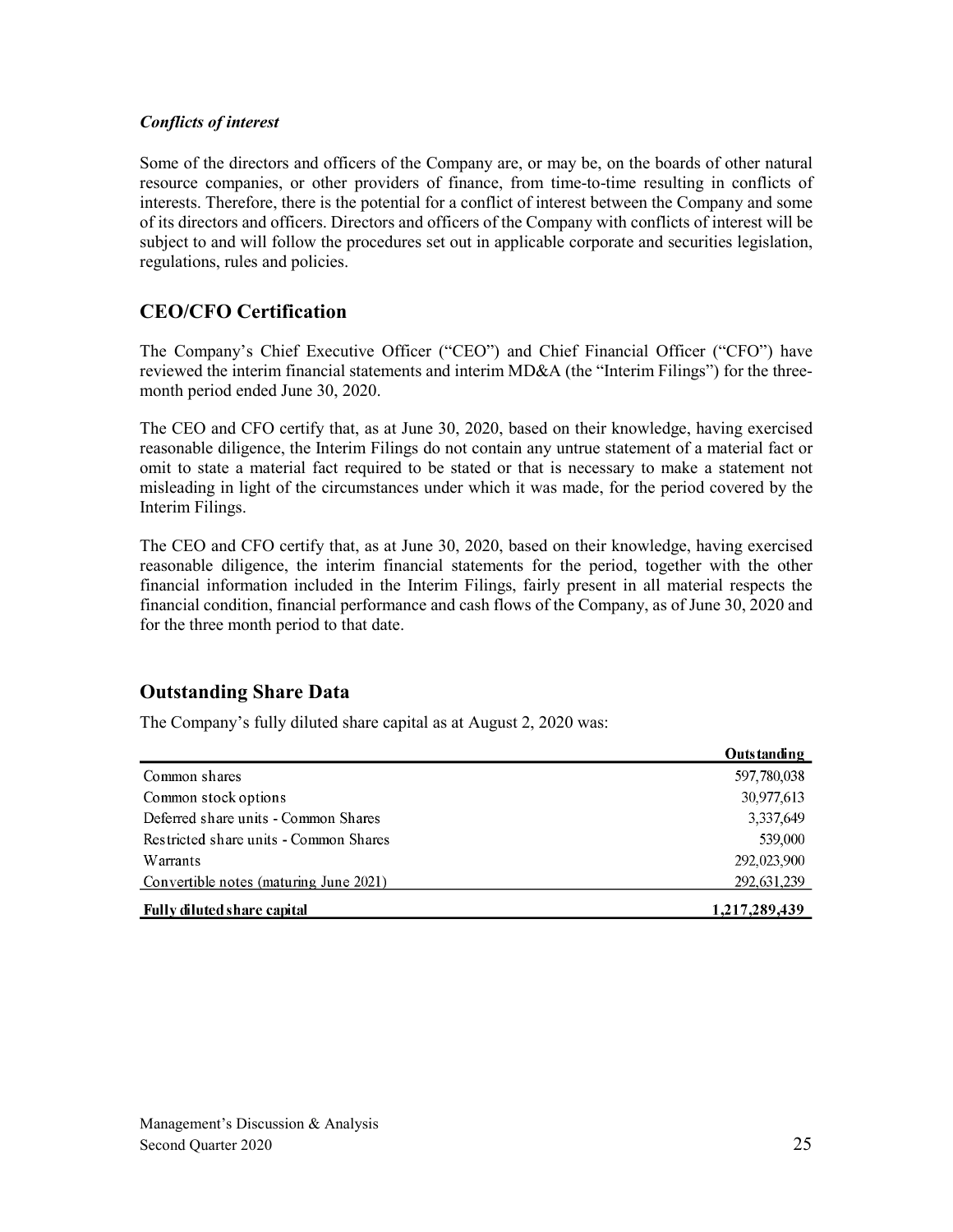*Conflicts of interest*

Some of the directors and officers of the Company are, or may be, on the boards of other natural resource companies, or other providers of finance, from time-to-time resulting in conflicts of interests. Therefore, there is the potential for a conflict of interest between the Company and some of its directors and officers. Directors and officers of the Company with conflicts of interest will be subject to and will follow the procedures set out in applicable corporate and securities legislation, regulations, rules and policies.

## CEO/CFO Certification

The Company's Chief Executive Officer ("CEO") and Chief Financial Officer ("CFO") have reviewed the interim financial statements and interim MD&A (the "Interim Filings") for the three-month period ended June 30, 2020.

The CEO and CFO certify that, as at June 30, 2020, based on their knowledge, having exercised reasonable diligence, the Interim Filings do not contain any untrue statement of a material fact or omit to state a material fact required to be stated or that is necessary to make a statement not misleading in light of the circumstances under which it was made, for the period covered by the Interim Filings.

The CEO and CFO certify that, as at June 30, 2020, based on their knowledge, having exercised reasonable diligence, the interim financial statements for the period, together with the other financial information included in the Interim Filings, fairly present in all material respects the financial condition, financial performance and cash flows of the Company, as of June 30, 2020 and for the three month period to that date.

## Outstanding Share Data

The Company's fully diluted share capital as at August 2, 2020 was:

| | **Outstanding** |
|---|---|
| Common shares | 597,780,038 |
| Common stock options | 30,977,613 |
| Deferred share units - Common Shares | 3,337,649 |
| Restricted share units - Common Shares | 539,000 |
| Warrants | 292,023,900 |
| Convertible notes (maturing June 2021) | 292,631,239 |
| **Fully diluted share capital** | **1,217,289,439** |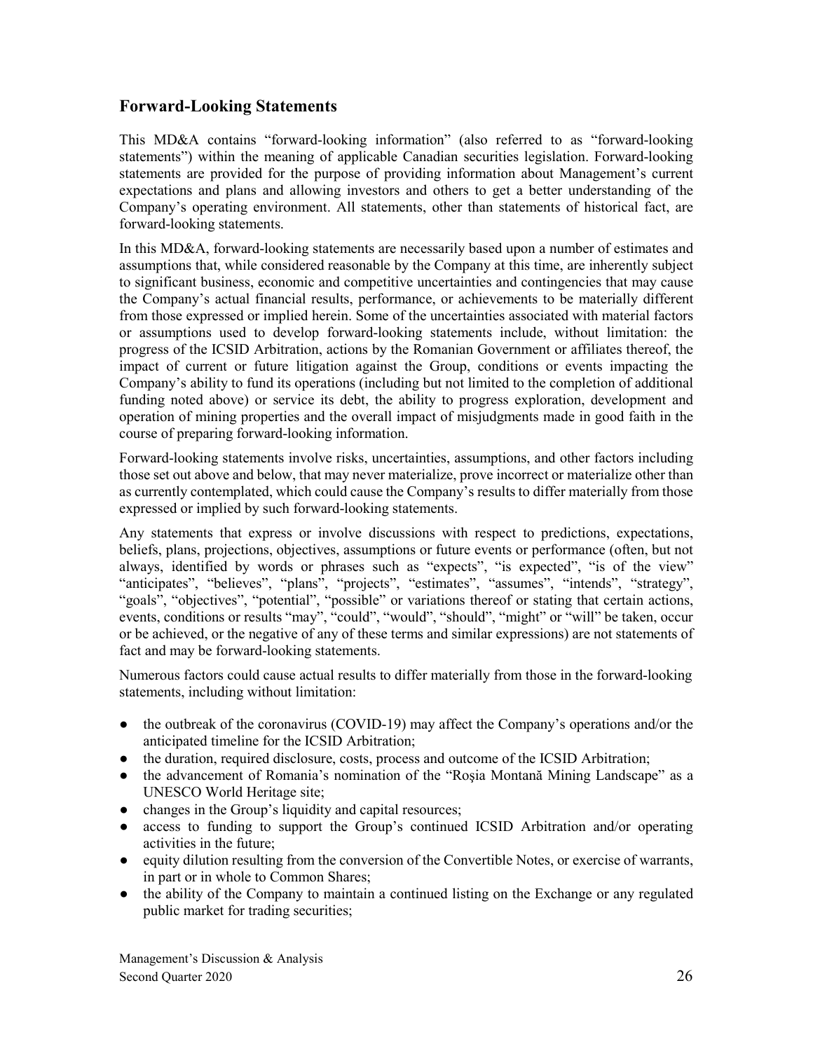## Forward-Looking Statements

This MD&A contains "forward-looking information" (also referred to as "forward-looking statements") within the meaning of applicable Canadian securities legislation. Forward-looking statements are provided for the purpose of providing information about Management's current expectations and plans and allowing investors and others to get a better understanding of the Company's operating environment. All statements, other than statements of historical fact, are forward-looking statements.

In this MD&A, forward-looking statements are necessarily based upon a number of estimates and assumptions that, while considered reasonable by the Company at this time, are inherently subject to significant business, economic and competitive uncertainties and contingencies that may cause the Company's actual financial results, performance, or achievements to be materially different from those expressed or implied herein. Some of the uncertainties associated with material factors or assumptions used to develop forward-looking statements include, without limitation: the progress of the ICSID Arbitration, actions by the Romanian Government or affiliates thereof, the impact of current or future litigation against the Group, conditions or events impacting the Company's ability to fund its operations (including but not limited to the completion of additional funding noted above) or service its debt, the ability to progress exploration, development and operation of mining properties and the overall impact of misjudgments made in good faith in the course of preparing forward-looking information.

Forward-looking statements involve risks, uncertainties, assumptions, and other factors including those set out above and below, that may never materialize, prove incorrect or materialize other than as currently contemplated, which could cause the Company's results to differ materially from those expressed or implied by such forward-looking statements.

Any statements that express or involve discussions with respect to predictions, expectations, beliefs, plans, projections, objectives, assumptions or future events or performance (often, but not always, identified by words or phrases such as "expects", "is expected", "is of the view" "anticipates", "believes", "plans", "projects", "estimates", "assumes", "intends", "strategy", "goals", "objectives", "potential", "possible" or variations thereof or stating that certain actions, events, conditions or results "may", "could", "would", "should", "might" or "will" be taken, occur or be achieved, or the negative of any of these terms and similar expressions) are not statements of fact and may be forward-looking statements.

Numerous factors could cause actual results to differ materially from those in the forward-looking statements, including without limitation:

- the outbreak of the coronavirus (COVID-19) may affect the Company's operations and/or the anticipated timeline for the ICSID Arbitration;
- the duration, required disclosure, costs, process and outcome of the ICSID Arbitration;
- the advancement of Romania's nomination of the "Roşia Montană Mining Landscape" as a UNESCO World Heritage site;
- changes in the Group's liquidity and capital resources;
- access to funding to support the Group's continued ICSID Arbitration and/or operating activities in the future;
- equity dilution resulting from the conversion of the Convertible Notes, or exercise of warrants, in part or in whole to Common Shares;
- the ability of the Company to maintain a continued listing on the Exchange or any regulated public market for trading securities;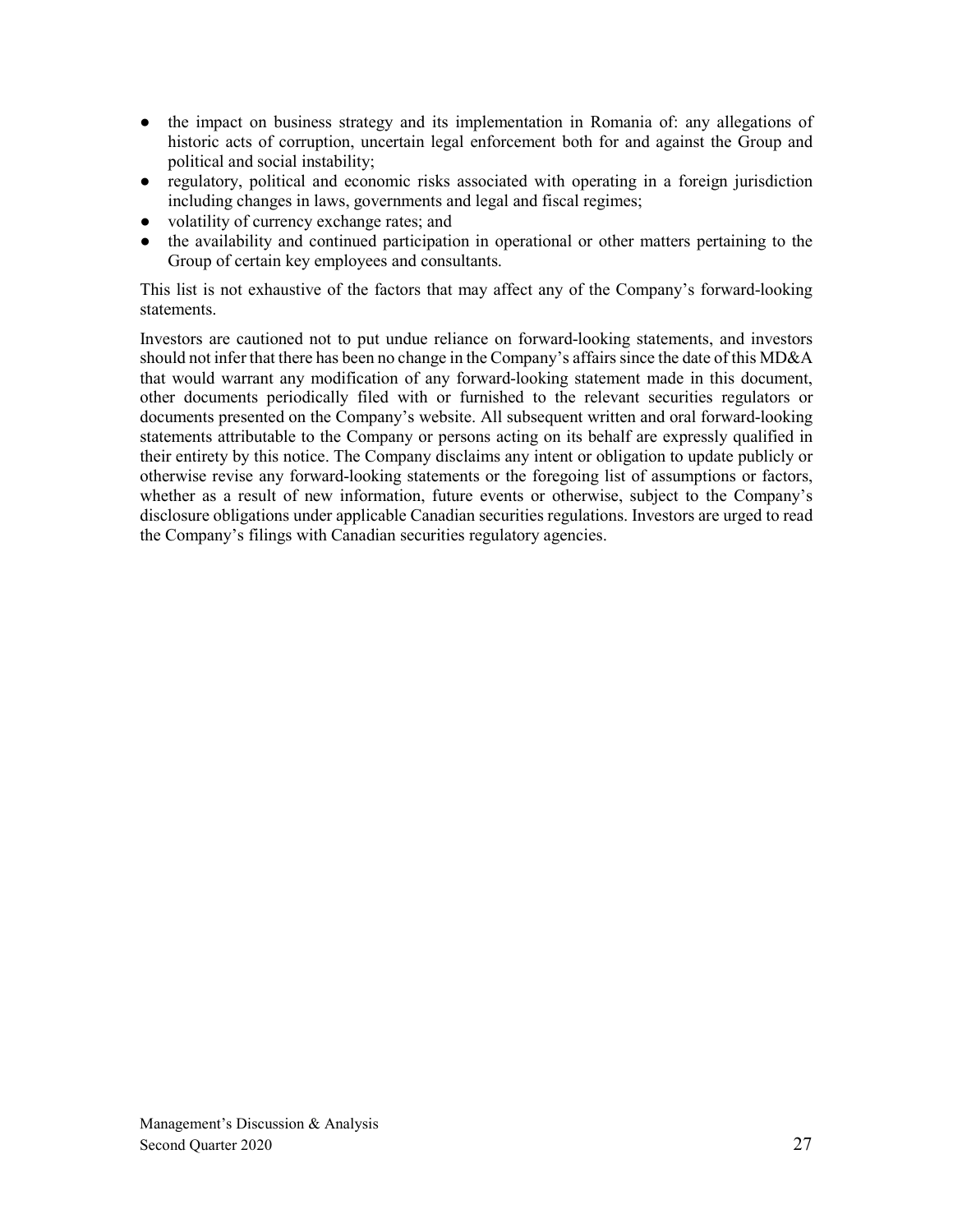- the impact on business strategy and its implementation in Romania of: any allegations of historic acts of corruption, uncertain legal enforcement both for and against the Group and political and social instability;
- regulatory, political and economic risks associated with operating in a foreign jurisdiction including changes in laws, governments and legal and fiscal regimes;
- volatility of currency exchange rates; and
- the availability and continued participation in operational or other matters pertaining to the Group of certain key employees and consultants.

This list is not exhaustive of the factors that may affect any of the Company's forward-looking statements.

Investors are cautioned not to put undue reliance on forward-looking statements, and investors should not infer that there has been no change in the Company's affairs since the date of this MD&A that would warrant any modification of any forward-looking statement made in this document, other documents periodically filed with or furnished to the relevant securities regulators or documents presented on the Company's website. All subsequent written and oral forward-looking statements attributable to the Company or persons acting on its behalf are expressly qualified in their entirety by this notice. The Company disclaims any intent or obligation to update publicly or otherwise revise any forward-looking statements or the foregoing list of assumptions or factors, whether as a result of new information, future events or otherwise, subject to the Company's disclosure obligations under applicable Canadian securities regulations. Investors are urged to read the Company's filings with Canadian securities regulatory agencies.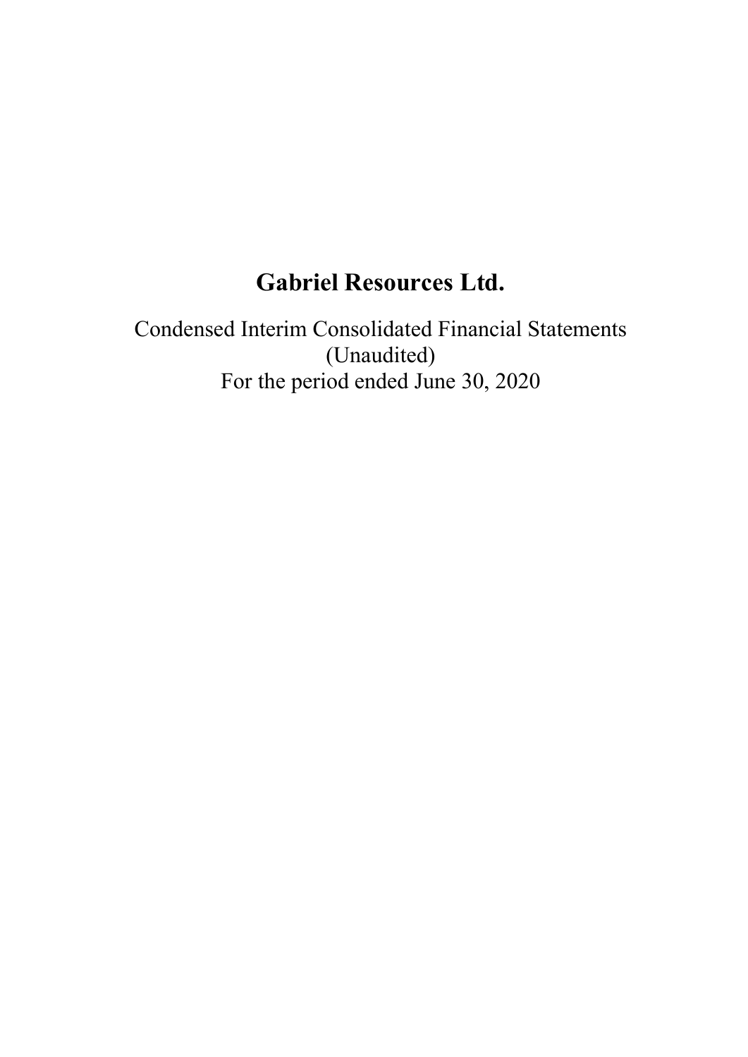# Gabriel Resources Ltd.

Condensed Interim Consolidated Financial Statements
(Unaudited)
For the period ended June 30, 2020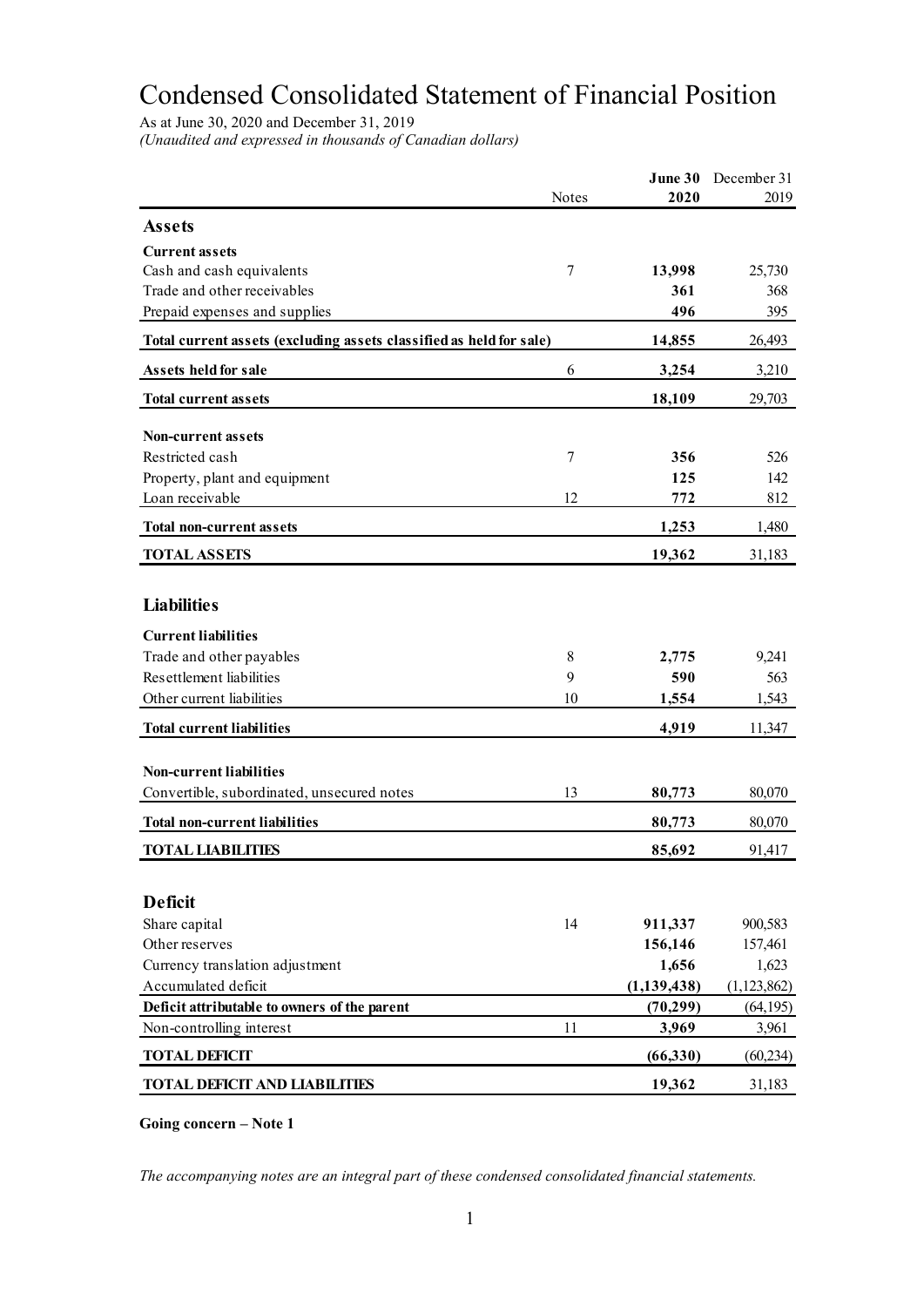# Condensed Consolidated Statement of Financial Position

As at June 30, 2020 and December 31, 2019

*(Unaudited and expressed in thousands of Canadian dollars)*

| | Notes | **June 30 2020** | December 31 2019 |
|---|---|---|---|
| **Assets** | | | |
| **Current assets** | | | |
| Cash and cash equivalents | 7 | **13,998** | 25,730 |
| Trade and other receivables | | **361** | 368 |
| Prepaid expenses and supplies | | **496** | 395 |
| **Total current assets (excluding assets classified as held for sale)** | | **14,855** | 26,493 |
| **Assets held for sale** | 6 | **3,254** | 3,210 |
| **Total current assets** | | **18,109** | 29,703 |
| **Non-current assets** | | | |
| Restricted cash | 7 | **356** | 526 |
| Property, plant and equipment | | **125** | 142 |
| Loan receivable | 12 | **772** | 812 |
| **Total non-current assets** | | **1,253** | 1,480 |
| **TOTAL ASSETS** | | **19,362** | 31,183 |
| **Liabilities** | | | |
| **Current liabilities** | | | |
| Trade and other payables | 8 | **2,775** | 9,241 |
| Resettlement liabilities | 9 | **590** | 563 |
| Other current liabilities | 10 | **1,554** | 1,543 |
| **Total current liabilities** | | **4,919** | 11,347 |
| **Non-current liabilities** | | | |
| Convertible, subordinated, unsecured notes | 13 | **80,773** | 80,070 |
| **Total non-current liabilities** | | **80,773** | 80,070 |
| **TOTAL LIABILITIES** | | **85,692** | 91,417 |
| **Deficit** | | | |
| Share capital | 14 | **911,337** | 900,583 |
| Other reserves | | **156,146** | 157,461 |
| Currency translation adjustment | | **1,656** | 1,623 |
| Accumulated deficit | | **(1,139,438)** | (1,123,862) |
| **Deficit attributable to owners of the parent** | | **(70,299)** | (64,195) |
| Non-controlling interest | 11 | **3,969** | 3,961 |
| **TOTAL DEFICIT** | | **(66,330)** | (60,234) |
| **TOTAL DEFICIT AND LIABILITIES** | | **19,362** | 31,183 |

**Going concern – Note 1**

*The accompanying notes are an integral part of these condensed consolidated financial statements.*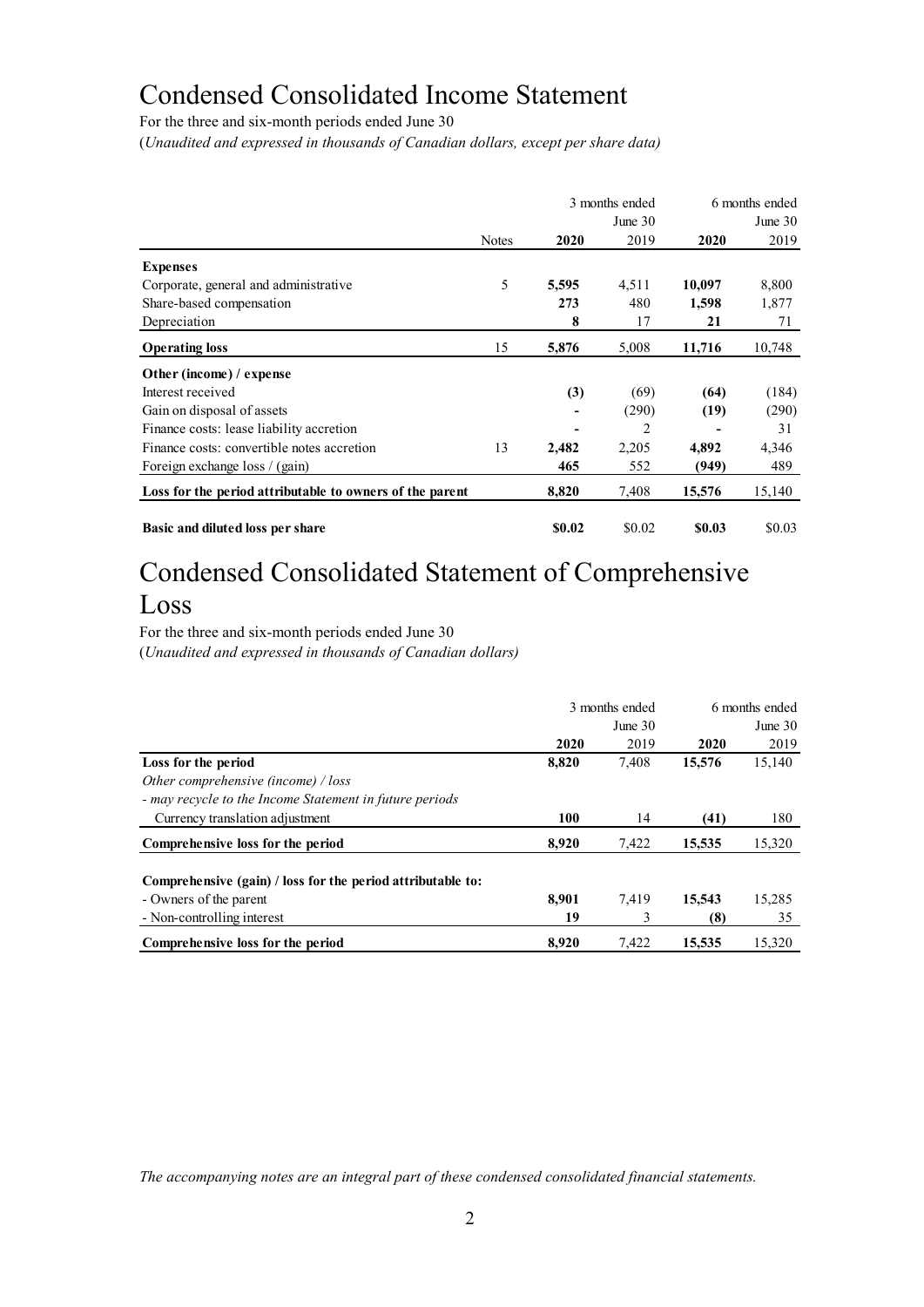# Condensed Consolidated Income Statement

For the three and six-month periods ended June 30

(*Unaudited and expressed in thousands of Canadian dollars, except per share data)*

| | Notes | 3 months ended June 30 2020 | 3 months ended June 30 2019 | 6 months ended June 30 2020 | 6 months ended June 30 2019 |
|---|---|---|---|---|---|
| **Expenses** | | | | | |
| Corporate, general and administrative | 5 | **5,595** | 4,511 | **10,097** | 8,800 |
| Share-based compensation | | **273** | 480 | **1,598** | 1,877 |
| Depreciation | | **8** | 17 | **21** | 71 |
| **Operating loss** | 15 | **5,876** | 5,008 | **11,716** | 10,748 |
| **Other (income) / expense** | | | | | |
| Interest received | | **(3)** | (69) | **(64)** | (184) |
| Gain on disposal of assets | | **-** | (290) | **(19)** | (290) |
| Finance costs: lease liability accretion | | **-** | 2 | **-** | 31 |
| Finance costs: convertible notes accretion | 13 | **2,482** | 2,205 | **4,892** | 4,346 |
| Foreign exchange loss / (gain) | | **465** | 552 | **(949)** | 489 |
| **Loss for the period attributable to owners of the parent** | | **8,820** | 7,408 | **15,576** | 15,140 |
| **Basic and diluted loss per share** | | **$0.02** | $0.02 | **$0.03** | $0.03 |

# Condensed Consolidated Statement of Comprehensive Loss

For the three and six-month periods ended June 30

(*Unaudited and expressed in thousands of Canadian dollars)*

| | 3 months ended June 30 2020 | 3 months ended June 30 2019 | 6 months ended June 30 2020 | 6 months ended June 30 2019 |
|---|---|---|---|---|
| **Loss for the period** | **8,820** | 7,408 | **15,576** | 15,140 |
| *Other comprehensive (income) / loss* | | | | |
| *- may recycle to the Income Statement in future periods* | | | | |
| Currency translation adjustment | **100** | 14 | **(41)** | 180 |
| **Comprehensive loss for the period** | **8,920** | 7,422 | **15,535** | 15,320 |
| **Comprehensive (gain) / loss for the period attributable to:** | | | | |
| - Owners of the parent | **8,901** | 7,419 | **15,543** | 15,285 |
| - Non-controlling interest | **19** | 3 | **(8)** | 35 |
| **Comprehensive loss for the period** | **8,920** | 7,422 | **15,535** | 15,320 |

*The accompanying notes are an integral part of these condensed consolidated financial statements.*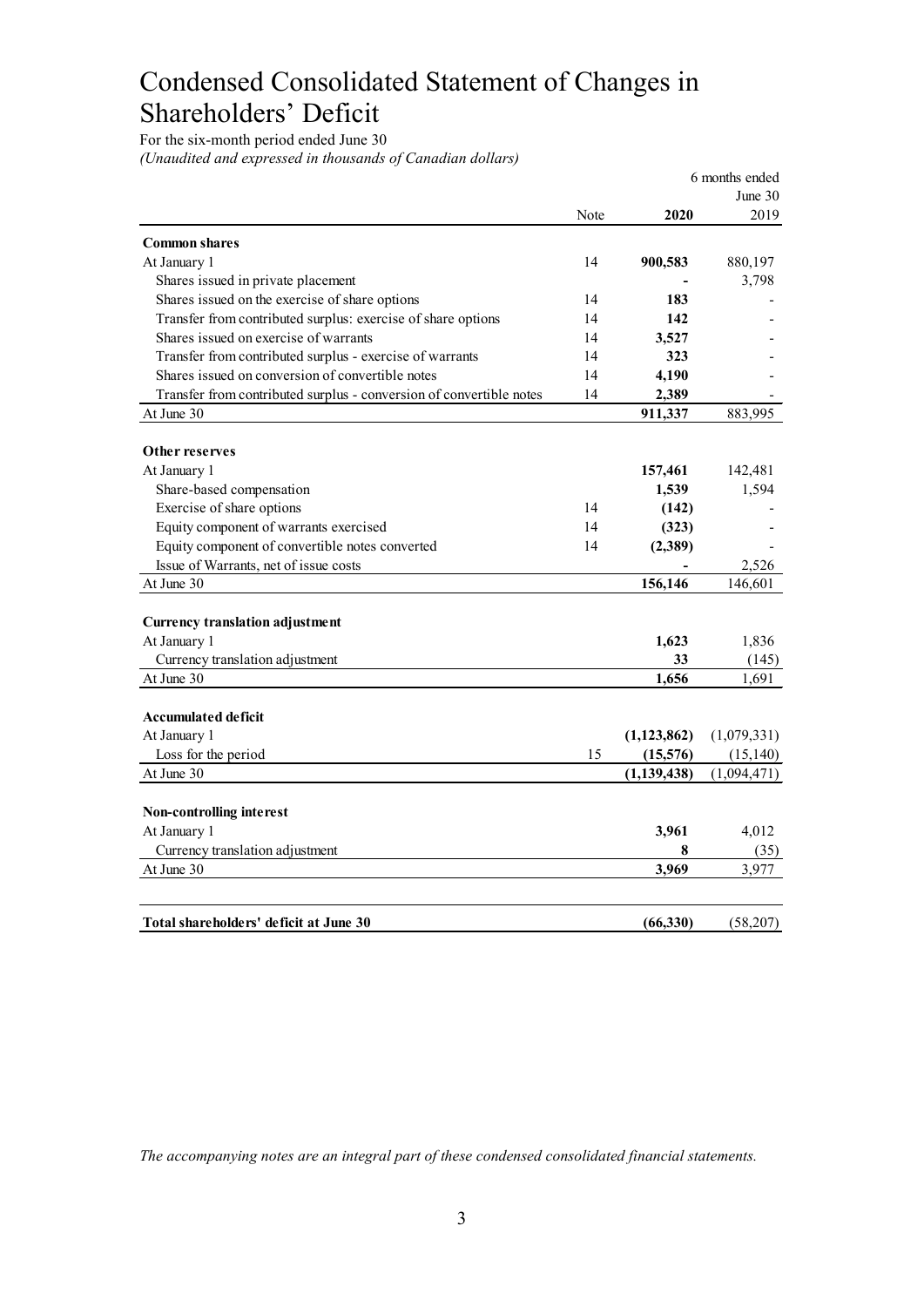# Condensed Consolidated Statement of Changes in Shareholders' Deficit

For the six-month period ended June 30

*(Unaudited and expressed in thousands of Canadian dollars)*

| | Note | 6 months ended June 30 **2020** | 2019 |
|---|---|---|---|
| **Common shares** | | | |
| At January 1 | 14 | **900,583** | 880,197 |
| Shares issued in private placement | | **-** | 3,798 |
| Shares issued on the exercise of share options | 14 | **183** | - |
| Transfer from contributed surplus: exercise of share options | 14 | **142** | - |
| Shares issued on exercise of warrants | 14 | **3,527** | - |
| Transfer from contributed surplus - exercise of warrants | 14 | **323** | - |
| Shares issued on conversion of convertible notes | 14 | **4,190** | - |
| Transfer from contributed surplus - conversion of convertible notes | 14 | **2,389** | - |
| At June 30 | | **911,337** | 883,995 |
| **Other reserves** | | | |
| At January 1 | | **157,461** | 142,481 |
| Share-based compensation | | **1,539** | 1,594 |
| Exercise of share options | 14 | **(142)** | - |
| Equity component of warrants exercised | 14 | **(323)** | - |
| Equity component of convertible notes converted | 14 | **(2,389)** | - |
| Issue of Warrants, net of issue costs | | **-** | 2,526 |
| At June 30 | | **156,146** | 146,601 |
| **Currency translation adjustment** | | | |
| At January 1 | | **1,623** | 1,836 |
| Currency translation adjustment | | **33** | (145) |
| At June 30 | | **1,656** | 1,691 |
| **Accumulated deficit** | | | |
| At January 1 | | **(1,123,862)** | (1,079,331) |
| Loss for the period | 15 | **(15,576)** | (15,140) |
| At June 30 | | **(1,139,438)** | (1,094,471) |
| **Non-controlling interest** | | | |
| At January 1 | | **3,961** | 4,012 |
| Currency translation adjustment | | **8** | (35) |
| At June 30 | | **3,969** | 3,977 |
| **Total shareholders' deficit at June 30** | | **(66,330)** | (58,207) |

*The accompanying notes are an integral part of these condensed consolidated financial statements.*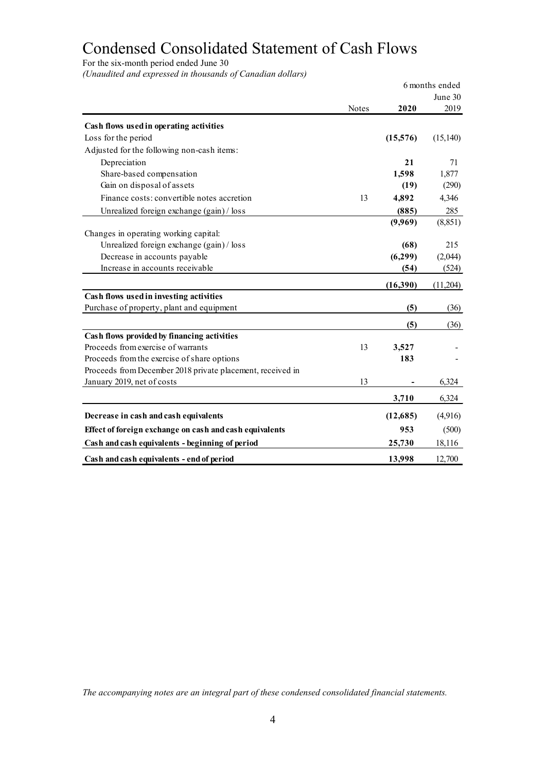# Condensed Consolidated Statement of Cash Flows

For the six-month period ended June 30

*(Unaudited and expressed in thousands of Canadian dollars)*

| | Notes | 6 months ended June 30 2020 | 2019 |
|---|---|---|---|
| **Cash flows used in operating activities** | | | |
| Loss for the period | | **(15,576)** | (15,140) |
| Adjusted for the following non-cash items: | | | |
| Depreciation | | **21** | 71 |
| Share-based compensation | | **1,598** | 1,877 |
| Gain on disposal of assets | | **(19)** | (290) |
| Finance costs: convertible notes accretion | 13 | **4,892** | 4,346 |
| Unrealized foreign exchange (gain) / loss | | **(885)** | 285 |
| | | **(9,969)** | (8,851) |
| Changes in operating working capital: | | | |
| Unrealized foreign exchange (gain) / loss | | **(68)** | 215 |
| Decrease in accounts payable | | **(6,299)** | (2,044) |
| Increase in accounts receivable | | **(54)** | (524) |
| | | **(16,390)** | (11,204) |
| **Cash flows used in investing activities** | | | |
| Purchase of property, plant and equipment | | **(5)** | (36) |
| | | **(5)** | (36) |
| **Cash flows provided by financing activities** | | | |
| Proceeds from exercise of warrants | 13 | **3,527** | - |
| Proceeds from the exercise of share options | | **183** | - |
| Proceeds from December 2018 private placement, received in January 2019, net of costs | 13 | **-** | 6,324 |
| | | **3,710** | 6,324 |
| **Decrease in cash and cash equivalents** | | **(12,685)** | (4,916) |
| **Effect of foreign exchange on cash and cash equivalents** | | **953** | (500) |
| **Cash and cash equivalents - beginning of period** | | **25,730** | 18,116 |
| **Cash and cash equivalents - end of period** | | **13,998** | 12,700 |

*The accompanying notes are an integral part of these condensed consolidated financial statements.*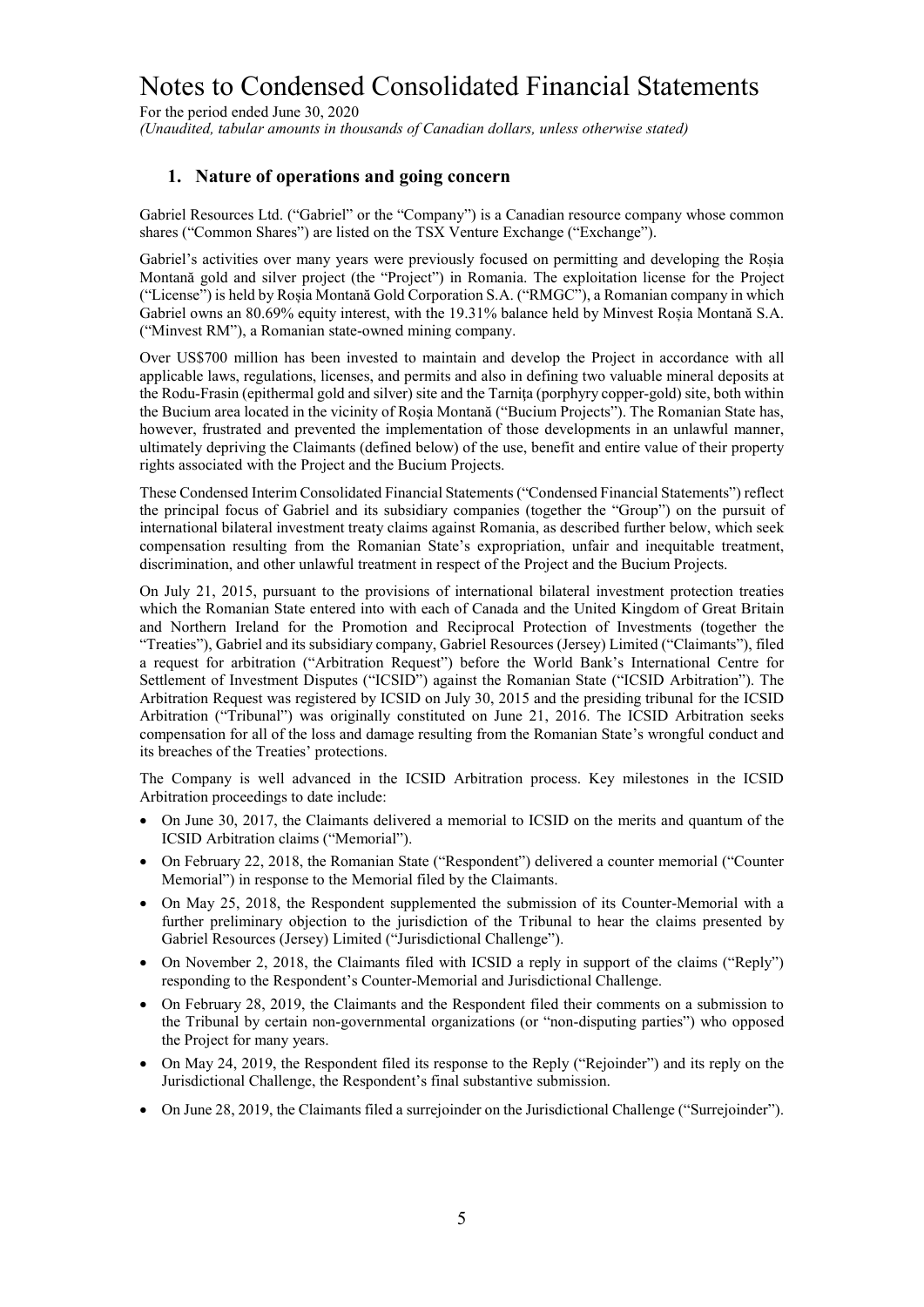# 1. Nature of operations and going concern

Gabriel Resources Ltd. ("Gabriel" or the "Company") is a Canadian resource company whose common shares ("Common Shares") are listed on the TSX Venture Exchange ("Exchange").

Gabriel's activities over many years were previously focused on permitting and developing the Roșia Montană gold and silver project (the "Project") in Romania. The exploitation license for the Project ("License") is held by Roșia Montană Gold Corporation S.A. ("RMGC"), a Romanian company in which Gabriel owns an 80.69% equity interest, with the 19.31% balance held by Minvest Roșia Montană S.A. ("Minvest RM"), a Romanian state-owned mining company.

Over US$700 million has been invested to maintain and develop the Project in accordance with all applicable laws, regulations, licenses, and permits and also in defining two valuable mineral deposits at the Rodu-Frasin (epithermal gold and silver) site and the Tarnița (porphyry copper-gold) site, both within the Bucium area located in the vicinity of Roșia Montană ("Bucium Projects"). The Romanian State has, however, frustrated and prevented the implementation of those developments in an unlawful manner, ultimately depriving the Claimants (defined below) of the use, benefit and entire value of their property rights associated with the Project and the Bucium Projects.

These Condensed Interim Consolidated Financial Statements ("Condensed Financial Statements") reflect the principal focus of Gabriel and its subsidiary companies (together the "Group") on the pursuit of international bilateral investment treaty claims against Romania, as described further below, which seek compensation resulting from the Romanian State's expropriation, unfair and inequitable treatment, discrimination, and other unlawful treatment in respect of the Project and the Bucium Projects.

On July 21, 2015, pursuant to the provisions of international bilateral investment protection treaties which the Romanian State entered into with each of Canada and the United Kingdom of Great Britain and Northern Ireland for the Promotion and Reciprocal Protection of Investments (together the "Treaties"), Gabriel and its subsidiary company, Gabriel Resources (Jersey) Limited ("Claimants"), filed a request for arbitration ("Arbitration Request") before the World Bank's International Centre for Settlement of Investment Disputes ("ICSID") against the Romanian State ("ICSID Arbitration"). The Arbitration Request was registered by ICSID on July 30, 2015 and the presiding tribunal for the ICSID Arbitration ("Tribunal") was originally constituted on June 21, 2016. The ICSID Arbitration seeks compensation for all of the loss and damage resulting from the Romanian State's wrongful conduct and its breaches of the Treaties' protections.

The Company is well advanced in the ICSID Arbitration process. Key milestones in the ICSID Arbitration proceedings to date include:

- On June 30, 2017, the Claimants delivered a memorial to ICSID on the merits and quantum of the ICSID Arbitration claims ("Memorial").
- On February 22, 2018, the Romanian State ("Respondent") delivered a counter memorial ("Counter Memorial") in response to the Memorial filed by the Claimants.
- On May 25, 2018, the Respondent supplemented the submission of its Counter-Memorial with a further preliminary objection to the jurisdiction of the Tribunal to hear the claims presented by Gabriel Resources (Jersey) Limited ("Jurisdictional Challenge").
- On November 2, 2018, the Claimants filed with ICSID a reply in support of the claims ("Reply") responding to the Respondent's Counter-Memorial and Jurisdictional Challenge.
- On February 28, 2019, the Claimants and the Respondent filed their comments on a submission to the Tribunal by certain non-governmental organizations (or "non-disputing parties") who opposed the Project for many years.
- On May 24, 2019, the Respondent filed its response to the Reply ("Rejoinder") and its reply on the Jurisdictional Challenge, the Respondent's final substantive submission.
- On June 28, 2019, the Claimants filed a surrejoinder on the Jurisdictional Challenge ("Surrejoinder").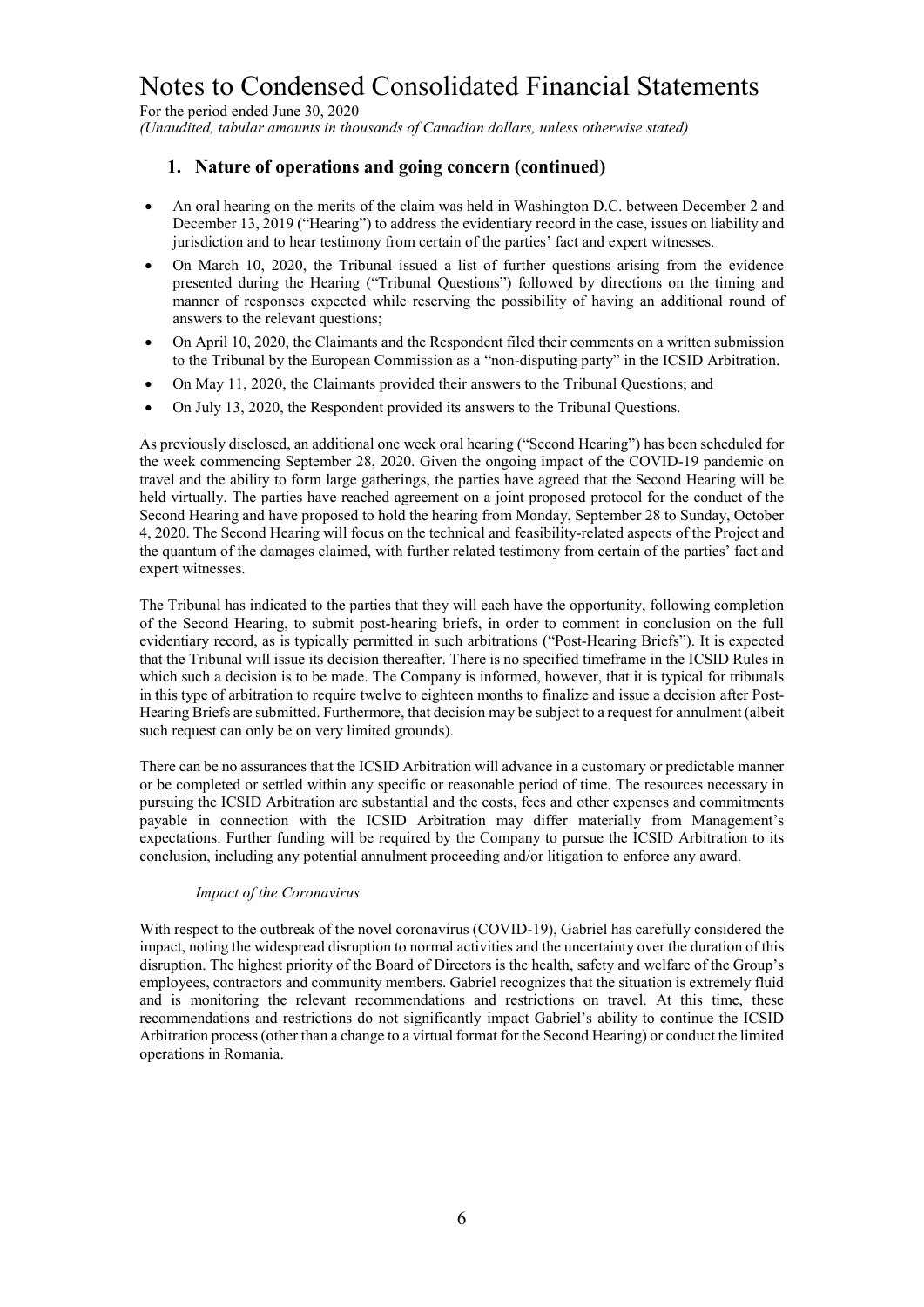## 1. Nature of operations and going concern (continued)

- An oral hearing on the merits of the claim was held in Washington D.C. between December 2 and December 13, 2019 ("Hearing") to address the evidentiary record in the case, issues on liability and jurisdiction and to hear testimony from certain of the parties' fact and expert witnesses.
- On March 10, 2020, the Tribunal issued a list of further questions arising from the evidence presented during the Hearing ("Tribunal Questions") followed by directions on the timing and manner of responses expected while reserving the possibility of having an additional round of answers to the relevant questions;
- On April 10, 2020, the Claimants and the Respondent filed their comments on a written submission to the Tribunal by the European Commission as a "non-disputing party" in the ICSID Arbitration.
- On May 11, 2020, the Claimants provided their answers to the Tribunal Questions; and
- On July 13, 2020, the Respondent provided its answers to the Tribunal Questions.

As previously disclosed, an additional one week oral hearing ("Second Hearing") has been scheduled for the week commencing September 28, 2020. Given the ongoing impact of the COVID-19 pandemic on travel and the ability to form large gatherings, the parties have agreed that the Second Hearing will be held virtually. The parties have reached agreement on a joint proposed protocol for the conduct of the Second Hearing and have proposed to hold the hearing from Monday, September 28 to Sunday, October 4, 2020. The Second Hearing will focus on the technical and feasibility-related aspects of the Project and the quantum of the damages claimed, with further related testimony from certain of the parties' fact and expert witnesses.

The Tribunal has indicated to the parties that they will each have the opportunity, following completion of the Second Hearing, to submit post-hearing briefs, in order to comment in conclusion on the full evidentiary record, as is typically permitted in such arbitrations ("Post-Hearing Briefs"). It is expected that the Tribunal will issue its decision thereafter. There is no specified timeframe in the ICSID Rules in which such a decision is to be made. The Company is informed, however, that it is typical for tribunals in this type of arbitration to require twelve to eighteen months to finalize and issue a decision after Post-Hearing Briefs are submitted. Furthermore, that decision may be subject to a request for annulment (albeit such request can only be on very limited grounds).

There can be no assurances that the ICSID Arbitration will advance in a customary or predictable manner or be completed or settled within any specific or reasonable period of time. The resources necessary in pursuing the ICSID Arbitration are substantial and the costs, fees and other expenses and commitments payable in connection with the ICSID Arbitration may differ materially from Management's expectations. Further funding will be required by the Company to pursue the ICSID Arbitration to its conclusion, including any potential annulment proceeding and/or litigation to enforce any award.

*Impact of the Coronavirus*

With respect to the outbreak of the novel coronavirus (COVID-19), Gabriel has carefully considered the impact, noting the widespread disruption to normal activities and the uncertainty over the duration of this disruption. The highest priority of the Board of Directors is the health, safety and welfare of the Group's employees, contractors and community members. Gabriel recognizes that the situation is extremely fluid and is monitoring the relevant recommendations and restrictions on travel. At this time, these recommendations and restrictions do not significantly impact Gabriel's ability to continue the ICSID Arbitration process (other than a change to a virtual format for the Second Hearing) or conduct the limited operations in Romania.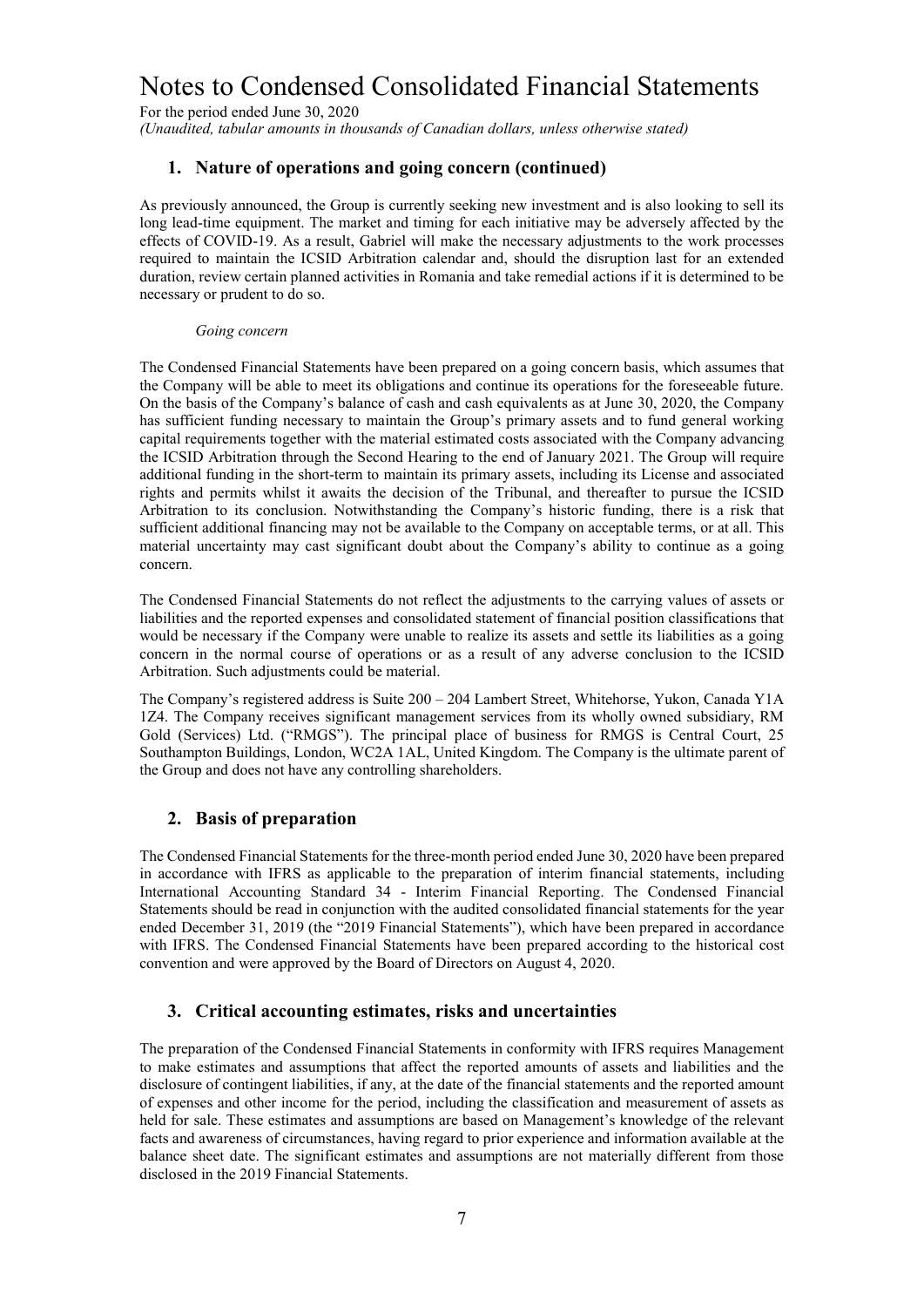# Notes to Condensed Consolidated Financial Statements

For the period ended June 30, 2020

*(Unaudited, tabular amounts in thousands of Canadian dollars, unless otherwise stated)*

## 1. Nature of operations and going concern (continued)

As previously announced, the Group is currently seeking new investment and is also looking to sell its long lead-time equipment. The market and timing for each initiative may be adversely affected by the effects of COVID-19. As a result, Gabriel will make the necessary adjustments to the work processes required to maintain the ICSID Arbitration calendar and, should the disruption last for an extended duration, review certain planned activities in Romania and take remedial actions if it is determined to be necessary or prudent to do so.

*Going concern*

The Condensed Financial Statements have been prepared on a going concern basis, which assumes that the Company will be able to meet its obligations and continue its operations for the foreseeable future. On the basis of the Company's balance of cash and cash equivalents as at June 30, 2020, the Company has sufficient funding necessary to maintain the Group's primary assets and to fund general working capital requirements together with the material estimated costs associated with the Company advancing the ICSID Arbitration through the Second Hearing to the end of January 2021. The Group will require additional funding in the short-term to maintain its primary assets, including its License and associated rights and permits whilst it awaits the decision of the Tribunal, and thereafter to pursue the ICSID Arbitration to its conclusion. Notwithstanding the Company's historic funding, there is a risk that sufficient additional financing may not be available to the Company on acceptable terms, or at all. This material uncertainty may cast significant doubt about the Company's ability to continue as a going concern.

The Condensed Financial Statements do not reflect the adjustments to the carrying values of assets or liabilities and the reported expenses and consolidated statement of financial position classifications that would be necessary if the Company were unable to realize its assets and settle its liabilities as a going concern in the normal course of operations or as a result of any adverse conclusion to the ICSID Arbitration. Such adjustments could be material.

The Company's registered address is Suite 200 – 204 Lambert Street, Whitehorse, Yukon, Canada Y1A 1Z4. The Company receives significant management services from its wholly owned subsidiary, RM Gold (Services) Ltd. ("RMGS"). The principal place of business for RMGS is Central Court, 25 Southampton Buildings, London, WC2A 1AL, United Kingdom. The Company is the ultimate parent of the Group and does not have any controlling shareholders.

## 2. Basis of preparation

The Condensed Financial Statements for the three-month period ended June 30, 2020 have been prepared in accordance with IFRS as applicable to the preparation of interim financial statements, including International Accounting Standard 34 - Interim Financial Reporting. The Condensed Financial Statements should be read in conjunction with the audited consolidated financial statements for the year ended December 31, 2019 (the "2019 Financial Statements"), which have been prepared in accordance with IFRS. The Condensed Financial Statements have been prepared according to the historical cost convention and were approved by the Board of Directors on August 4, 2020.

## 3. Critical accounting estimates, risks and uncertainties

The preparation of the Condensed Financial Statements in conformity with IFRS requires Management to make estimates and assumptions that affect the reported amounts of assets and liabilities and the disclosure of contingent liabilities, if any, at the date of the financial statements and the reported amount of expenses and other income for the period, including the classification and measurement of assets as held for sale. These estimates and assumptions are based on Management's knowledge of the relevant facts and awareness of circumstances, having regard to prior experience and information available at the balance sheet date. The significant estimates and assumptions are not materially different from those disclosed in the 2019 Financial Statements.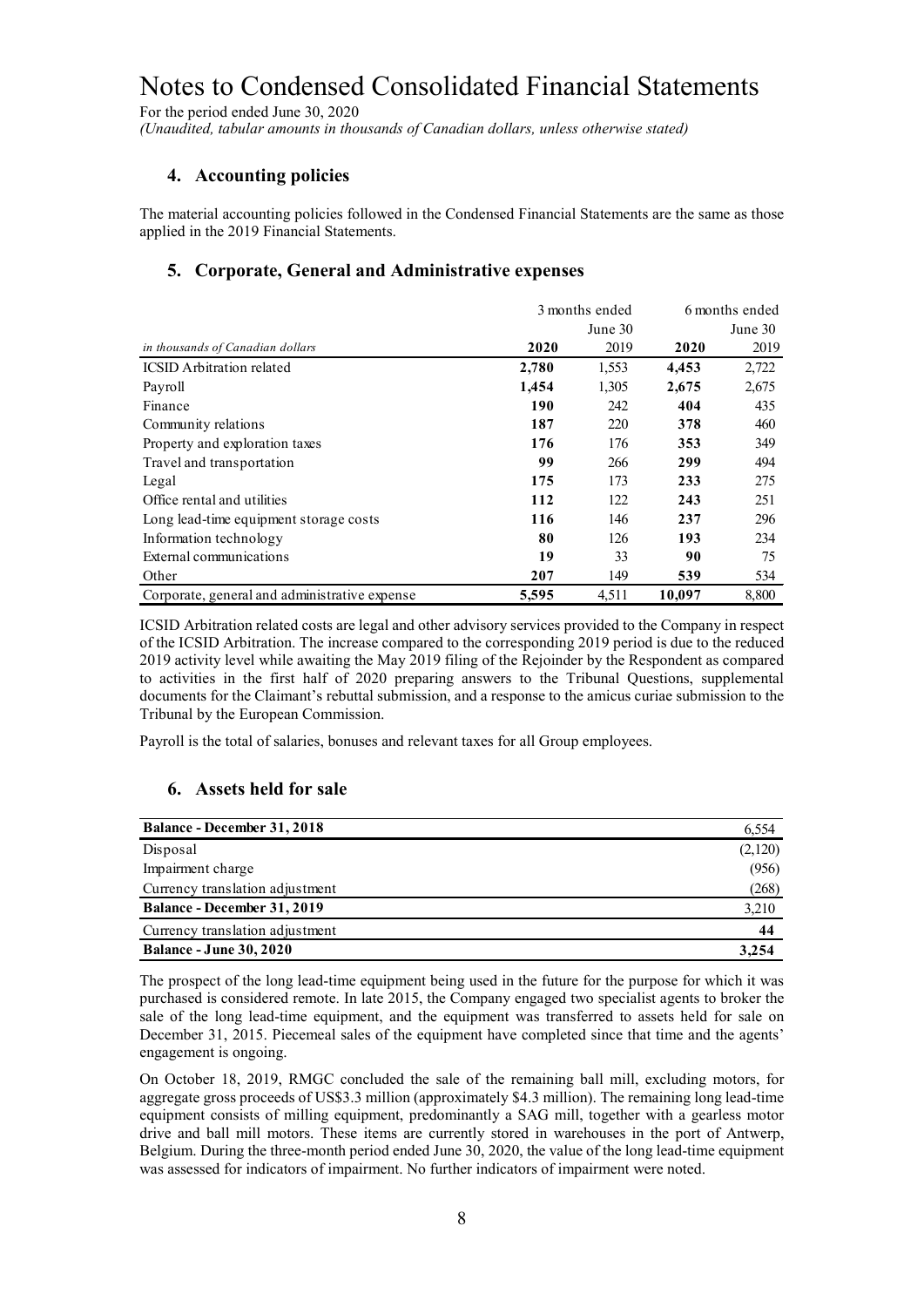# Notes to Condensed Consolidated Financial Statements

For the period ended June 30, 2020

*(Unaudited, tabular amounts in thousands of Canadian dollars, unless otherwise stated)*

## 4. Accounting policies

The material accounting policies followed in the Condensed Financial Statements are the same as those applied in the 2019 Financial Statements.

## 5. Corporate, General and Administrative expenses

| | 3 months ended June 30 | | 6 months ended June 30 | |
|---|---|---|---|---|
| *in thousands of Canadian dollars* | **2020** | 2019 | **2020** | 2019 |
| ICSID Arbitration related | **2,780** | 1,553 | **4,453** | 2,722 |
| Payroll | **1,454** | 1,305 | **2,675** | 2,675 |
| Finance | **190** | 242 | **404** | 435 |
| Community relations | **187** | 220 | **378** | 460 |
| Property and exploration taxes | **176** | 176 | **353** | 349 |
| Travel and transportation | **99** | 266 | **299** | 494 |
| Legal | **175** | 173 | **233** | 275 |
| Office rental and utilities | **112** | 122 | **243** | 251 |
| Long lead-time equipment storage costs | **116** | 146 | **237** | 296 |
| Information technology | **80** | 126 | **193** | 234 |
| External communications | **19** | 33 | **90** | 75 |
| Other | **207** | 149 | **539** | 534 |
| Corporate, general and administrative expense | **5,595** | 4,511 | **10,097** | 8,800 |

ICSID Arbitration related costs are legal and other advisory services provided to the Company in respect of the ICSID Arbitration. The increase compared to the corresponding 2019 period is due to the reduced 2019 activity level while awaiting the May 2019 filing of the Rejoinder by the Respondent as compared to activities in the first half of 2020 preparing answers to the Tribunal Questions, supplemental documents for the Claimant's rebuttal submission, and a response to the amicus curiae submission to the Tribunal by the European Commission.

Payroll is the total of salaries, bonuses and relevant taxes for all Group employees.

## 6. Assets held for sale

| | |
|---|---|
| **Balance - December 31, 2018** | 6,554 |
| Disposal | (2,120) |
| Impairment charge | (956) |
| Currency translation adjustment | (268) |
| **Balance - December 31, 2019** | 3,210 |
| Currency translation adjustment | **44** |
| **Balance - June 30, 2020** | **3,254** |

The prospect of the long lead-time equipment being used in the future for the purpose for which it was purchased is considered remote. In late 2015, the Company engaged two specialist agents to broker the sale of the long lead-time equipment, and the equipment was transferred to assets held for sale on December 31, 2015. Piecemeal sales of the equipment have completed since that time and the agents' engagement is ongoing.

On October 18, 2019, RMGC concluded the sale of the remaining ball mill, excluding motors, for aggregate gross proceeds of US$3.3 million (approximately $4.3 million). The remaining long lead-time equipment consists of milling equipment, predominantly a SAG mill, together with a gearless motor drive and ball mill motors. These items are currently stored in warehouses in the port of Antwerp, Belgium. During the three-month period ended June 30, 2020, the value of the long lead-time equipment was assessed for indicators of impairment. No further indicators of impairment were noted.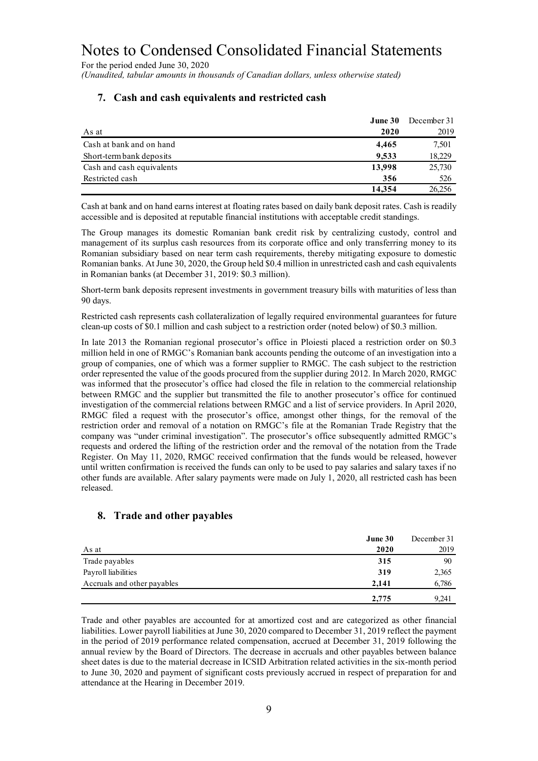# Notes to Condensed Consolidated Financial Statements

For the period ended June 30, 2020

*(Unaudited, tabular amounts in thousands of Canadian dollars, unless otherwise stated)*

## 7. Cash and cash equivalents and restricted cash

| As at | **June 30 2020** | December 31 2019 |
|---|---|---|
| Cash at bank and on hand | **4,465** | 7,501 |
| Short-term bank deposits | **9,533** | 18,229 |
| Cash and cash equivalents | **13,998** | 25,730 |
| Restricted cash | **356** | 526 |
| | **14,354** | 26,256 |

Cash at bank and on hand earns interest at floating rates based on daily bank deposit rates. Cash is readily accessible and is deposited at reputable financial institutions with acceptable credit standings.

The Group manages its domestic Romanian bank credit risk by centralizing custody, control and management of its surplus cash resources from its corporate office and only transferring money to its Romanian subsidiary based on near term cash requirements, thereby mitigating exposure to domestic Romanian banks. At June 30, 2020, the Group held $0.4 million in unrestricted cash and cash equivalents in Romanian banks (at December 31, 2019: $0.3 million).

Short-term bank deposits represent investments in government treasury bills with maturities of less than 90 days.

Restricted cash represents cash collateralization of legally required environmental guarantees for future clean-up costs of $0.1 million and cash subject to a restriction order (noted below) of $0.3 million.

In late 2013 the Romanian regional prosecutor's office in Ploiesti placed a restriction order on $0.3 million held in one of RMGC's Romanian bank accounts pending the outcome of an investigation into a group of companies, one of which was a former supplier to RMGC. The cash subject to the restriction order represented the value of the goods procured from the supplier during 2012. In March 2020, RMGC was informed that the prosecutor's office had closed the file in relation to the commercial relationship between RMGC and the supplier but transmitted the file to another prosecutor's office for continued investigation of the commercial relations between RMGC and a list of service providers. In April 2020, RMGC filed a request with the prosecutor's office, amongst other things, for the removal of the restriction order and removal of a notation on RMGC's file at the Romanian Trade Registry that the company was "under criminal investigation". The prosecutor's office subsequently admitted RMGC's requests and ordered the lifting of the restriction order and the removal of the notation from the Trade Register. On May 11, 2020, RMGC received confirmation that the funds would be released, however until written confirmation is received the funds can only to be used to pay salaries and salary taxes if no other funds are available. After salary payments were made on July 1, 2020, all restricted cash has been released.

## 8. Trade and other payables

| As at | **June 30 2020** | December 31 2019 |
|---|---|---|
| Trade payables | **315** | 90 |
| Payroll liabilities | **319** | 2,365 |
| Accruals and other payables | **2,141** | 6,786 |
| | **2,775** | 9,241 |

Trade and other payables are accounted for at amortized cost and are categorized as other financial liabilities. Lower payroll liabilities at June 30, 2020 compared to December 31, 2019 reflect the payment in the period of 2019 performance related compensation, accrued at December 31, 2019 following the annual review by the Board of Directors. The decrease in accruals and other payables between balance sheet dates is due to the material decrease in ICSID Arbitration related activities in the six-month period to June 30, 2020 and payment of significant costs previously accrued in respect of preparation for and attendance at the Hearing in December 2019.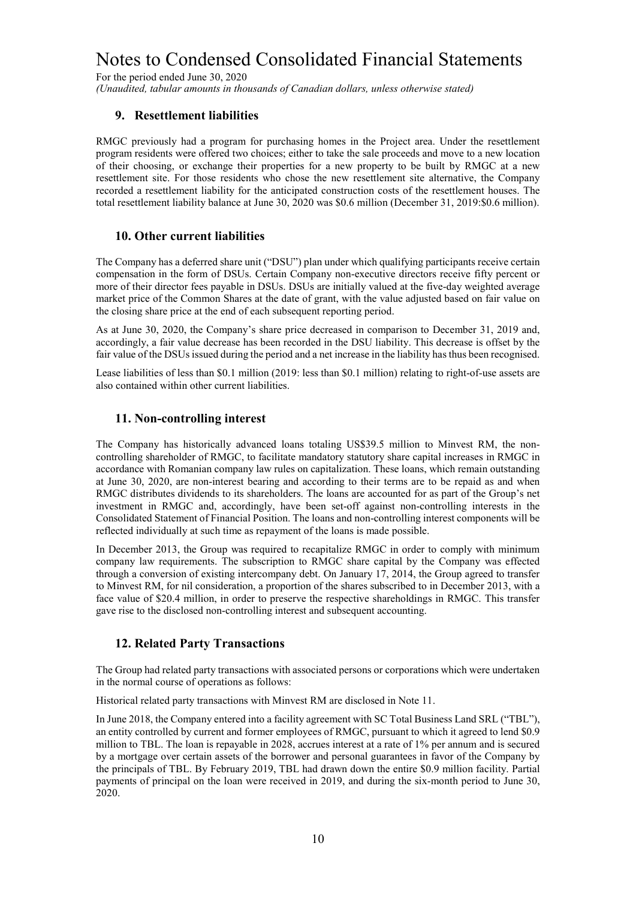# Notes to Condensed Consolidated Financial Statements

For the period ended June 30, 2020

*(Unaudited, tabular amounts in thousands of Canadian dollars, unless otherwise stated)*

## 9. Resettlement liabilities

RMGC previously had a program for purchasing homes in the Project area. Under the resettlement program residents were offered two choices; either to take the sale proceeds and move to a new location of their choosing, or exchange their properties for a new property to be built by RMGC at a new resettlement site. For those residents who chose the new resettlement site alternative, the Company recorded a resettlement liability for the anticipated construction costs of the resettlement houses. The total resettlement liability balance at June 30, 2020 was $0.6 million (December 31, 2019:$0.6 million).

## 10. Other current liabilities

The Company has a deferred share unit ("DSU") plan under which qualifying participants receive certain compensation in the form of DSUs. Certain Company non-executive directors receive fifty percent or more of their director fees payable in DSUs. DSUs are initially valued at the five-day weighted average market price of the Common Shares at the date of grant, with the value adjusted based on fair value on the closing share price at the end of each subsequent reporting period.

As at June 30, 2020, the Company's share price decreased in comparison to December 31, 2019 and, accordingly, a fair value decrease has been recorded in the DSU liability. This decrease is offset by the fair value of the DSUs issued during the period and a net increase in the liability has thus been recognised.

Lease liabilities of less than $0.1 million (2019: less than $0.1 million) relating to right-of-use assets are also contained within other current liabilities.

## 11. Non-controlling interest

The Company has historically advanced loans totaling US$39.5 million to Minvest RM, the non-controlling shareholder of RMGC, to facilitate mandatory statutory share capital increases in RMGC in accordance with Romanian company law rules on capitalization. These loans, which remain outstanding at June 30, 2020, are non-interest bearing and according to their terms are to be repaid as and when RMGC distributes dividends to its shareholders. The loans are accounted for as part of the Group's net investment in RMGC and, accordingly, have been set-off against non-controlling interests in the Consolidated Statement of Financial Position. The loans and non-controlling interest components will be reflected individually at such time as repayment of the loans is made possible.

In December 2013, the Group was required to recapitalize RMGC in order to comply with minimum company law requirements. The subscription to RMGC share capital by the Company was effected through a conversion of existing intercompany debt. On January 17, 2014, the Group agreed to transfer to Minvest RM, for nil consideration, a proportion of the shares subscribed to in December 2013, with a face value of $20.4 million, in order to preserve the respective shareholdings in RMGC. This transfer gave rise to the disclosed non-controlling interest and subsequent accounting.

## 12. Related Party Transactions

The Group had related party transactions with associated persons or corporations which were undertaken in the normal course of operations as follows:

Historical related party transactions with Minvest RM are disclosed in Note 11.

In June 2018, the Company entered into a facility agreement with SC Total Business Land SRL ("TBL"), an entity controlled by current and former employees of RMGC, pursuant to which it agreed to lend $0.9 million to TBL. The loan is repayable in 2028, accrues interest at a rate of 1% per annum and is secured by a mortgage over certain assets of the borrower and personal guarantees in favor of the Company by the principals of TBL. By February 2019, TBL had drawn down the entire $0.9 million facility. Partial payments of principal on the loan were received in 2019, and during the six-month period to June 30, 2020.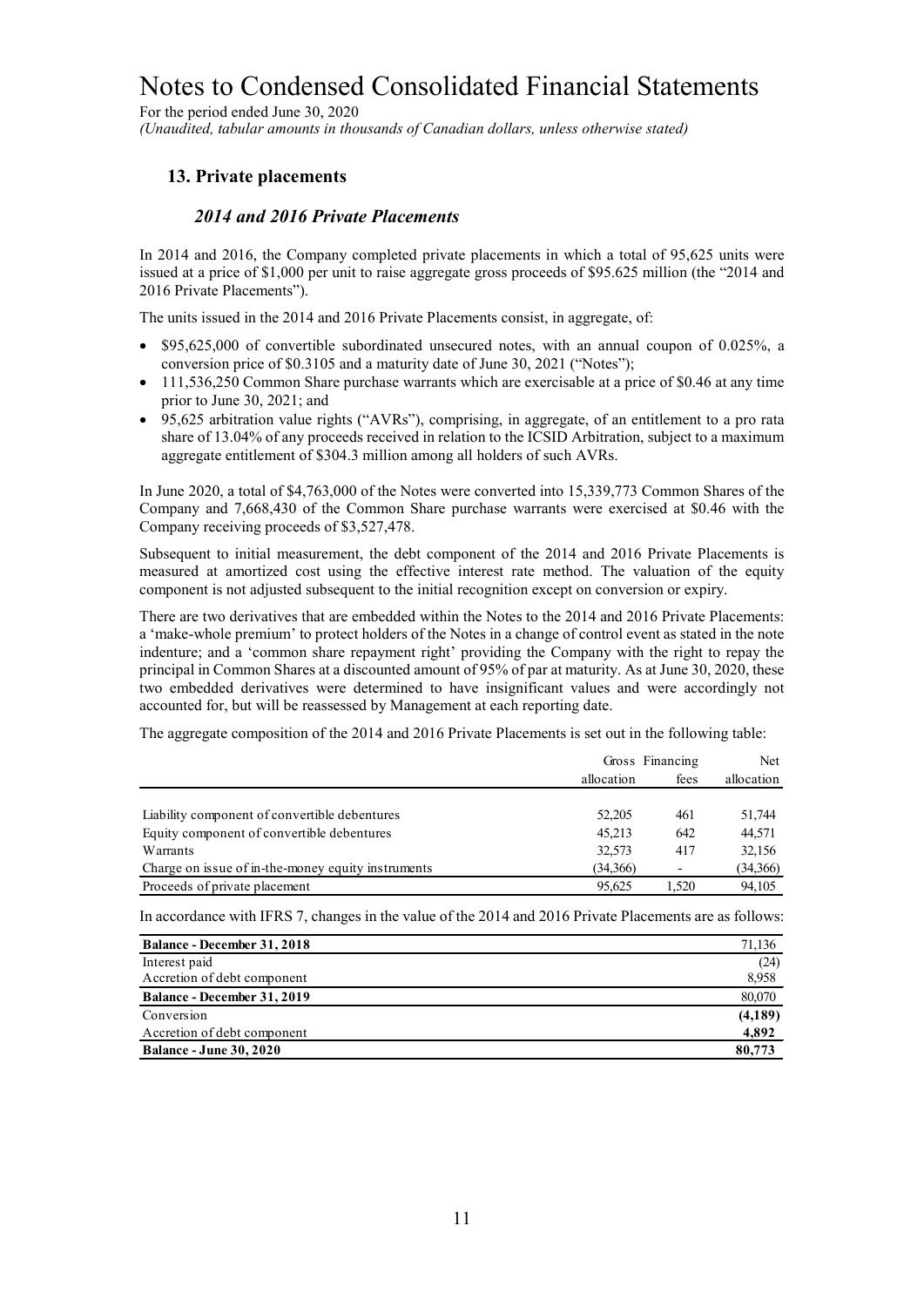# Notes to Condensed Consolidated Financial Statements

For the period ended June 30, 2020

*(Unaudited, tabular amounts in thousands of Canadian dollars, unless otherwise stated)*

## 13. Private placements

### *2014 and 2016 Private Placements*

In 2014 and 2016, the Company completed private placements in which a total of 95,625 units were issued at a price of $1,000 per unit to raise aggregate gross proceeds of $95.625 million (the "2014 and 2016 Private Placements").

The units issued in the 2014 and 2016 Private Placements consist, in aggregate, of:

- $95,625,000 of convertible subordinated unsecured notes, with an annual coupon of 0.025%, a conversion price of $0.3105 and a maturity date of June 30, 2021 ("Notes");
- 111,536,250 Common Share purchase warrants which are exercisable at a price of $0.46 at any time prior to June 30, 2021; and
- 95,625 arbitration value rights ("AVRs"), comprising, in aggregate, of an entitlement to a pro rata share of 13.04% of any proceeds received in relation to the ICSID Arbitration, subject to a maximum aggregate entitlement of $304.3 million among all holders of such AVRs.

In June 2020, a total of $4,763,000 of the Notes were converted into 15,339,773 Common Shares of the Company and 7,668,430 of the Common Share purchase warrants were exercised at $0.46 with the Company receiving proceeds of $3,527,478.

Subsequent to initial measurement, the debt component of the 2014 and 2016 Private Placements is measured at amortized cost using the effective interest rate method. The valuation of the equity component is not adjusted subsequent to the initial recognition except on conversion or expiry.

There are two derivatives that are embedded within the Notes to the 2014 and 2016 Private Placements: a 'make-whole premium' to protect holders of the Notes in a change of control event as stated in the note indenture; and a 'common share repayment right' providing the Company with the right to repay the principal in Common Shares at a discounted amount of 95% of par at maturity. As at June 30, 2020, these two embedded derivatives were determined to have insignificant values and were accordingly not accounted for, but will be reassessed by Management at each reporting date.

The aggregate composition of the 2014 and 2016 Private Placements is set out in the following table:

| | Gross allocation | Financing fees | Net allocation |
|---|---|---|---|
| Liability component of convertible debentures | 52,205 | 461 | 51,744 |
| Equity component of convertible debentures | 45,213 | 642 | 44,571 |
| Warrants | 32,573 | 417 | 32,156 |
| Charge on issue of in-the-money equity instruments | (34,366) | - | (34,366) |
| Proceeds of private placement | 95,625 | 1,520 | 94,105 |

In accordance with IFRS 7, changes in the value of the 2014 and 2016 Private Placements are as follows:

| | |
|---|---|
| **Balance - December 31, 2018** | 71,136 |
| Interest paid | (24) |
| Accretion of debt component | 8,958 |
| **Balance - December 31, 2019** | 80,070 |
| Conversion | **(4,189)** |
| Accretion of debt component | **4,892** |
| **Balance - June 30, 2020** | **80,773** |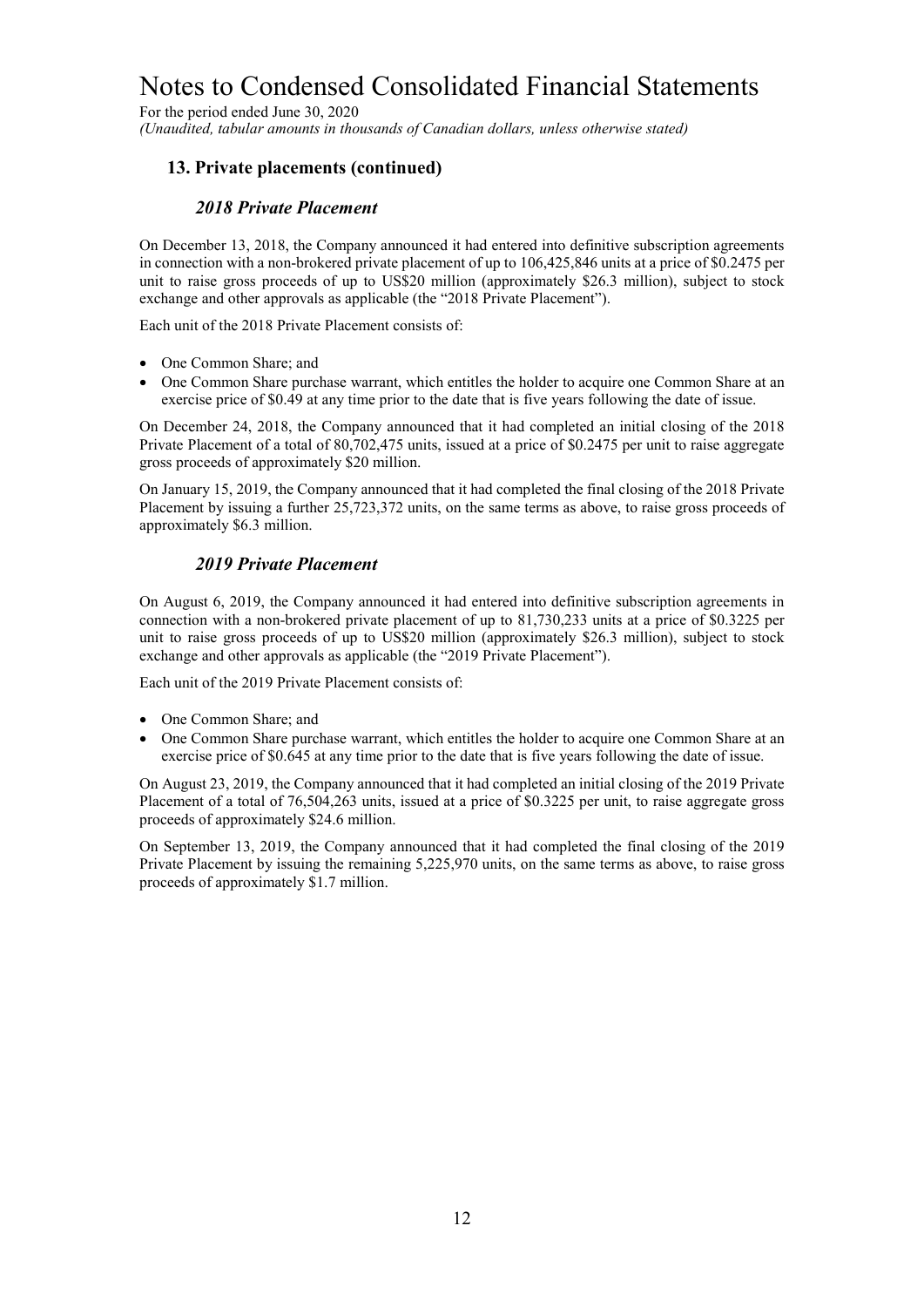## 13. Private placements (continued)

### *2018 Private Placement*

On December 13, 2018, the Company announced it had entered into definitive subscription agreements in connection with a non-brokered private placement of up to 106,425,846 units at a price of $0.2475 per unit to raise gross proceeds of up to US$20 million (approximately $26.3 million), subject to stock exchange and other approvals as applicable (the "2018 Private Placement").

Each unit of the 2018 Private Placement consists of:

- One Common Share; and
- One Common Share purchase warrant, which entitles the holder to acquire one Common Share at an exercise price of $0.49 at any time prior to the date that is five years following the date of issue.

On December 24, 2018, the Company announced that it had completed an initial closing of the 2018 Private Placement of a total of 80,702,475 units, issued at a price of $0.2475 per unit to raise aggregate gross proceeds of approximately $20 million.

On January 15, 2019, the Company announced that it had completed the final closing of the 2018 Private Placement by issuing a further 25,723,372 units, on the same terms as above, to raise gross proceeds of approximately $6.3 million.

### *2019 Private Placement*

On August 6, 2019, the Company announced it had entered into definitive subscription agreements in connection with a non-brokered private placement of up to 81,730,233 units at a price of $0.3225 per unit to raise gross proceeds of up to US$20 million (approximately $26.3 million), subject to stock exchange and other approvals as applicable (the "2019 Private Placement").

Each unit of the 2019 Private Placement consists of:

- One Common Share; and
- One Common Share purchase warrant, which entitles the holder to acquire one Common Share at an exercise price of $0.645 at any time prior to the date that is five years following the date of issue.

On August 23, 2019, the Company announced that it had completed an initial closing of the 2019 Private Placement of a total of 76,504,263 units, issued at a price of $0.3225 per unit, to raise aggregate gross proceeds of approximately $24.6 million.

On September 13, 2019, the Company announced that it had completed the final closing of the 2019 Private Placement by issuing the remaining 5,225,970 units, on the same terms as above, to raise gross proceeds of approximately $1.7 million.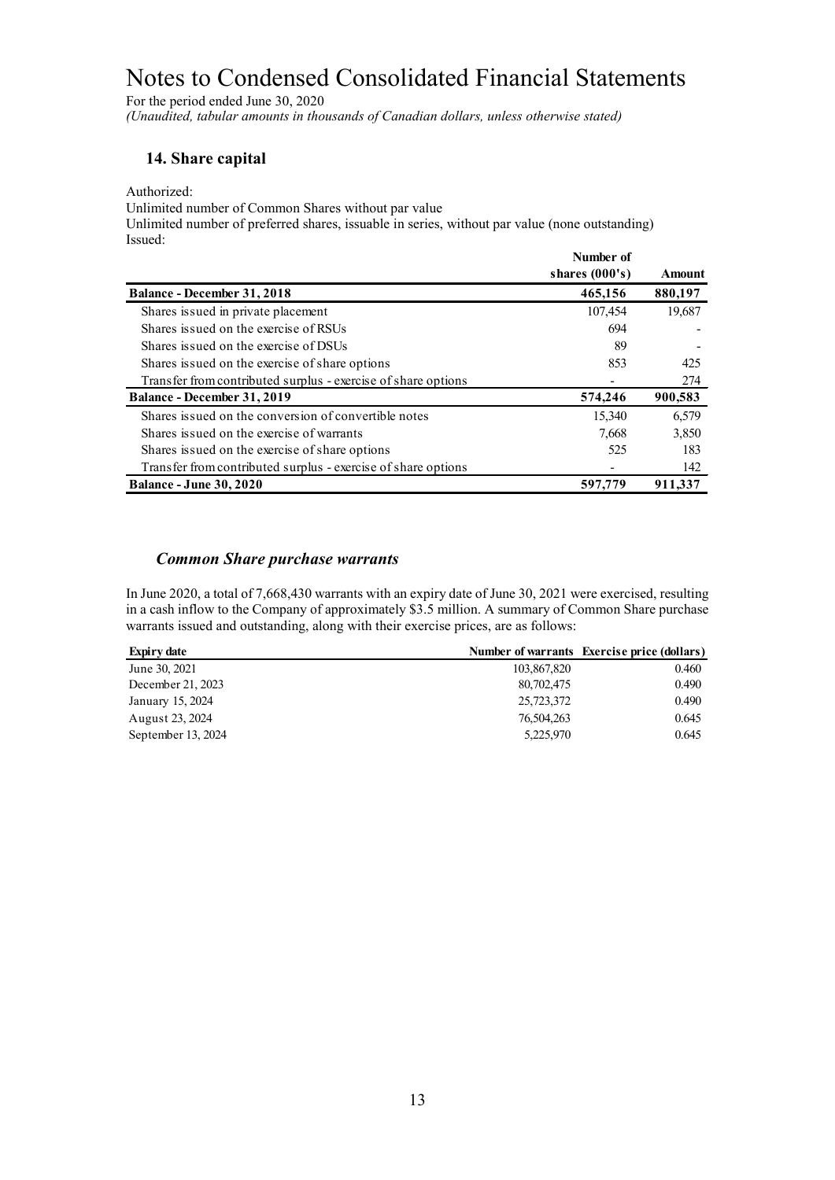# Notes to Condensed Consolidated Financial Statements

For the period ended June 30, 2020

*(Unaudited, tabular amounts in thousands of Canadian dollars, unless otherwise stated)*

## 14. Share capital

Authorized:

Unlimited number of Common Shares without par value

Unlimited number of preferred shares, issuable in series, without par value (none outstanding)

Issued:

| | Number of shares (000's) | Amount |
|---|---|---|
| **Balance - December 31, 2018** | **465,156** | **880,197** |
| Shares issued in private placement | 107,454 | 19,687 |
| Shares issued on the exercise of RSUs | 694 | - |
| Shares issued on the exercise of DSUs | 89 | - |
| Shares issued on the exercise of share options | 853 | 425 |
| Transfer from contributed surplus - exercise of share options | - | 274 |
| **Balance - December 31, 2019** | **574,246** | **900,583** |
| Shares issued on the conversion of convertible notes | 15,340 | 6,579 |
| Shares issued on the exercise of warrants | 7,668 | 3,850 |
| Shares issued on the exercise of share options | 525 | 183 |
| Transfer from contributed surplus - exercise of share options | - | 142 |
| **Balance - June 30, 2020** | **597,779** | **911,337** |

### *Common Share purchase warrants*

In June 2020, a total of 7,668,430 warrants with an expiry date of June 30, 2021 were exercised, resulting in a cash inflow to the Company of approximately $3.5 million. A summary of Common Share purchase warrants issued and outstanding, along with their exercise prices, are as follows:

| Expiry date | Number of warrants | Exercise price (dollars) |
|---|---|---|
| June 30, 2021 | 103,867,820 | 0.460 |
| December 21, 2023 | 80,702,475 | 0.490 |
| January 15, 2024 | 25,723,372 | 0.490 |
| August 23, 2024 | 76,504,263 | 0.645 |
| September 13, 2024 | 5,225,970 | 0.645 |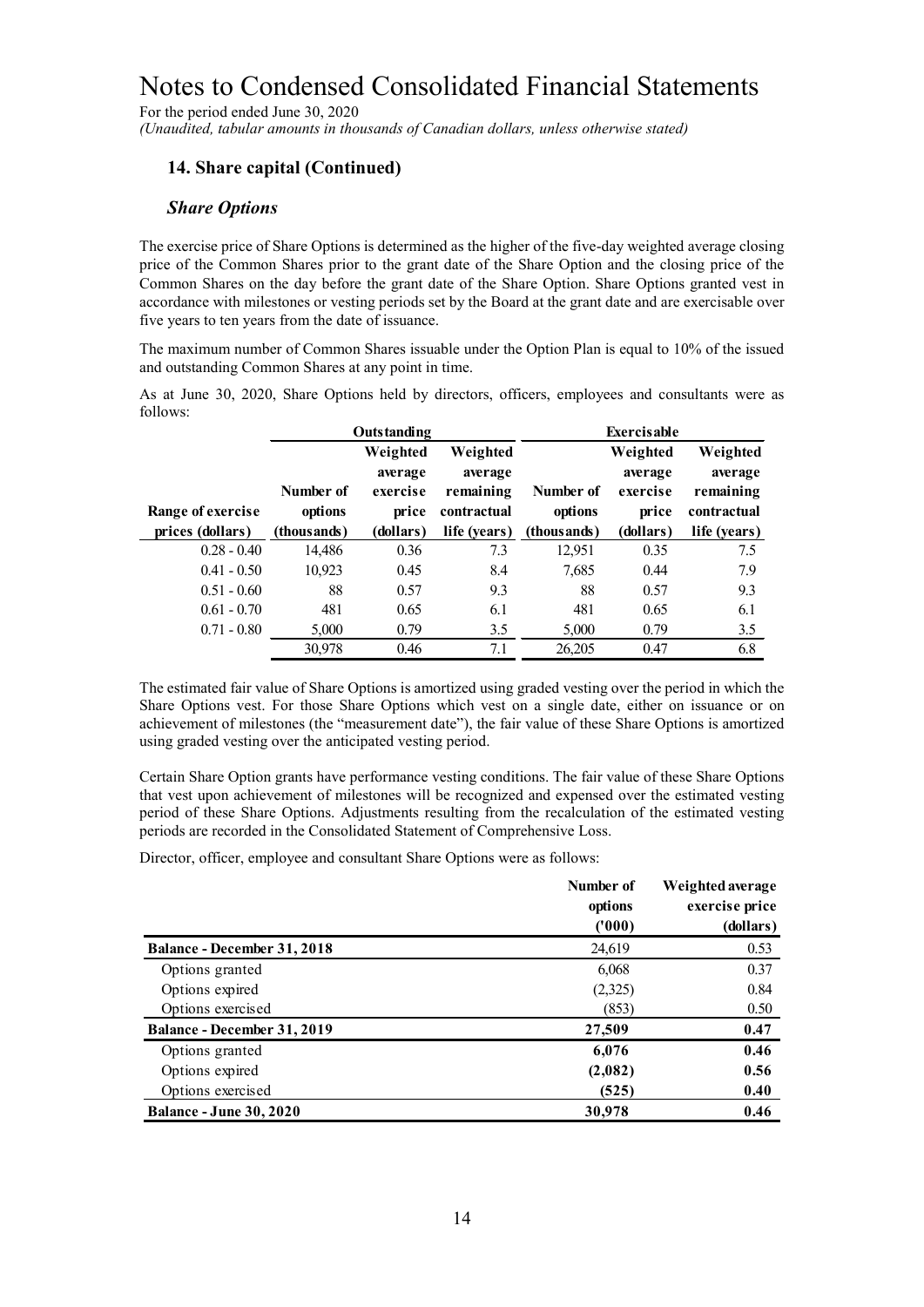# Notes to Condensed Consolidated Financial Statements

For the period ended June 30, 2020

*(Unaudited, tabular amounts in thousands of Canadian dollars, unless otherwise stated)*

## 14. Share capital (Continued)

### *Share Options*

The exercise price of Share Options is determined as the higher of the five-day weighted average closing price of the Common Shares prior to the grant date of the Share Option and the closing price of the Common Shares on the day before the grant date of the Share Option. Share Options granted vest in accordance with milestones or vesting periods set by the Board at the grant date and are exercisable over five years to ten years from the date of issuance.

The maximum number of Common Shares issuable under the Option Plan is equal to 10% of the issued and outstanding Common Shares at any point in time.

As at June 30, 2020, Share Options held by directors, officers, employees and consultants were as follows:

| | Outstanding | | | Exercisable | | |
|---|---|---|---|---|---|---|
| Range of exercise prices (dollars) | Number of options (thousands) | Weighted average exercise price (dollars) | Weighted average remaining contractual life (years) | Number of options (thousands) | Weighted average exercise price (dollars) | Weighted average remaining contractual life (years) |
| 0.28 - 0.40 | 14,486 | 0.36 | 7.3 | 12,951 | 0.35 | 7.5 |
| 0.41 - 0.50 | 10,923 | 0.45 | 8.4 | 7,685 | 0.44 | 7.9 |
| 0.51 - 0.60 | 88 | 0.57 | 9.3 | 88 | 0.57 | 9.3 |
| 0.61 - 0.70 | 481 | 0.65 | 6.1 | 481 | 0.65 | 6.1 |
| 0.71 - 0.80 | 5,000 | 0.79 | 3.5 | 5,000 | 0.79 | 3.5 |
| | 30,978 | 0.46 | 7.1 | 26,205 | 0.47 | 6.8 |

The estimated fair value of Share Options is amortized using graded vesting over the period in which the Share Options vest. For those Share Options which vest on a single date, either on issuance or on achievement of milestones (the "measurement date"), the fair value of these Share Options is amortized using graded vesting over the anticipated vesting period.

Certain Share Option grants have performance vesting conditions. The fair value of these Share Options that vest upon achievement of milestones will be recognized and expensed over the estimated vesting period of these Share Options. Adjustments resulting from the recalculation of the estimated vesting periods are recorded in the Consolidated Statement of Comprehensive Loss.

Director, officer, employee and consultant Share Options were as follows:

| | Number of options ('000) | Weighted average exercise price (dollars) |
|---|---|---|
| **Balance - December 31, 2018** | 24,619 | 0.53 |
| Options granted | 6,068 | 0.37 |
| Options expired | (2,325) | 0.84 |
| Options exercised | (853) | 0.50 |
| **Balance - December 31, 2019** | **27,509** | **0.47** |
| Options granted | **6,076** | **0.46** |
| Options expired | **(2,082)** | **0.56** |
| Options exercised | **(525)** | **0.40** |
| **Balance - June 30, 2020** | **30,978** | **0.46** |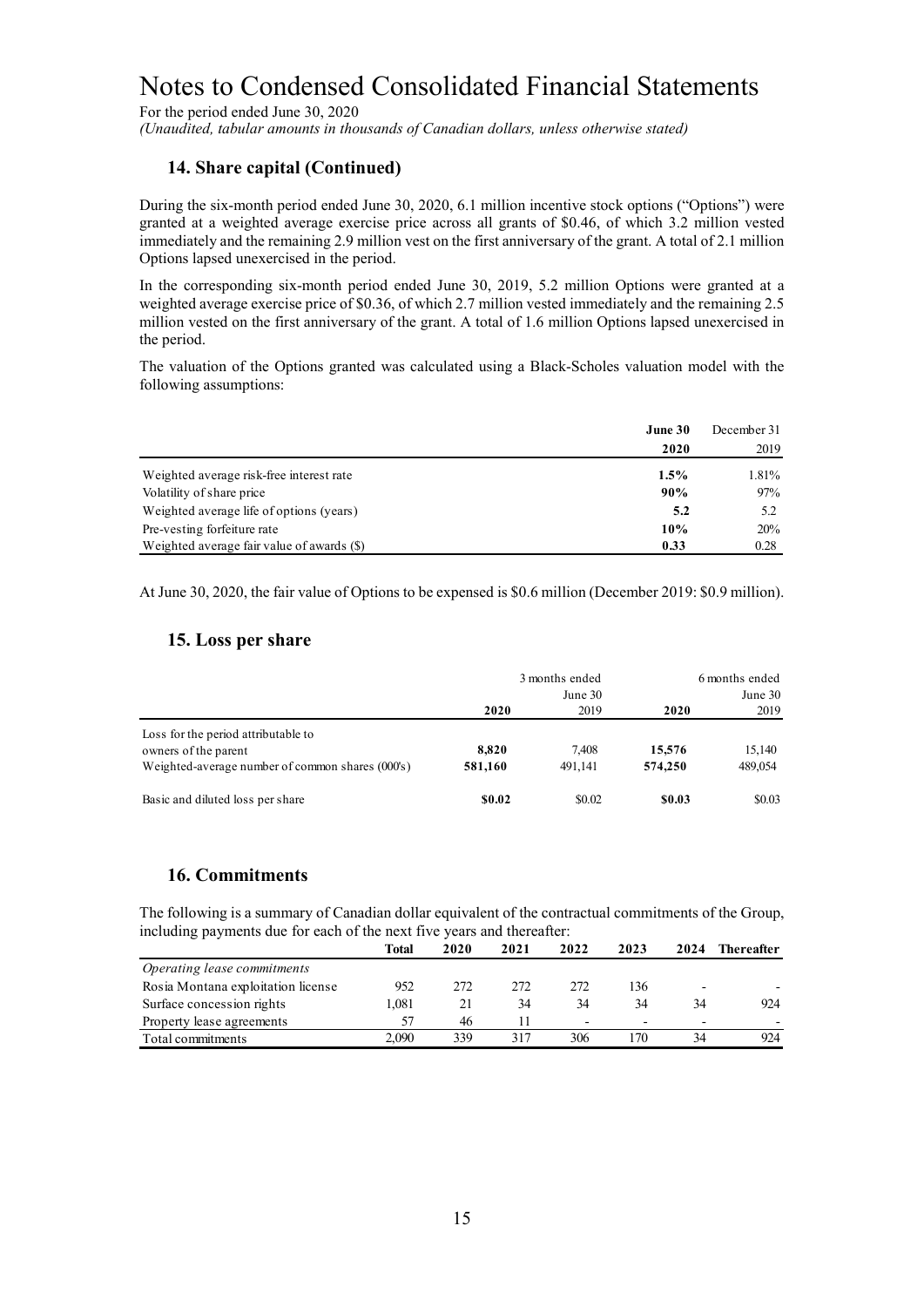# Notes to Condensed Consolidated Financial Statements

For the period ended June 30, 2020

*(Unaudited, tabular amounts in thousands of Canadian dollars, unless otherwise stated)*

## 14. Share capital (Continued)

During the six-month period ended June 30, 2020, 6.1 million incentive stock options ("Options") were granted at a weighted average exercise price across all grants of $0.46, of which 3.2 million vested immediately and the remaining 2.9 million vest on the first anniversary of the grant. A total of 2.1 million Options lapsed unexercised in the period.

In the corresponding six-month period ended June 30, 2019, 5.2 million Options were granted at a weighted average exercise price of $0.36, of which 2.7 million vested immediately and the remaining 2.5 million vested on the first anniversary of the grant. A total of 1.6 million Options lapsed unexercised in the period.

The valuation of the Options granted was calculated using a Black-Scholes valuation model with the following assumptions:

| | **June 30 2020** | December 31 2019 |
|---|---|---|
| Weighted average risk-free interest rate | **1.5%** | 1.81% |
| Volatility of share price | **90%** | 97% |
| Weighted average life of options (years) | **5.2** | 5.2 |
| Pre-vesting forfeiture rate | **10%** | 20% |
| Weighted average fair value of awards ($) | **0.33** | 0.28 |

At June 30, 2020, the fair value of Options to be expensed is $0.6 million (December 2019: $0.9 million).

## 15. Loss per share

| | 3 months ended June 30 | | 6 months ended June 30 | |
|---|---|---|---|---|
| | **2020** | 2019 | **2020** | 2019 |
| Loss for the period attributable to owners of the parent | **8,820** | 7,408 | **15,576** | 15,140 |
| Weighted-average number of common shares (000's) | **581,160** | 491,141 | **574,250** | 489,054 |
| Basic and diluted loss per share | **$0.02** | $0.02 | **$0.03** | $0.03 |

## 16. Commitments

The following is a summary of Canadian dollar equivalent of the contractual commitments of the Group, including payments due for each of the next five years and thereafter:

| | **Total** | **2020** | **2021** | **2022** | **2023** | **2024** | **Thereafter** |
|---|---|---|---|---|---|---|---|
| *Operating lease commitments* | | | | | | | |
| Rosia Montana exploitation license | 952 | 272 | 272 | 272 | 136 | - | - |
| Surface concession rights | 1,081 | 21 | 34 | 34 | 34 | 34 | 924 |
| Property lease agreements | 57 | 46 | 11 | - | - | - | - |
| Total commitments | 2,090 | 339 | 317 | 306 | 170 | 34 | 924 |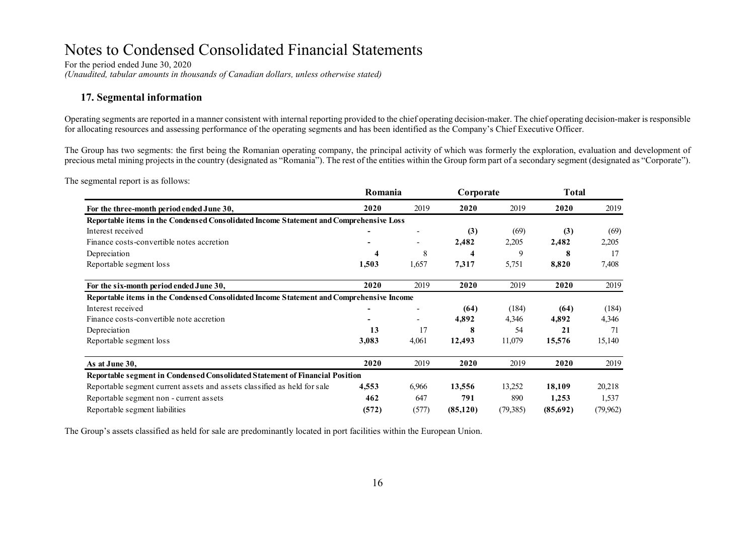# Notes to Condensed Consolidated Financial Statements

For the period ended June 30, 2020

*(Unaudited, tabular amounts in thousands of Canadian dollars, unless otherwise stated)*

## 17. Segmental information

Operating segments are reported in a manner consistent with internal reporting provided to the chief operating decision-maker. The chief operating decision-maker is responsible for allocating resources and assessing performance of the operating segments and has been identified as the Company's Chief Executive Officer.

The Group has two segments: the first being the Romanian operating company, the principal activity of which was formerly the exploration, evaluation and development of precious metal mining projects in the country (designated as "Romania"). The rest of the entities within the Group form part of a secondary segment (designated as "Corporate").

The segmental report is as follows:

| | Romania | | Corporate | | Total | |
|---|---|---|---|---|---|---|
| **For the three-month period ended June 30,** | **2020** | 2019 | **2020** | 2019 | **2020** | 2019 |
| **Reportable items in the Condensed Consolidated Income Statement and Comprehensive Loss** | | | | | | |
| Interest received | **-** | - | **(3)** | (69) | **(3)** | (69) |
| Finance costs-convertible notes accretion | **-** | - | **2,482** | 2,205 | **2,482** | 2,205 |
| Depreciation | **4** | 8 | **4** | 9 | **8** | 17 |
| Reportable segment loss | **1,503** | 1,657 | **7,317** | 5,751 | **8,820** | 7,408 |
| **For the six-month period ended June 30,** | **2020** | 2019 | **2020** | 2019 | **2020** | 2019 |
| **Reportable items in the Condensed Consolidated Income Statement and Comprehensive Income** | | | | | | |
| Interest received | **-** | - | **(64)** | (184) | **(64)** | (184) |
| Finance costs-convertible note accretion | **-** | - | **4,892** | 4,346 | **4,892** | 4,346 |
| Depreciation | **13** | 17 | **8** | 54 | **21** | 71 |
| Reportable segment loss | **3,083** | 4,061 | **12,493** | 11,079 | **15,576** | 15,140 |
| **As at June 30,** | **2020** | 2019 | **2020** | 2019 | **2020** | 2019 |
| **Reportable segment in Condensed Consolidated Statement of Financial Position** | | | | | | |
| Reportable segment current assets and assets classified as held for sale | **4,553** | 6,966 | **13,556** | 13,252 | **18,109** | 20,218 |
| Reportable segment non - current assets | **462** | 647 | **791** | 890 | **1,253** | 1,537 |
| Reportable segment liabilities | **(572)** | (577) | **(85,120)** | (79,385) | **(85,692)** | (79,962) |

The Group's assets classified as held for sale are predominantly located in port facilities within the European Union.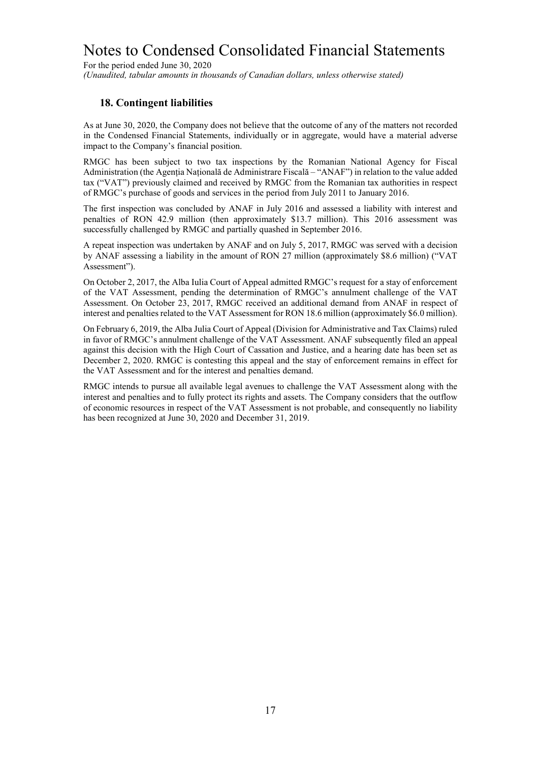## 18. Contingent liabilities

As at June 30, 2020, the Company does not believe that the outcome of any of the matters not recorded in the Condensed Financial Statements, individually or in aggregate, would have a material adverse impact to the Company's financial position.

RMGC has been subject to two tax inspections by the Romanian National Agency for Fiscal Administration (the Agenția Națională de Administrare Fiscală – "ANAF") in relation to the value added tax ("VAT") previously claimed and received by RMGC from the Romanian tax authorities in respect of RMGC's purchase of goods and services in the period from July 2011 to January 2016.

The first inspection was concluded by ANAF in July 2016 and assessed a liability with interest and penalties of RON 42.9 million (then approximately $13.7 million). This 2016 assessment was successfully challenged by RMGC and partially quashed in September 2016.

A repeat inspection was undertaken by ANAF and on July 5, 2017, RMGC was served with a decision by ANAF assessing a liability in the amount of RON 27 million (approximately $8.6 million) ("VAT Assessment").

On October 2, 2017, the Alba Iulia Court of Appeal admitted RMGC's request for a stay of enforcement of the VAT Assessment, pending the determination of RMGC's annulment challenge of the VAT Assessment. On October 23, 2017, RMGC received an additional demand from ANAF in respect of interest and penalties related to the VAT Assessment for RON 18.6 million (approximately $6.0 million).

On February 6, 2019, the Alba Julia Court of Appeal (Division for Administrative and Tax Claims) ruled in favor of RMGC's annulment challenge of the VAT Assessment. ANAF subsequently filed an appeal against this decision with the High Court of Cassation and Justice, and a hearing date has been set as December 2, 2020. RMGC is contesting this appeal and the stay of enforcement remains in effect for the VAT Assessment and for the interest and penalties demand.

RMGC intends to pursue all available legal avenues to challenge the VAT Assessment along with the interest and penalties and to fully protect its rights and assets. The Company considers that the outflow of economic resources in respect of the VAT Assessment is not probable, and consequently no liability has been recognized at June 30, 2020 and December 31, 2019.